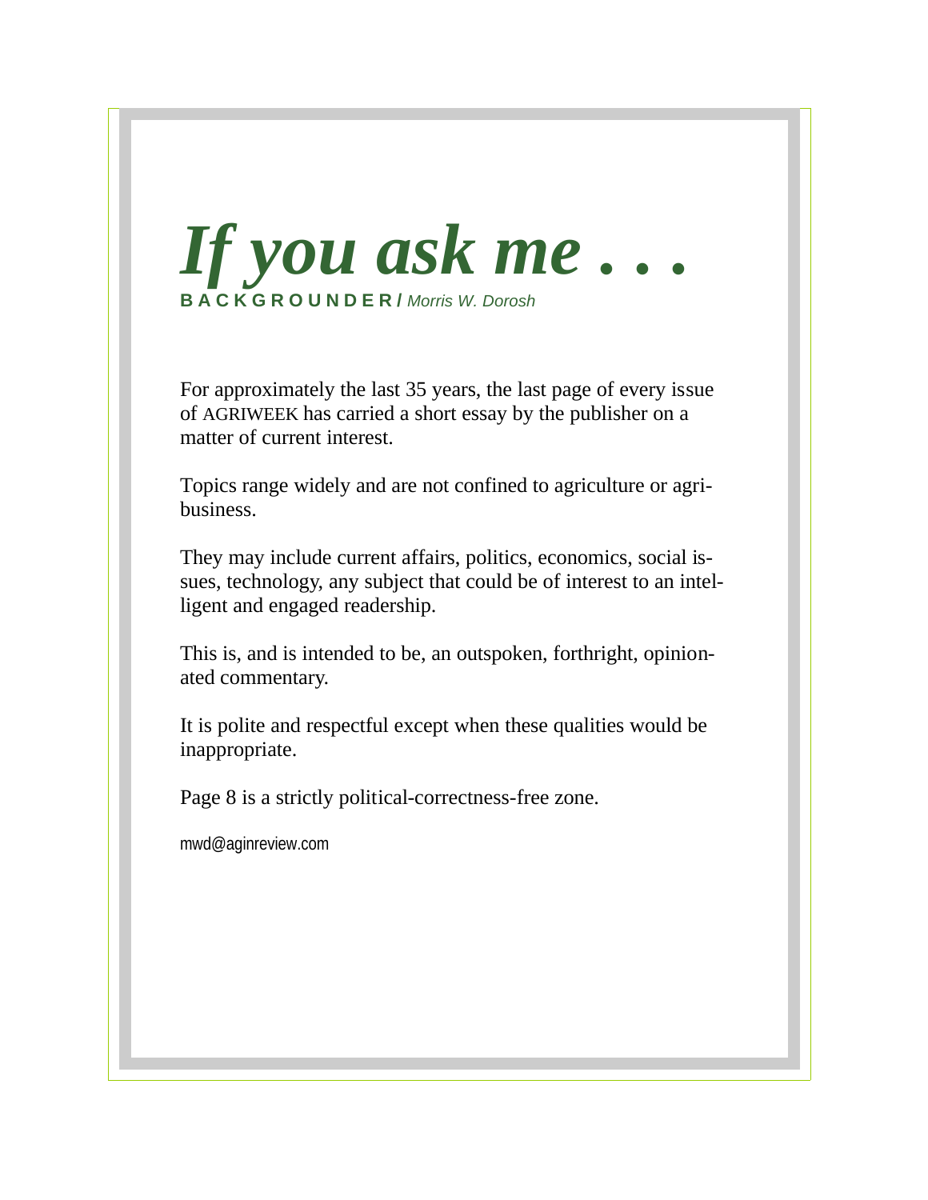# *If you ask me . . .*

**B A C K G R O U N D E R /** *Morris W. Dorosh*

For approximately the last 35 years, the last page of every issue of AGRIWEEK has carried a short essay by the publisher on a matter of current interest.

Topics range widely and are not confined to agriculture or agribusiness.

They may include current affairs, politics, economics, social issues, technology, any subject that could be of interest to an intelligent and engaged readership.

This is, and is intended to be, an outspoken, forthright, opinionated commentary.

It is polite and respectful except when these qualities would be inappropriate.

Page 8 is a strictly political-correctness-free zone.

mwd@aginreview.com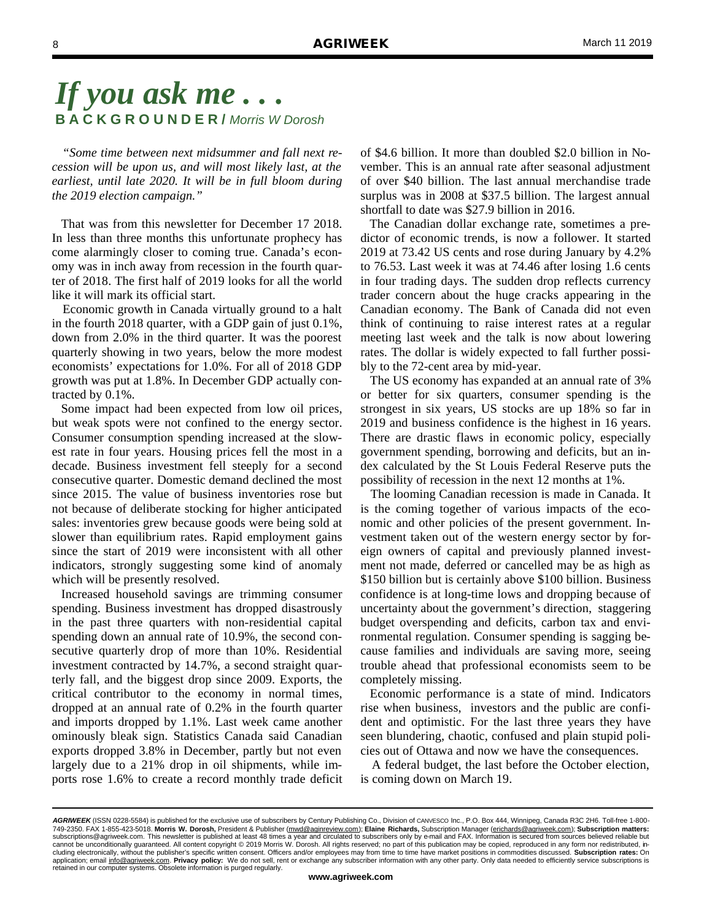# *If you ask me . . .*

**BACKGROUNDER /** *Morris W Dorosh*

*"Some time between next midsummer and fall next recession will be upon us, and will most likely last, at the earliest, until late 2020. It will be in full bloom during the 2019 election campaign."*

That was from this newsletter for December 17 2018. In less than three months this unfortunate prophecy has come alarmingly closer to coming true. Canada's economy was in inch away from recession in the fourth quarter of 2018. The first half of 2019 looks for all the world like it will mark its official start.

Economic growth in Canada virtually ground to a halt in the fourth 2018 quarter, with a GDP gain of just 0.1%, down from 2.0% in the third quarter. It was the poorest quarterly showing in two years, below the more modest economists' expectations for 1.0%. For all of 2018 GDP growth was put at 1.8%. In December GDP actually contracted by 0.1%.

Some impact had been expected from low oil prices, but weak spots were not confined to the energy sector. Consumer consumption spending increased at the slowest rate in four years. Housing prices fell the most in a decade. Business investment fell steeply for a second consecutive quarter. Domestic demand declined the most since 2015. The value of business inventories rose but not because of deliberate stocking for higher anticipated sales: inventories grew because goods were being sold at slower than equilibrium rates. Rapid employment gains since the start of 2019 were inconsistent with all other indicators, strongly suggesting some kind of anomaly which will be presently resolved.

Increased household savings are trimming consumer spending. Business investment has dropped disastrously in the past three quarters with non-residential capital spending down an annual rate of 10.9%, the second consecutive quarterly drop of more than 10%. Residential investment contracted by 14.7%, a second straight quarterly fall, and the biggest drop since 2009. Exports, the critical contributor to the economy in normal times, dropped at an annual rate of 0.2% in the fourth quarter and imports dropped by 1.1%. Last week came another ominously bleak sign. Statistics Canada said Canadian exports dropped 3.8% in December, partly but not even largely due to a 21% drop in oil shipments, while imports rose 1.6% to create a record monthly trade deficit of $4.6 billion. It more than doubled $2.0 billion in November. This is an annual rate after seasonal adjustment of over $40 billion. The last annual merchandise trade surplus was in 2008 at $37.5 billion. The largest annual shortfall to date was $27.9 billion in 2016.

The Canadian dollar exchange rate, sometimes a predictor of economic trends, is now a follower. It started 2019 at 73.42 US cents and rose during January by 4.2% to 76.53. Last week it was at 74.46 after losing 1.6 cents in four trading days. The sudden drop reflects currency trader concern about the huge cracks appearing in the Canadian economy. The Bank of Canada did not even think of continuing to raise interest rates at a regular meeting last week and the talk is now about lowering rates. The dollar is widely expected to fall further possibly to the 72-cent area by mid-year.

The US economy has expanded at an annual rate of 3% or better for six quarters, consumer spending is the strongest in six years, US stocks are up 18% so far in 2019 and business confidence is the highest in 16 years. There are drastic flaws in economic policy, especially government spending, borrowing and deficits, but an index calculated by the St Louis Federal Reserve puts the possibility of recession in the next 12 months at 1%.

The looming Canadian recession is made in Canada. It is the coming together of various impacts of the economic and other policies of the present government. Investment taken out of the western energy sector by foreign owners of capital and previously planned investment not made, deferred or cancelled may be as high as $150 billion but is certainly above $100 billion. Business confidence is at long-time lows and dropping because of uncertainty about the government's direction, staggering budget overspending and deficits, carbon tax and environmental regulation. Consumer spending is sagging because families and individuals are saving more, seeing trouble ahead that professional economists seem to be completely missing.

Economic performance is a state of mind. Indicators rise when business, investors and the public are confident and optimistic. For the last three years they have seen blundering, chaotic, confused and plain stupid policies out of Ottawa and now we have the consequences.

A federal budget, the last before the October election, is coming down on March 19.

---

***AGRIWEEK*** (ISSN 0228-5584) is published for the exclusive use of subscribers by Century Publishing Co., Division of CANVESCO Inc., P.O. Box 444, Winnipeg, Canada R3C 2H6. Toll-free 1-800-749-2350. FAX 1-855-423-5018. **Morris W. Dorosh,** President & Publisher (mwd@aginreview.com); **Elaine Richards,** Subscription Manager (erichards@agriweek.com); **Subscription matters:** subscriptions@agriweek.com. This newsletter is published at least 48 times a year and circulated to subscribers only by e-mail and FAX. Information is secured from sources believed reliable but cannot be unconditionally guaranteed. All content copyright © 2019 Morris W. Dorosh. All rights reserved; no part of this publication may be copied, reproduced in any form nor redistributed, including electronically, without the publisher's specific written consent. Officers and/or employees may from time to time have market positions in commodities discussed. **Subscription rates:** On application; email info@agriweek.com. **Privacy policy:** We do not sell, rent or exchange any subscriber information with any other party. Only data needed to efficiently service subscriptions is retained in our computer systems. Obsolete information is purged regularly.

**www.agriweek.com**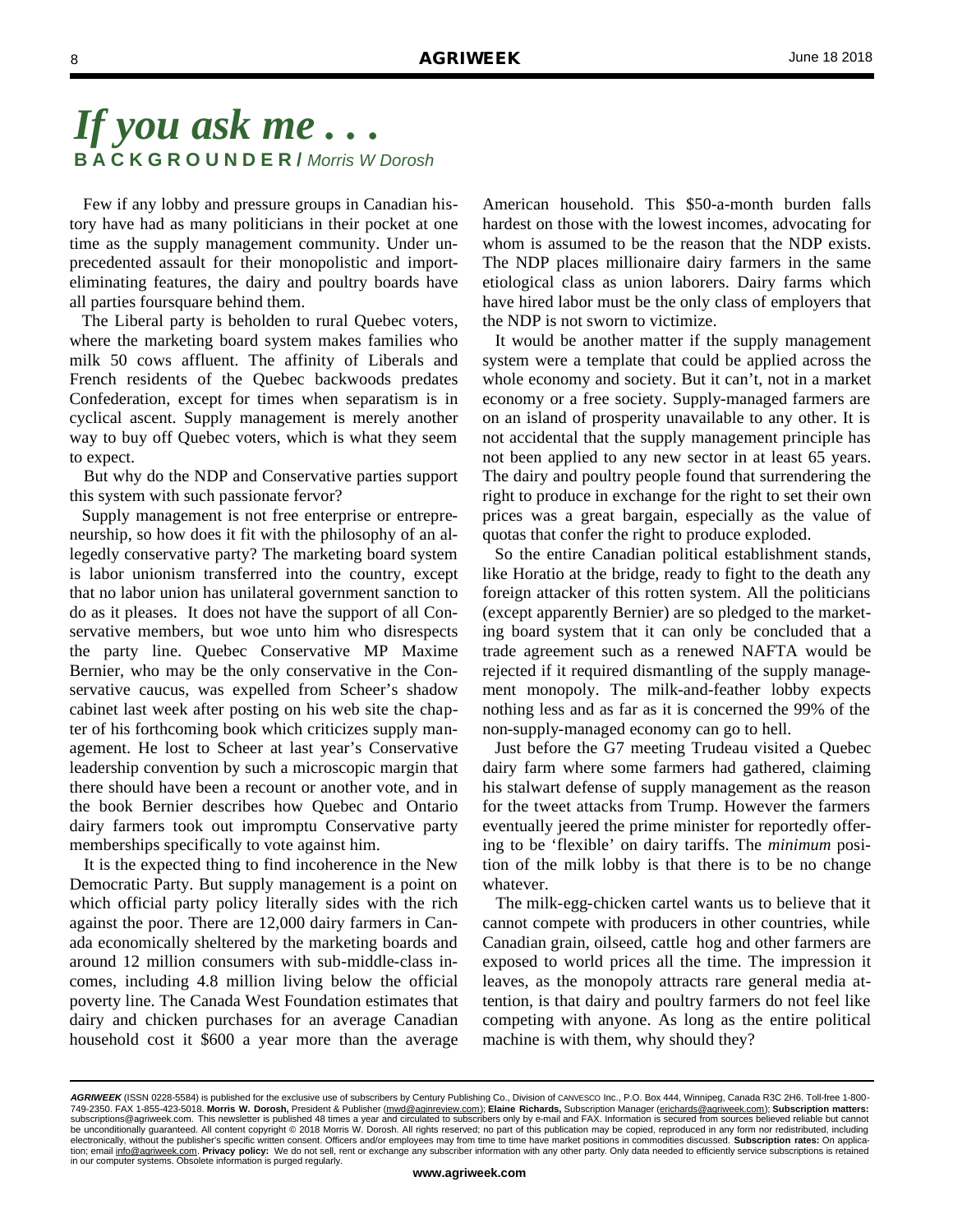# *If you ask me . . .*

**BACKGROUNDER /** *Morris W Dorosh*

Few if any lobby and pressure groups in Canadian history have had as many politicians in their pocket at one time as the supply management community. Under unprecedented assault for their monopolistic and import-eliminating features, the dairy and poultry boards have all parties foursquare behind them.

The Liberal party is beholden to rural Quebec voters, where the marketing board system makes families who milk 50 cows affluent. The affinity of Liberals and French residents of the Quebec backwoods predates Confederation, except for times when separatism is in cyclical ascent. Supply management is merely another way to buy off Quebec voters, which is what they seem to expect.

But why do the NDP and Conservative parties support this system with such passionate fervor?

Supply management is not free enterprise or entrepreneurship, so how does it fit with the philosophy of an allegedly conservative party? The marketing board system is labor unionism transferred into the country, except that no labor union has unilateral government sanction to do as it pleases. It does not have the support of all Conservative members, but woe unto him who disrespects the party line. Quebec Conservative MP Maxime Bernier, who may be the only conservative in the Conservative caucus, was expelled from Scheer's shadow cabinet last week after posting on his web site the chapter of his forthcoming book which criticizes supply management. He lost to Scheer at last year's Conservative leadership convention by such a microscopic margin that there should have been a recount or another vote, and in the book Bernier describes how Quebec and Ontario dairy farmers took out impromptu Conservative party memberships specifically to vote against him.

It is the expected thing to find incoherence in the New Democratic Party. But supply management is a point on which official party policy literally sides with the rich against the poor. There are 12,000 dairy farmers in Canada economically sheltered by the marketing boards and around 12 million consumers with sub-middle-class incomes, including 4.8 million living below the official poverty line. The Canada West Foundation estimates that dairy and chicken purchases for an average Canadian household cost it $600 a year more than the average American household. This $50-a-month burden falls hardest on those with the lowest incomes, advocating for whom is assumed to be the reason that the NDP exists. The NDP places millionaire dairy farmers in the same etiological class as union laborers. Dairy farms which have hired labor must be the only class of employers that the NDP is not sworn to victimize.

It would be another matter if the supply management system were a template that could be applied across the whole economy and society. But it can't, not in a market economy or a free society. Supply-managed farmers are on an island of prosperity unavailable to any other. It is not accidental that the supply management principle has not been applied to any new sector in at least 65 years. The dairy and poultry people found that surrendering the right to produce in exchange for the right to set their own prices was a great bargain, especially as the value of quotas that confer the right to produce exploded.

So the entire Canadian political establishment stands, like Horatio at the bridge, ready to fight to the death any foreign attacker of this rotten system. All the politicians (except apparently Bernier) are so pledged to the marketing board system that it can only be concluded that a trade agreement such as a renewed NAFTA would be rejected if it required dismantling of the supply management monopoly. The milk-and-feather lobby expects nothing less and as far as it is concerned the 99% of the non-supply-managed economy can go to hell.

Just before the G7 meeting Trudeau visited a Quebec dairy farm where some farmers had gathered, claiming his stalwart defense of supply management as the reason for the tweet attacks from Trump. However the farmers eventually jeered the prime minister for reportedly offering to be 'flexible' on dairy tariffs. The *minimum* position of the milk lobby is that there is to be no change whatever.

The milk-egg-chicken cartel wants us to believe that it cannot compete with producers in other countries, while Canadian grain, oilseed, cattle hog and other farmers are exposed to world prices all the time. The impression it leaves, as the monopoly attracts rare general media attention, is that dairy and poultry farmers do not feel like competing with anyone. As long as the entire political machine is with them, why should they?

---

***AGRIWEEK*** (ISSN 0228-5584) is published for the exclusive use of subscribers by Century Publishing Co., Division of CANVESCO Inc., P.O. Box 444, Winnipeg, Canada R3C 2H6. Toll-free 1-800-749-2350. FAX 1-855-423-5018. **Morris W. Dorosh,** President & Publisher (mwd@aginreview.com); **Elaine Richards,** Subscription Manager (erichards@agriweek.com); **Subscription matters:** subscriptions@agriweek.com. This newsletter is published 48 times a year and circulated to subscribers only by e-mail and FAX. Information is secured from sources believed reliable but cannot be unconditionally guaranteed. All content copyright © 2018 Morris W. Dorosh. All rights reserved; no part of this publication may be copied, reproduced in any form nor redistributed, including electronically, without the publisher's specific written consent. Officers and/or employees may from time to time have market positions in commodities discussed. **Subscription rates:** On application; email info@agriweek.com. **Privacy policy:** We do not sell, rent or exchange any subscriber information with any other party. Only data needed to efficiently service subscriptions is retained in our computer systems. Obsolete information is purged regularly.

**www.agriweek.com**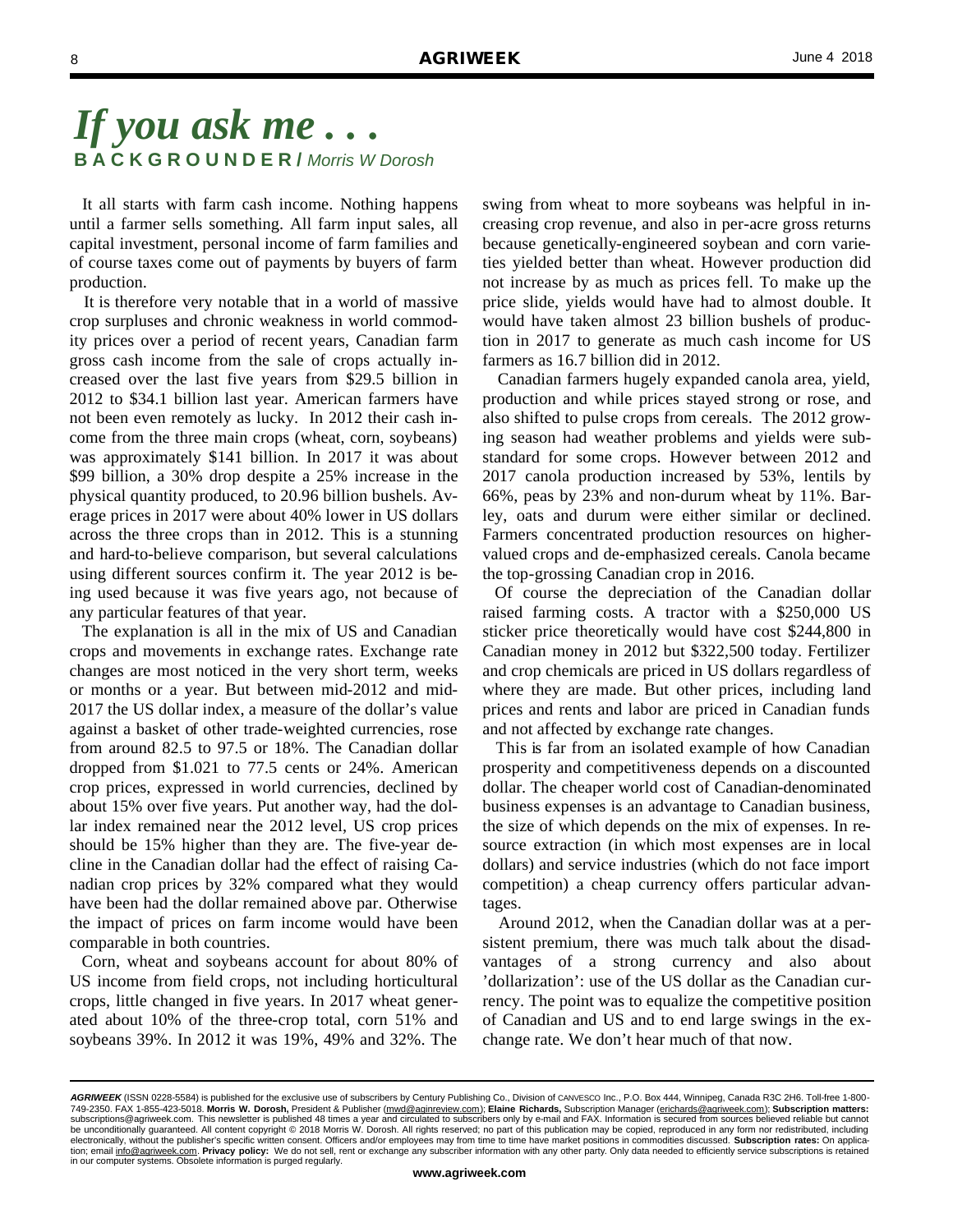# *If you ask me . . .*

**B A C K G R O U N D E R /** *Morris W Dorosh*

It all starts with farm cash income. Nothing happens until a farmer sells something. All farm input sales, all capital investment, personal income of farm families and of course taxes come out of payments by buyers of farm production.

It is therefore very notable that in a world of massive crop surpluses and chronic weakness in world commodity prices over a period of recent years, Canadian farm gross cash income from the sale of crops actually increased over the last five years from $29.5 billion in 2012 to $34.1 billion last year. American farmers have not been even remotely as lucky. In 2012 their cash income from the three main crops (wheat, corn, soybeans) was approximately $141 billion. In 2017 it was about $99 billion, a 30% drop despite a 25% increase in the physical quantity produced, to 20.96 billion bushels. Average prices in 2017 were about 40% lower in US dollars across the three crops than in 2012. This is a stunning and hard-to-believe comparison, but several calculations using different sources confirm it. The year 2012 is being used because it was five years ago, not because of any particular features of that year.

The explanation is all in the mix of US and Canadian crops and movements in exchange rates. Exchange rate changes are most noticed in the very short term, weeks or months or a year. But between mid-2012 and mid-2017 the US dollar index, a measure of the dollar's value against a basket of other trade-weighted currencies, rose from around 82.5 to 97.5 or 18%. The Canadian dollar dropped from $1.021 to 77.5 cents or 24%. American crop prices, expressed in world currencies, declined by about 15% over five years. Put another way, had the dollar index remained near the 2012 level, US crop prices should be 15% higher than they are. The five-year decline in the Canadian dollar had the effect of raising Canadian crop prices by 32% compared what they would have been had the dollar remained above par. Otherwise the impact of prices on farm income would have been comparable in both countries.

Corn, wheat and soybeans account for about 80% of US income from field crops, not including horticultural crops, little changed in five years. In 2017 wheat generated about 10% of the three-crop total, corn 51% and soybeans 39%. In 2012 it was 19%, 49% and 32%. The swing from wheat to more soybeans was helpful in increasing crop revenue, and also in per-acre gross returns because genetically-engineered soybean and corn varieties yielded better than wheat. However production did not increase by as much as prices fell. To make up the price slide, yields would have had to almost double. It would have taken almost 23 billion bushels of production in 2017 to generate as much cash income for US farmers as 16.7 billion did in 2012.

Canadian farmers hugely expanded canola area, yield, production and while prices stayed strong or rose, and also shifted to pulse crops from cereals. The 2012 growing season had weather problems and yields were substandard for some crops. However between 2012 and 2017 canola production increased by 53%, lentils by 66%, peas by 23% and non-durum wheat by 11%. Barley, oats and durum were either similar or declined. Farmers concentrated production resources on higher-valued crops and de-emphasized cereals. Canola became the top-grossing Canadian crop in 2016.

Of course the depreciation of the Canadian dollar raised farming costs. A tractor with a $250,000 US sticker price theoretically would have cost $244,800 in Canadian money in 2012 but $322,500 today. Fertilizer and crop chemicals are priced in US dollars regardless of where they are made. But other prices, including land prices and rents and labor are priced in Canadian funds and not affected by exchange rate changes.

This is far from an isolated example of how Canadian prosperity and competitiveness depends on a discounted dollar. The cheaper world cost of Canadian-denominated business expenses is an advantage to Canadian business, the size of which depends on the mix of expenses. In resource extraction (in which most expenses are in local dollars) and service industries (which do not face import competition) a cheap currency offers particular advantages.

Around 2012, when the Canadian dollar was at a persistent premium, there was much talk about the disadvantages of a strong currency and also about 'dollarization': use of the US dollar as the Canadian currency. The point was to equalize the competitive position of Canadian and US and to end large swings in the exchange rate. We don't hear much of that now.

---

***AGRIWEEK*** (ISSN 0228-5584) is published for the exclusive use of subscribers by Century Publishing Co., Division of CANVESCO Inc., P.O. Box 444, Winnipeg, Canada R3C 2H6. Toll-free 1-800-749-2350. FAX 1-855-423-5018. **Morris W. Dorosh,** President & Publisher (mwd@aginreview.com); **Elaine Richards,** Subscription Manager (erichards@agriweek.com); **Subscription matters:** subscriptions@agriweek.com. This newsletter is published 48 times a year and circulated to subscribers only by e-mail and FAX. Information is secured from sources believed reliable but cannot be unconditionally guaranteed. All content copyright © 2018 Morris W. Dorosh. All rights reserved; no part of this publication may be copied, reproduced in any form nor redistributed, including electronically, without the publisher's specific written consent. Officers and/or employees may from time to time have market positions in commodities discussed. **Subscription rates:** On application; email info@agriweek.com. **Privacy policy:** We do not sell, rent or exchange any subscriber information with any other party. Only data needed to efficiently service subscriptions is retained in our computer systems. Obsolete information is purged regularly.

**www.agriweek.com**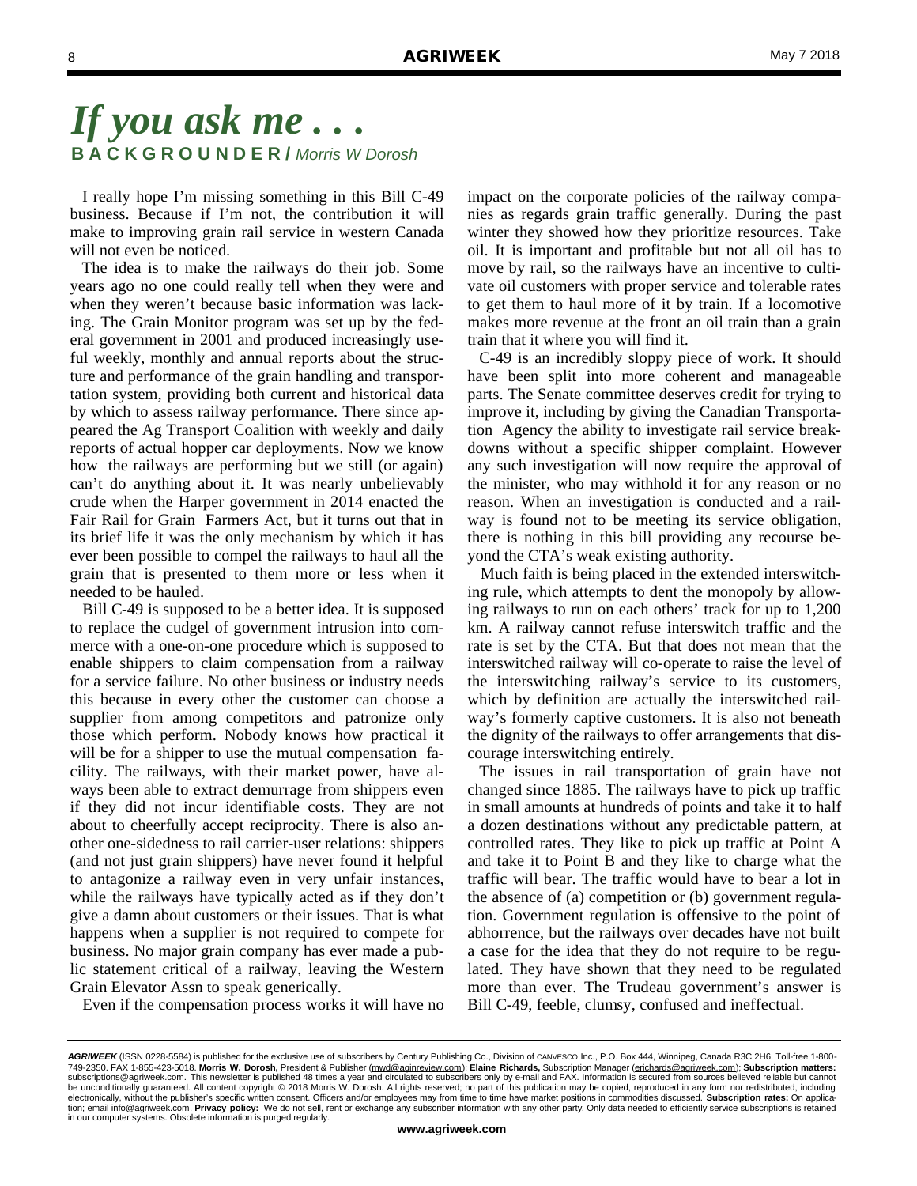# *If you ask me . . .*

**BACKGROUNDER** / *Morris W Dorosh*

I really hope I'm missing something in this Bill C-49 business. Because if I'm not, the contribution it will make to improving grain rail service in western Canada will not even be noticed.

The idea is to make the railways do their job. Some years ago no one could really tell when they were and when they weren't because basic information was lacking. The Grain Monitor program was set up by the federal government in 2001 and produced increasingly useful weekly, monthly and annual reports about the structure and performance of the grain handling and transportation system, providing both current and historical data by which to assess railway performance. There since appeared the Ag Transport Coalition with weekly and daily reports of actual hopper car deployments. Now we know how the railways are performing but we still (or again) can't do anything about it. It was nearly unbelievably crude when the Harper government in 2014 enacted the Fair Rail for Grain Farmers Act, but it turns out that in its brief life it was the only mechanism by which it has ever been possible to compel the railways to haul all the grain that is presented to them more or less when it needed to be hauled.

Bill C-49 is supposed to be a better idea. It is supposed to replace the cudgel of government intrusion into commerce with a one-on-one procedure which is supposed to enable shippers to claim compensation from a railway for a service failure. No other business or industry needs this because in every other the customer can choose a supplier from among competitors and patronize only those which perform. Nobody knows how practical it will be for a shipper to use the mutual compensation facility. The railways, with their market power, have always been able to extract demurrage from shippers even if they did not incur identifiable costs. They are not about to cheerfully accept reciprocity. There is also another one-sidedness to rail carrier-user relations: shippers (and not just grain shippers) have never found it helpful to antagonize a railway even in very unfair instances, while the railways have typically acted as if they don't give a damn about customers or their issues. That is what happens when a supplier is not required to compete for business. No major grain company has ever made a public statement critical of a railway, leaving the Western Grain Elevator Assn to speak generically.

Even if the compensation process works it will have no impact on the corporate policies of the railway companies as regards grain traffic generally. During the past winter they showed how they prioritize resources. Take oil. It is important and profitable but not all oil has to move by rail, so the railways have an incentive to cultivate oil customers with proper service and tolerable rates to get them to haul more of it by train. If a locomotive makes more revenue at the front an oil train than a grain train that it where you will find it.

C-49 is an incredibly sloppy piece of work. It should have been split into more coherent and manageable parts. The Senate committee deserves credit for trying to improve it, including by giving the Canadian Transportation Agency the ability to investigate rail service breakdowns without a specific shipper complaint. However any such investigation will now require the approval of the minister, who may withhold it for any reason or no reason. When an investigation is conducted and a railway is found not to be meeting its service obligation, there is nothing in this bill providing any recourse beyond the CTA's weak existing authority.

Much faith is being placed in the extended interswitching rule, which attempts to dent the monopoly by allowing railways to run on each others' track for up to 1,200 km. A railway cannot refuse interswitch traffic and the rate is set by the CTA. But that does not mean that the interswitched railway will co-operate to raise the level of the interswitching railway's service to its customers, which by definition are actually the interswitched railway's formerly captive customers. It is also not beneath the dignity of the railways to offer arrangements that discourage interswitching entirely.

The issues in rail transportation of grain have not changed since 1885. The railways have to pick up traffic in small amounts at hundreds of points and take it to half a dozen destinations without any predictable pattern, at controlled rates. They like to pick up traffic at Point A and take it to Point B and they like to charge what the traffic will bear. The traffic would have to bear a lot in the absence of (a) competition or (b) government regulation. Government regulation is offensive to the point of abhorrence, but the railways over decades have not built a case for the idea that they do not require to be regulated. They have shown that they need to be regulated more than ever. The Trudeau government's answer is Bill C-49, feeble, clumsy, confused and ineffectual.

---

***AGRIWEEK*** (ISSN 0228-5584) is published for the exclusive use of subscribers by Century Publishing Co., Division of CANVESCO Inc., P.O. Box 444, Winnipeg, Canada R3C 2H6. Toll-free 1-800-749-2350. FAX 1-855-423-5018. **Morris W. Dorosh,** President & Publisher (mwd@agrireview.com); **Elaine Richards,** Subscription Manager (erichards@agriweek.com); **Subscription matters:** subscriptions@agriweek.com. This newsletter is published 48 times a year and circulated to subscribers only by e-mail and FAX. Information is secured from sources believed reliable but cannot be unconditionally guaranteed. All content copyright © 2018 Morris W. Dorosh. All rights reserved; no part of this publication may be copied, reproduced in any form nor redistributed, including electronically, without the publisher's specific written consent. Officers and/or employees may from time to time have market positions in commodities discussed. **Subscription rates:** On application; email info@agriweek.com. **Privacy policy:** We do not sell, rent or exchange any subscriber information with any other party. Only data needed to efficiently service subscriptions is retained in our computer systems. Obsolete information is purged regularly.

**www.agriweek.com**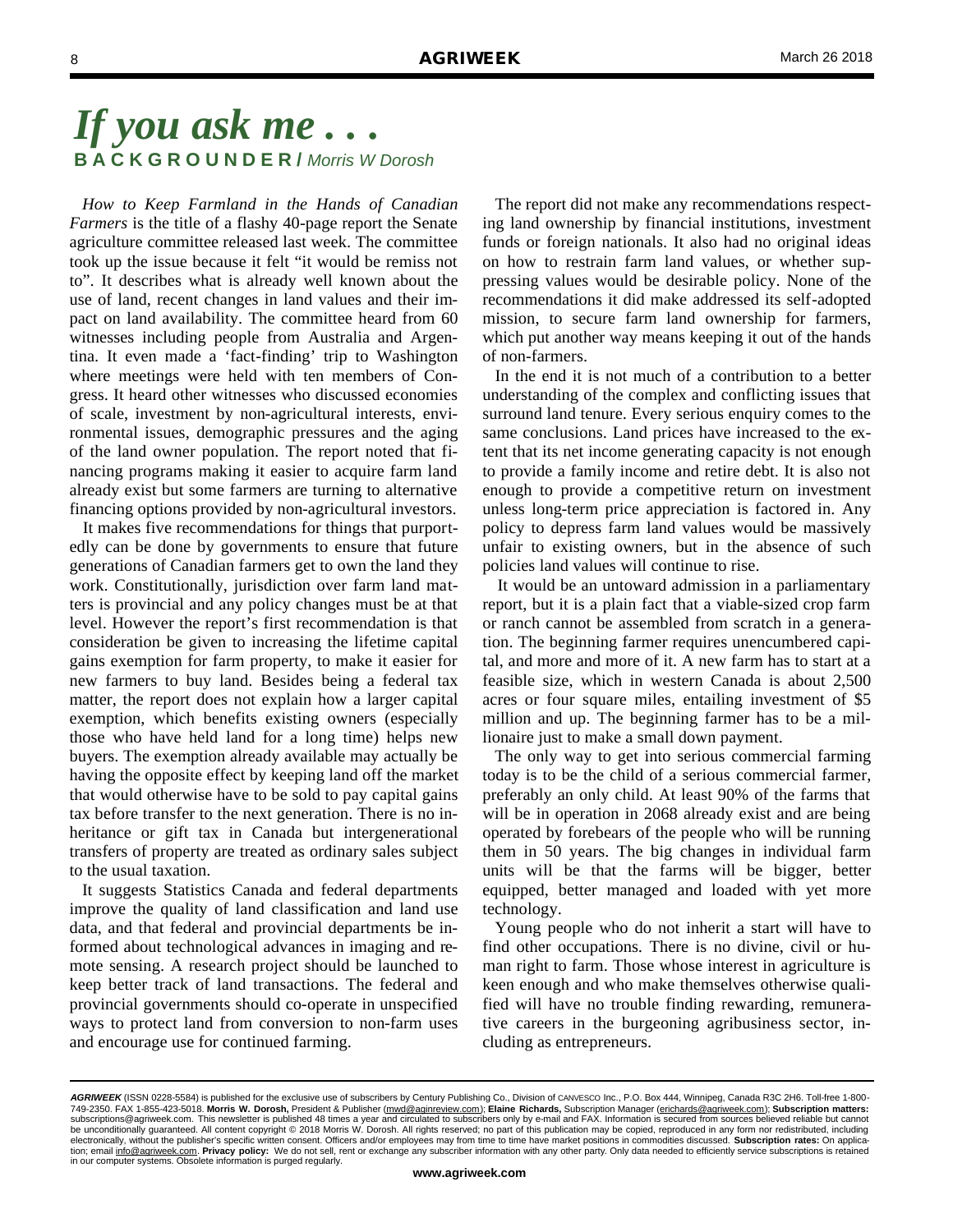# *If you ask me . . .*

**BACKGROUNDER /** *Morris W Dorosh*

*How to Keep Farmland in the Hands of Canadian Farmers* is the title of a flashy 40-page report the Senate agriculture committee released last week. The committee took up the issue because it felt "it would be remiss not to". It describes what is already well known about the use of land, recent changes in land values and their impact on land availability. The committee heard from 60 witnesses including people from Australia and Argentina. It even made a 'fact-finding' trip to Washington where meetings were held with ten members of Congress. It heard other witnesses who discussed economies of scale, investment by non-agricultural interests, environmental issues, demographic pressures and the aging of the land owner population. The report noted that financing programs making it easier to acquire farm land already exist but some farmers are turning to alternative financing options provided by non-agricultural investors.

It makes five recommendations for things that purportedly can be done by governments to ensure that future generations of Canadian farmers get to own the land they work. Constitutionally, jurisdiction over farm land matters is provincial and any policy changes must be at that level. However the report's first recommendation is that consideration be given to increasing the lifetime capital gains exemption for farm property, to make it easier for new farmers to buy land. Besides being a federal tax matter, the report does not explain how a larger capital exemption, which benefits existing owners (especially those who have held land for a long time) helps new buyers. The exemption already available may actually be having the opposite effect by keeping land off the market that would otherwise have to be sold to pay capital gains tax before transfer to the next generation. There is no inheritance or gift tax in Canada but intergenerational transfers of property are treated as ordinary sales subject to the usual taxation.

It suggests Statistics Canada and federal departments improve the quality of land classification and land use data, and that federal and provincial departments be informed about technological advances in imaging and remote sensing. A research project should be launched to keep better track of land transactions. The federal and provincial governments should co-operate in unspecified ways to protect land from conversion to non-farm uses and encourage use for continued farming.

The report did not make any recommendations respecting land ownership by financial institutions, investment funds or foreign nationals. It also had no original ideas on how to restrain farm land values, or whether suppressing values would be desirable policy. None of the recommendations it did make addressed its self-adopted mission, to secure farm land ownership for farmers, which put another way means keeping it out of the hands of non-farmers.

In the end it is not much of a contribution to a better understanding of the complex and conflicting issues that surround land tenure. Every serious enquiry comes to the same conclusions. Land prices have increased to the extent that its net income generating capacity is not enough to provide a family income and retire debt. It is also not enough to provide a competitive return on investment unless long-term price appreciation is factored in. Any policy to depress farm land values would be massively unfair to existing owners, but in the absence of such policies land values will continue to rise.

It would be an untoward admission in a parliamentary report, but it is a plain fact that a viable-sized crop farm or ranch cannot be assembled from scratch in a generation. The beginning farmer requires unencumbered capital, and more and more of it. A new farm has to start at a feasible size, which in western Canada is about 2,500 acres or four square miles, entailing investment of $5 million and up. The beginning farmer has to be a millionaire just to make a small down payment.

The only way to get into serious commercial farming today is to be the child of a serious commercial farmer, preferably an only child. At least 90% of the farms that will be in operation in 2068 already exist and are being operated by forebears of the people who will be running them in 50 years. The big changes in individual farm units will be that the farms will be bigger, better equipped, better managed and loaded with yet more technology.

Young people who do not inherit a start will have to find other occupations. There is no divine, civil or human right to farm. Those whose interest in agriculture is keen enough and who make themselves otherwise qualified will have no trouble finding rewarding, remunerative careers in the burgeoning agribusiness sector, including as entrepreneurs.

***AGRIWEEK*** (ISSN 0228-5584) is published for the exclusive use of subscribers by Century Publishing Co., Division of CANVESCO Inc., P.O. Box 444, Winnipeg, Canada R3C 2H6. Toll-free 1-800-749-2350. FAX 1-855-423-5018. **Morris W. Dorosh,** President & Publisher (mwd@aginreview.com); **Elaine Richards,** Subscription Manager (erichards@agriweek.com); **Subscription matters:** subscriptions@agriweek.com. This newsletter is published 48 times a year and circulated to subscribers only by e-mail and FAX. Information is secured from sources believed reliable but cannot be unconditionally guaranteed. All content copyright © 2018 Morris W. Dorosh. All rights reserved; no part of this publication may be copied, reproduced in any form nor redistributed, including electronically, without the publisher's specific written consent. Officers and/or employees may from time to time have market positions in commodities discussed. **Subscription rates:** On application; email info@agriweek.com. **Privacy policy:** We do not sell, rent or exchange any subscriber information with any other party. Only data needed to efficiently service subscriptions is retained in our computer systems. Obsolete information is purged regularly.

**www.agriweek.com**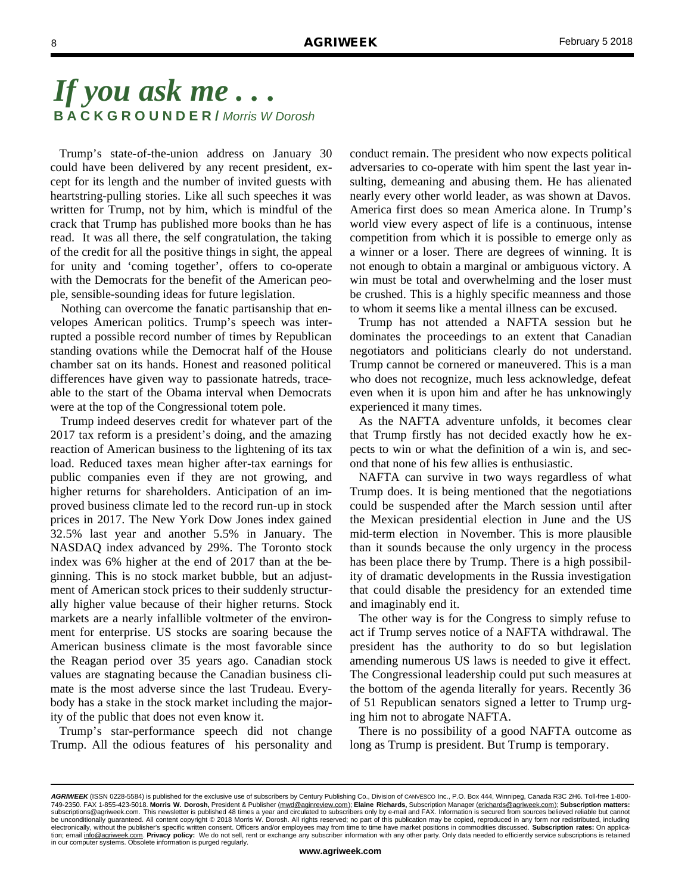# If you ask me . . .

**BACKGROUNDER /** *Morris W Dorosh*

Trump's state-of-the-union address on January 30 could have been delivered by any recent president, except for its length and the number of invited guests with heartstring-pulling stories. Like all such speeches it was written for Trump, not by him, which is mindful of the crack that Trump has published more books than he has read. It was all there, the self congratulation, the taking of the credit for all the positive things in sight, the appeal for unity and 'coming together', offers to co-operate with the Democrats for the benefit of the American people, sensible-sounding ideas for future legislation.

Nothing can overcome the fanatic partisanship that envelopes American politics. Trump's speech was interrupted a possible record number of times by Republican standing ovations while the Democrat half of the House chamber sat on its hands. Honest and reasoned political differences have given way to passionate hatreds, traceable to the start of the Obama interval when Democrats were at the top of the Congressional totem pole.

Trump indeed deserves credit for whatever part of the 2017 tax reform is a president's doing, and the amazing reaction of American business to the lightening of its tax load. Reduced taxes mean higher after-tax earnings for public companies even if they are not growing, and higher returns for shareholders. Anticipation of an improved business climate led to the record run-up in stock prices in 2017. The New York Dow Jones index gained 32.5% last year and another 5.5% in January. The NASDAQ index advanced by 29%. The Toronto stock index was 6% higher at the end of 2017 than at the beginning. This is no stock market bubble, but an adjustment of American stock prices to their suddenly structurally higher value because of their higher returns. Stock markets are a nearly infallible voltmeter of the environment for enterprise. US stocks are soaring because the American business climate is the most favorable since the Reagan period over 35 years ago. Canadian stock values are stagnating because the Canadian business climate is the most adverse since the last Trudeau. Everybody has a stake in the stock market including the majority of the public that does not even know it.

Trump's star-performance speech did not change Trump. All the odious features of his personality and conduct remain. The president who now expects political adversaries to co-operate with him spent the last year insulting, demeaning and abusing them. He has alienated nearly every other world leader, as was shown at Davos. America first does so mean America alone. In Trump's world view every aspect of life is a continuous, intense competition from which it is possible to emerge only as a winner or a loser. There are degrees of winning. It is not enough to obtain a marginal or ambiguous victory. A win must be total and overwhelming and the loser must be crushed. This is a highly specific meanness and those to whom it seems like a mental illness can be excused.

Trump has not attended a NAFTA session but he dominates the proceedings to an extent that Canadian negotiators and politicians clearly do not understand. Trump cannot be cornered or maneuvered. This is a man who does not recognize, much less acknowledge, defeat even when it is upon him and after he has unknowingly experienced it many times.

As the NAFTA adventure unfolds, it becomes clear that Trump firstly has not decided exactly how he expects to win or what the definition of a win is, and second that none of his few allies is enthusiastic.

NAFTA can survive in two ways regardless of what Trump does. It is being mentioned that the negotiations could be suspended after the March session until after the Mexican presidential election in June and the US mid-term election in November. This is more plausible than it sounds because the only urgency in the process has been place there by Trump. There is a high possibility of dramatic developments in the Russia investigation that could disable the presidency for an extended time and imaginably end it.

The other way is for the Congress to simply refuse to act if Trump serves notice of a NAFTA withdrawal. The president has the authority to do so but legislation amending numerous US laws is needed to give it effect. The Congressional leadership could put such measures at the bottom of the agenda literally for years. Recently 36 of 51 Republican senators signed a letter to Trump urging him not to abrogate NAFTA.

There is no possibility of a good NAFTA outcome as long as Trump is president. But Trump is temporary.

***AGRIWEEK*** (ISSN 0228-5584) is published for the exclusive use of subscribers by Century Publishing Co., Division of CANVESCO Inc., P.O. Box 444, Winnipeg, Canada R3C 2H6. Toll-free 1-800-749-2350. FAX 1-855-423-5018. **Morris W. Dorosh,** President & Publisher (mwd@aginreview.com); **Elaine Richards,** Subscription Manager (erichards@agriweek.com); **Subscription matters:** subscriptions@agriweek.com. This newsletter is published 48 times a year and circulated to subscribers only by e-mail and FAX. Information is secured from sources believed reliable but cannot be unconditionally guaranteed. All content copyright © 2018 Morris W. Dorosh. All rights reserved; no part of this publication may be copied, reproduced in any form nor redistributed, including electronically, without the publisher's specific written consent. Officers and/or employees may from time to time have market positions in commodities discussed. **Subscription rates:** On application; email info@agriweek.com. **Privacy policy:** We do not sell, rent or exchange any subscriber information with any other party. Only data needed to efficiently service subscriptions is retained in our computer systems. Obsolete information is purged regularly.

**www.agriweek.com**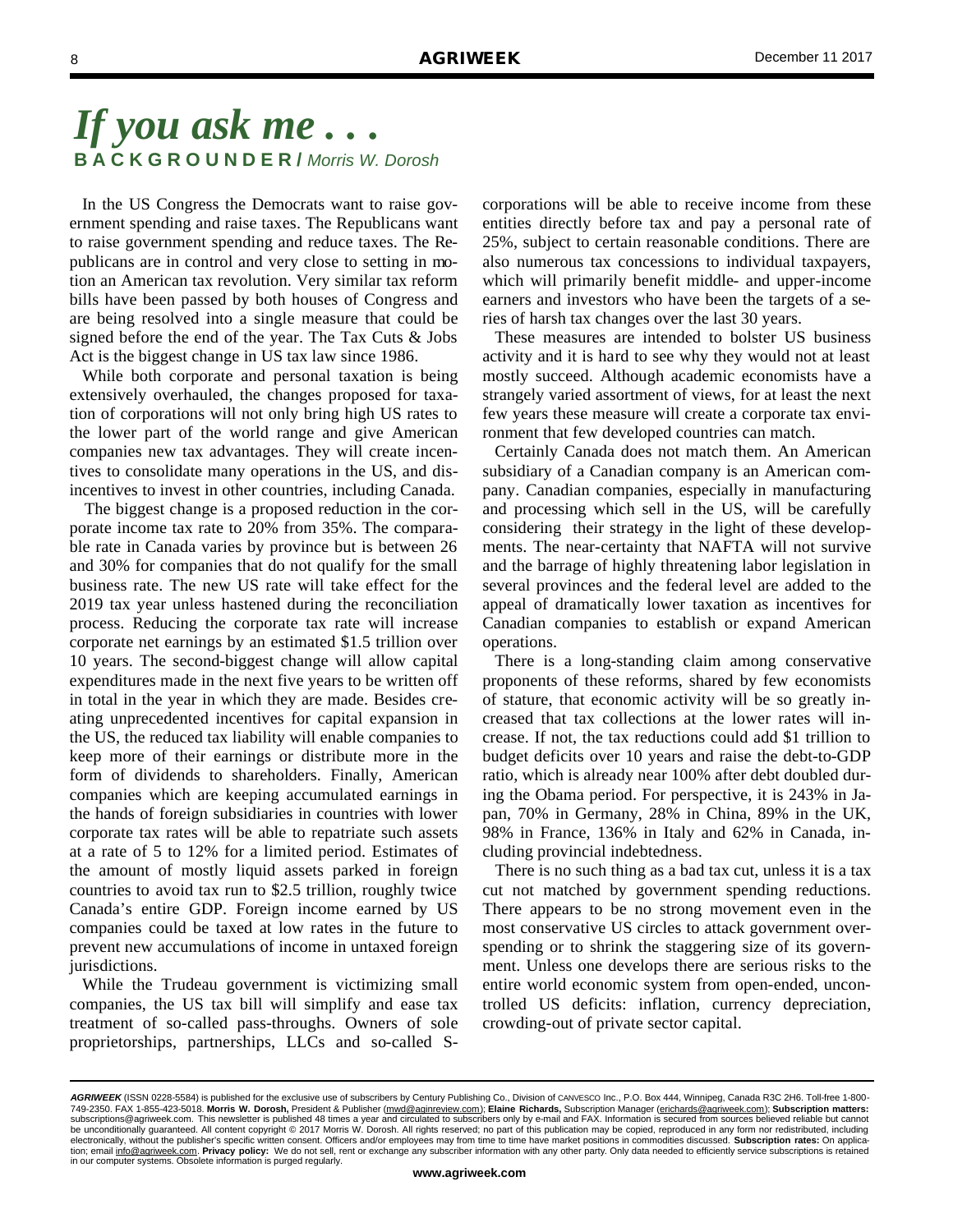# *If you ask me . . .*

**BACKGROUNDER /** *Morris W. Dorosh*

In the US Congress the Democrats want to raise government spending and raise taxes. The Republicans want to raise government spending and reduce taxes. The Republicans are in control and very close to setting in motion an American tax revolution. Very similar tax reform bills have been passed by both houses of Congress and are being resolved into a single measure that could be signed before the end of the year. The Tax Cuts & Jobs Act is the biggest change in US tax law since 1986.

While both corporate and personal taxation is being extensively overhauled, the changes proposed for taxation of corporations will not only bring high US rates to the lower part of the world range and give American companies new tax advantages. They will create incentives to consolidate many operations in the US, and disincentives to invest in other countries, including Canada.

The biggest change is a proposed reduction in the corporate income tax rate to 20% from 35%. The comparable rate in Canada varies by province but is between 26 and 30% for companies that do not qualify for the small business rate. The new US rate will take effect for the 2019 tax year unless hastened during the reconciliation process. Reducing the corporate tax rate will increase corporate net earnings by an estimated $1.5 trillion over 10 years. The second-biggest change will allow capital expenditures made in the next five years to be written off in total in the year in which they are made. Besides creating unprecedented incentives for capital expansion in the US, the reduced tax liability will enable companies to keep more of their earnings or distribute more in the form of dividends to shareholders. Finally, American companies which are keeping accumulated earnings in the hands of foreign subsidiaries in countries with lower corporate tax rates will be able to repatriate such assets at a rate of 5 to 12% for a limited period. Estimates of the amount of mostly liquid assets parked in foreign countries to avoid tax run to $2.5 trillion, roughly twice Canada's entire GDP. Foreign income earned by US companies could be taxed at low rates in the future to prevent new accumulations of income in untaxed foreign jurisdictions.

While the Trudeau government is victimizing small companies, the US tax bill will simplify and ease tax treatment of so-called pass-throughs. Owners of sole proprietorships, partnerships, LLCs and so-called S-corporations will be able to receive income from these entities directly before tax and pay a personal rate of 25%, subject to certain reasonable conditions. There are also numerous tax concessions to individual taxpayers, which will primarily benefit middle- and upper-income earners and investors who have been the targets of a series of harsh tax changes over the last 30 years.

These measures are intended to bolster US business activity and it is hard to see why they would not at least mostly succeed. Although academic economists have a strangely varied assortment of views, for at least the next few years these measure will create a corporate tax environment that few developed countries can match.

Certainly Canada does not match them. An American subsidiary of a Canadian company is an American company. Canadian companies, especially in manufacturing and processing which sell in the US, will be carefully considering their strategy in the light of these developments. The near-certainty that NAFTA will not survive and the barrage of highly threatening labor legislation in several provinces and the federal level are added to the appeal of dramatically lower taxation as incentives for Canadian companies to establish or expand American operations.

There is a long-standing claim among conservative proponents of these reforms, shared by few economists of stature, that economic activity will be so greatly increased that tax collections at the lower rates will increase. If not, the tax reductions could add $1 trillion to budget deficits over 10 years and raise the debt-to-GDP ratio, which is already near 100% after debt doubled during the Obama period. For perspective, it is 243% in Japan, 70% in Germany, 28% in China, 89% in the UK, 98% in France, 136% in Italy and 62% in Canada, including provincial indebtedness.

There is no such thing as a bad tax cut, unless it is a tax cut not matched by government spending reductions. There appears to be no strong movement even in the most conservative US circles to attack government overspending or to shrink the staggering size of its government. Unless one develops there are serious risks to the entire world economic system from open-ended, uncontrolled US deficits: inflation, currency depreciation, crowding-out of private sector capital.

---

***AGRIWEEK*** (ISSN 0228-5584) is published for the exclusive use of subscribers by Century Publishing Co., Division of CANVESCO Inc., P.O. Box 444, Winnipeg, Canada R3C 2H6. Toll-free 1-800-749-2350. FAX 1-855-423-5018. **Morris W. Dorosh,** President & Publisher (mwd@aginreview.com); **Elaine Richards,** Subscription Manager (erichards@agriweek.com); **Subscription matters:** subscriptions@agriweek.com. This newsletter is published 48 times a year and circulated to subscribers only by e-mail and FAX. Information is secured from sources believed reliable but cannot be unconditionally guaranteed. All content copyright © 2017 Morris W. Dorosh. All rights reserved; no part of this publication may be copied, reproduced in any form nor redistributed, including electronically, without the publisher's specific written consent. Officers and/or employees may from time to time have market positions in commodities discussed. **Subscription rates:** On application; email info@agriweek.com. **Privacy policy:** We do not sell, rent or exchange any subscriber information with any other party. Only data needed to efficiently service subscriptions is retained in our computer systems. Obsolete information is purged regularly.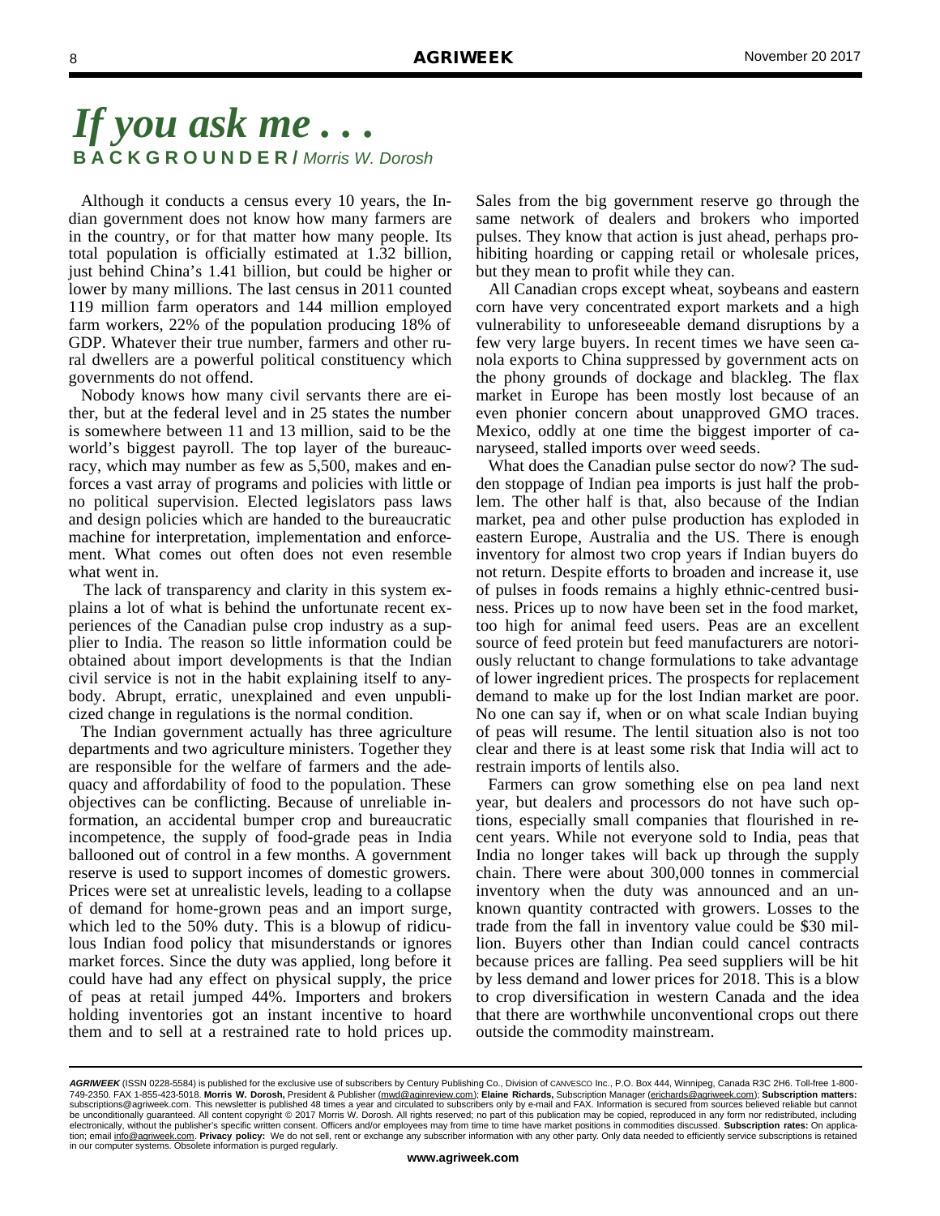# *If you ask me . . .*

**BACKGROUNDER /** *Morris W. Dorosh*

Although it conducts a census every 10 years, the Indian government does not know how many farmers are in the country, or for that matter how many people. Its total population is officially estimated at 1.32 billion, just behind China's 1.41 billion, but could be higher or lower by many millions. The last census in 2011 counted 119 million farm operators and 144 million employed farm workers, 22% of the population producing 18% of GDP. Whatever their true number, farmers and other rural dwellers are a powerful political constituency which governments do not offend.

Nobody knows how many civil servants there are either, but at the federal level and in 25 states the number is somewhere between 11 and 13 million, said to be the world's biggest payroll. The top layer of the bureaucracy, which may number as few as 5,500, makes and enforces a vast array of programs and policies with little or no political supervision. Elected legislators pass laws and design policies which are handed to the bureaucratic machine for interpretation, implementation and enforcement. What comes out often does not even resemble what went in.

The lack of transparency and clarity in this system explains a lot of what is behind the unfortunate recent experiences of the Canadian pulse crop industry as a supplier to India. The reason so little information could be obtained about import developments is that the Indian civil service is not in the habit explaining itself to anybody. Abrupt, erratic, unexplained and even unpublicized change in regulations is the normal condition.

The Indian government actually has three agriculture departments and two agriculture ministers. Together they are responsible for the welfare of farmers and the adequacy and affordability of food to the population. These objectives can be conflicting. Because of unreliable information, an accidental bumper crop and bureaucratic incompetence, the supply of food-grade peas in India ballooned out of control in a few months. A government reserve is used to support incomes of domestic growers. Prices were set at unrealistic levels, leading to a collapse of demand for home-grown peas and an import surge, which led to the 50% duty. This is a blowup of ridiculous Indian food policy that misunderstands or ignores market forces. Since the duty was applied, long before it could have had any effect on physical supply, the price of peas at retail jumped 44%. Importers and brokers holding inventories got an instant incentive to hoard them and to sell at a restrained rate to hold prices up. Sales from the big government reserve go through the same network of dealers and brokers who imported pulses. They know that action is just ahead, perhaps prohibiting hoarding or capping retail or wholesale prices, but they mean to profit while they can.

All Canadian crops except wheat, soybeans and eastern corn have very concentrated export markets and a high vulnerability to unforeseeable demand disruptions by a few very large buyers. In recent times we have seen canola exports to China suppressed by government acts on the phony grounds of dockage and blackleg. The flax market in Europe has been mostly lost because of an even phonier concern about unapproved GMO traces. Mexico, oddly at one time the biggest importer of canaryseed, stalled imports over weed seeds.

What does the Canadian pulse sector do now? The sudden stoppage of Indian pea imports is just half the problem. The other half is that, also because of the Indian market, pea and other pulse production has exploded in eastern Europe, Australia and the US. There is enough inventory for almost two crop years if Indian buyers do not return. Despite efforts to broaden and increase it, use of pulses in foods remains a highly ethnic-centred business. Prices up to now have been set in the food market, too high for animal feed users. Peas are an excellent source of feed protein but feed manufacturers are notoriously reluctant to change formulations to take advantage of lower ingredient prices. The prospects for replacement demand to make up for the lost Indian market are poor. No one can say if, when or on what scale Indian buying of peas will resume. The lentil situation also is not too clear and there is at least some risk that India will act to restrain imports of lentils also.

Farmers can grow something else on pea land next year, but dealers and processors do not have such options, especially small companies that flourished in recent years. While not everyone sold to India, peas that India no longer takes will back up through the supply chain. There were about 300,000 tonnes in commercial inventory when the duty was announced and an unknown quantity contracted with growers. Losses to the trade from the fall in inventory value could be $30 million. Buyers other than Indian could cancel contracts because prices are falling. Pea seed suppliers will be hit by less demand and lower prices for 2018. This is a blow to crop diversification in western Canada and the idea that there are worthwhile unconventional crops out there outside the commodity mainstream.

---

***AGRIWEEK*** (ISSN 0228-5584) is published for the exclusive use of subscribers by Century Publishing Co., Division of CANVESCO Inc., P.O. Box 444, Winnipeg, Canada R3C 2H6. Toll-free 1-800-749-2350. FAX 1-855-423-5018. **Morris W. Dorosh,** President & Publisher (mwd@aginreview.com); **Elaine Richards,** Subscription Manager (erichards@agriweek.com); **Subscription matters:** subscriptions@agriweek.com. This newsletter is published 48 times a year and circulated to subscribers only by e-mail and FAX. Information is secured from sources believed reliable but cannot be unconditionally guaranteed. All content copyright © 2017 Morris W. Dorosh. All rights reserved; no part of this publication may be copied, reproduced in any form nor redistributed, including electronically, without the publisher's specific written consent. Officers and/or employees may from time to time have market positions in commodities discussed. **Subscription rates:** On application; email info@agriweek.com. **Privacy policy:** We do not sell, rent or exchange any subscriber information with any other party. Only data needed to efficiently service subscriptions is retained in our computer systems. Obsolete information is purged regularly.

**www.agriweek.com**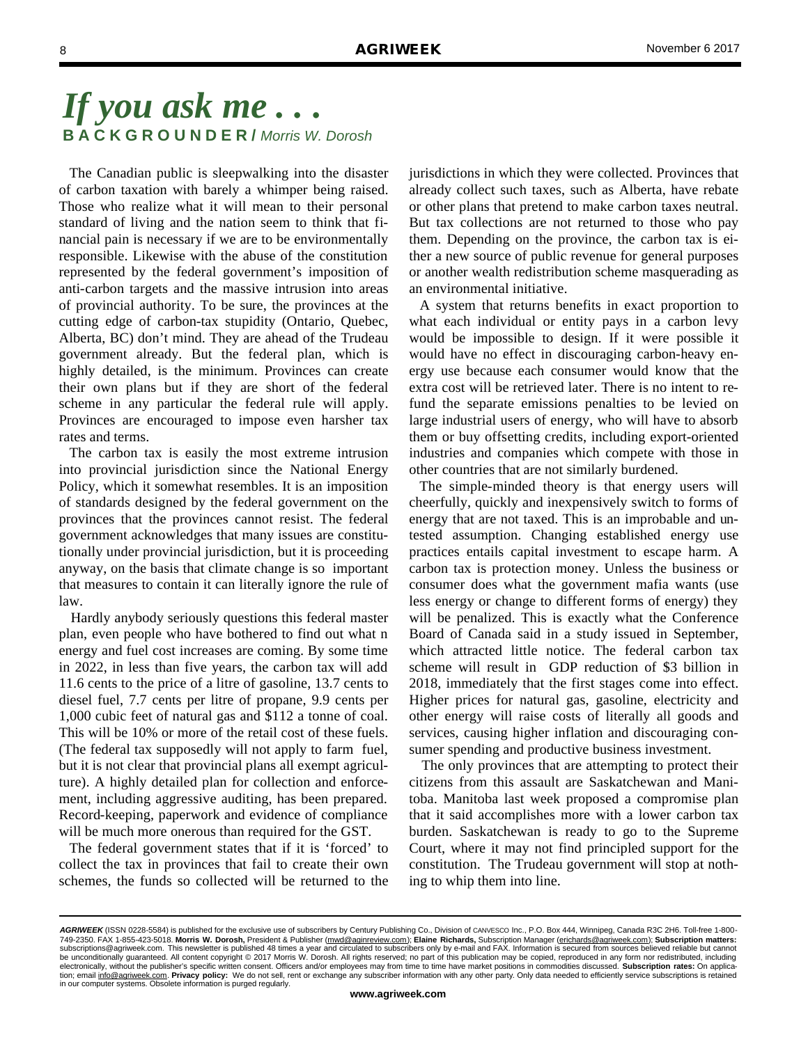# *If you ask me . . .*

**B A C K G R O U N D E R /** *Morris W. Dorosh*

The Canadian public is sleepwalking into the disaster of carbon taxation with barely a whimper being raised. Those who realize what it will mean to their personal standard of living and the nation seem to think that financial pain is necessary if we are to be environmentally responsible. Likewise with the abuse of the constitution represented by the federal government's imposition of anti-carbon targets and the massive intrusion into areas of provincial authority. To be sure, the provinces at the cutting edge of carbon-tax stupidity (Ontario, Quebec, Alberta, BC) don't mind. They are ahead of the Trudeau government already. But the federal plan, which is highly detailed, is the minimum. Provinces can create their own plans but if they are short of the federal scheme in any particular the federal rule will apply. Provinces are encouraged to impose even harsher tax rates and terms.

The carbon tax is easily the most extreme intrusion into provincial jurisdiction since the National Energy Policy, which it somewhat resembles. It is an imposition of standards designed by the federal government on the provinces that the provinces cannot resist. The federal government acknowledges that many issues are constitutionally under provincial jurisdiction, but it is proceeding anyway, on the basis that climate change is so important that measures to contain it can literally ignore the rule of law.

Hardly anybody seriously questions this federal master plan, even people who have bothered to find out what n energy and fuel cost increases are coming. By some time in 2022, in less than five years, the carbon tax will add 11.6 cents to the price of a litre of gasoline, 13.7 cents to diesel fuel, 7.7 cents per litre of propane, 9.9 cents per 1,000 cubic feet of natural gas and $112 a tonne of coal. This will be 10% or more of the retail cost of these fuels. (The federal tax supposedly will not apply to farm fuel, but it is not clear that provincial plans all exempt agriculture). A highly detailed plan for collection and enforcement, including aggressive auditing, has been prepared. Record-keeping, paperwork and evidence of compliance will be much more onerous than required for the GST.

The federal government states that if it is 'forced' to collect the tax in provinces that fail to create their own schemes, the funds so collected will be returned to the jurisdictions in which they were collected. Provinces that already collect such taxes, such as Alberta, have rebate or other plans that pretend to make carbon taxes neutral. But tax collections are not returned to those who pay them. Depending on the province, the carbon tax is either a new source of public revenue for general purposes or another wealth redistribution scheme masquerading as an environmental initiative.

A system that returns benefits in exact proportion to what each individual or entity pays in a carbon levy would be impossible to design. If it were possible it would have no effect in discouraging carbon-heavy energy use because each consumer would know that the extra cost will be retrieved later. There is no intent to refund the separate emissions penalties to be levied on large industrial users of energy, who will have to absorb them or buy offsetting credits, including export-oriented industries and companies which compete with those in other countries that are not similarly burdened.

The simple-minded theory is that energy users will cheerfully, quickly and inexpensively switch to forms of energy that are not taxed. This is an improbable and untested assumption. Changing established energy use practices entails capital investment to escape harm. A carbon tax is protection money. Unless the business or consumer does what the government mafia wants (use less energy or change to different forms of energy) they will be penalized. This is exactly what the Conference Board of Canada said in a study issued in September, which attracted little notice. The federal carbon tax scheme will result in GDP reduction of $3 billion in 2018, immediately that the first stages come into effect. Higher prices for natural gas, gasoline, electricity and other energy will raise costs of literally all goods and services, causing higher inflation and discouraging consumer spending and productive business investment.

The only provinces that are attempting to protect their citizens from this assault are Saskatchewan and Manitoba. Manitoba last week proposed a compromise plan that it said accomplishes more with a lower carbon tax burden. Saskatchewan is ready to go to the Supreme Court, where it may not find principled support for the constitution. The Trudeau government will stop at nothing to whip them into line.

---

***AGRIWEEK*** (ISSN 0228-5584) is published for the exclusive use of subscribers by Century Publishing Co., Division of CANVESCO Inc., P.O. Box 444, Winnipeg, Canada R3C 2H6. Toll-free 1-800-749-2350. FAX 1-855-423-5018. **Morris W. Dorosh,** President & Publisher (mwd@agrireview.com); **Elaine Richards,** Subscription Manager (erichards@agriweek.com); **Subscription matters:** subscriptions@agriweek.com. This newsletter is published 48 times a year and circulated to subscribers only by e-mail and FAX. Information is secured from sources believed reliable but cannot be unconditionally guaranteed. All content copyright © 2017 Morris W. Dorosh. All rights reserved; no part of this publication may be copied, reproduced in any form nor redistributed, including electronically, without the publisher's specific written consent. Officers and/or employees may from time to time have market positions in commodities discussed. **Subscription rates:** On application; email info@agriweek.com. **Privacy policy:** We do not sell, rent or exchange any subscriber information with any other party. Only data needed to efficiently service subscriptions is retained in our computer systems. Obsolete information is purged regularly.

**www.agriweek.com**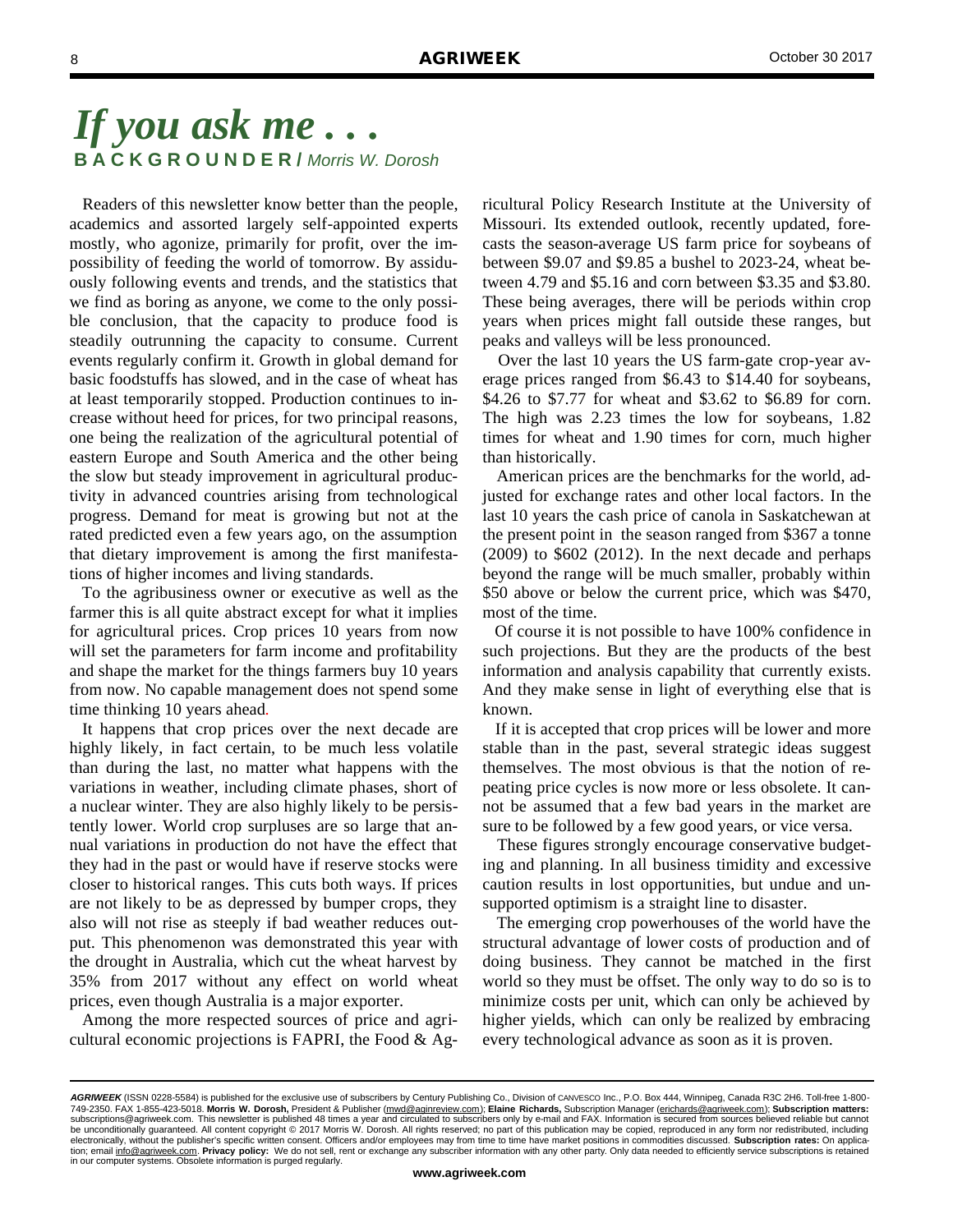# *If you ask me . . .*

**B A C K G R O U N D E R /** *Morris W. Dorosh*

Readers of this newsletter know better than the people, academics and assorted largely self-appointed experts mostly, who agonize, primarily for profit, over the impossibility of feeding the world of tomorrow. By assiduously following events and trends, and the statistics that we find as boring as anyone, we come to the only possible conclusion, that the capacity to produce food is steadily outrunning the capacity to consume. Current events regularly confirm it. Growth in global demand for basic foodstuffs has slowed, and in the case of wheat has at least temporarily stopped. Production continues to increase without heed for prices, for two principal reasons, one being the realization of the agricultural potential of eastern Europe and South America and the other being the slow but steady improvement in agricultural productivity in advanced countries arising from technological progress. Demand for meat is growing but not at the rated predicted even a few years ago, on the assumption that dietary improvement is among the first manifestations of higher incomes and living standards.

To the agribusiness owner or executive as well as the farmer this is all quite abstract except for what it implies for agricultural prices. Crop prices 10 years from now will set the parameters for farm income and profitability and shape the market for the things farmers buy 10 years from now. No capable management does not spend some time thinking 10 years ahead.

It happens that crop prices over the next decade are highly likely, in fact certain, to be much less volatile than during the last, no matter what happens with the variations in weather, including climate phases, short of a nuclear winter. They are also highly likely to be persistently lower. World crop surpluses are so large that annual variations in production do not have the effect that they had in the past or would have if reserve stocks were closer to historical ranges. This cuts both ways. If prices are not likely to be as depressed by bumper crops, they also will not rise as steeply if bad weather reduces output. This phenomenon was demonstrated this year with the drought in Australia, which cut the wheat harvest by 35% from 2017 without any effect on world wheat prices, even though Australia is a major exporter.

Among the more respected sources of price and agricultural economic projections is FAPRI, the Food & Agricultural Policy Research Institute at the University of Missouri. Its extended outlook, recently updated, forecasts the season-average US farm price for soybeans of between $9.07 and $9.85 a bushel to 2023-24, wheat between 4.79 and $5.16 and corn between $3.35 and $3.80. These being averages, there will be periods within crop years when prices might fall outside these ranges, but peaks and valleys will be less pronounced.

Over the last 10 years the US farm-gate crop-year average prices ranged from $6.43 to $14.40 for soybeans, $4.26 to $7.77 for wheat and $3.62 to $6.89 for corn. The high was 2.23 times the low for soybeans, 1.82 times for wheat and 1.90 times for corn, much higher than historically.

American prices are the benchmarks for the world, adjusted for exchange rates and other local factors. In the last 10 years the cash price of canola in Saskatchewan at the present point in the season ranged from $367 a tonne (2009) to $602 (2012). In the next decade and perhaps beyond the range will be much smaller, probably within $50 above or below the current price, which was $470, most of the time.

Of course it is not possible to have 100% confidence in such projections. But they are the products of the best information and analysis capability that currently exists. And they make sense in light of everything else that is known.

If it is accepted that crop prices will be lower and more stable than in the past, several strategic ideas suggest themselves. The most obvious is that the notion of repeating price cycles is now more or less obsolete. It cannot be assumed that a few bad years in the market are sure to be followed by a few good years, or vice versa.

These figures strongly encourage conservative budgeting and planning. In all business timidity and excessive caution results in lost opportunities, but undue and unsupported optimism is a straight line to disaster.

The emerging crop powerhouses of the world have the structural advantage of lower costs of production and of doing business. They cannot be matched in the first world so they must be offset. The only way to do so is to minimize costs per unit, which can only be achieved by higher yields, which can only be realized by embracing every technological advance as soon as it is proven.

***AGRIWEEK*** (ISSN 0228-5584) is published for the exclusive use of subscribers by Century Publishing Co., Division of CANVESCO Inc., P.O. Box 444, Winnipeg, Canada R3C 2H6. Toll-free 1-800-749-2350. FAX 1-855-423-5018. **Morris W. Dorosh,** President & Publisher (mwd@aginreview.com); **Elaine Richards,** Subscription Manager (erichards@agriweek.com); **Subscription matters:** subscriptions@agriweek.com. This newsletter is published 48 times a year and circulated to subscribers only by e-mail and FAX. Information is secured from sources believed reliable but cannot be unconditionally guaranteed. All content copyright © 2017 Morris W. Dorosh. All rights reserved; no part of this publication may be copied, reproduced in any form nor redistributed, including electronically, without the publisher's specific written consent. Officers and/or employees may from time to time have market positions in commodities discussed. **Subscription rates:** On application; email info@agriweek.com. **Privacy policy:** We do not sell, rent or exchange any subscriber information with any other party. Only data needed to efficiently service subscriptions is retained in our computer systems. Obsolete information is purged regularly.

**www.agriweek.com**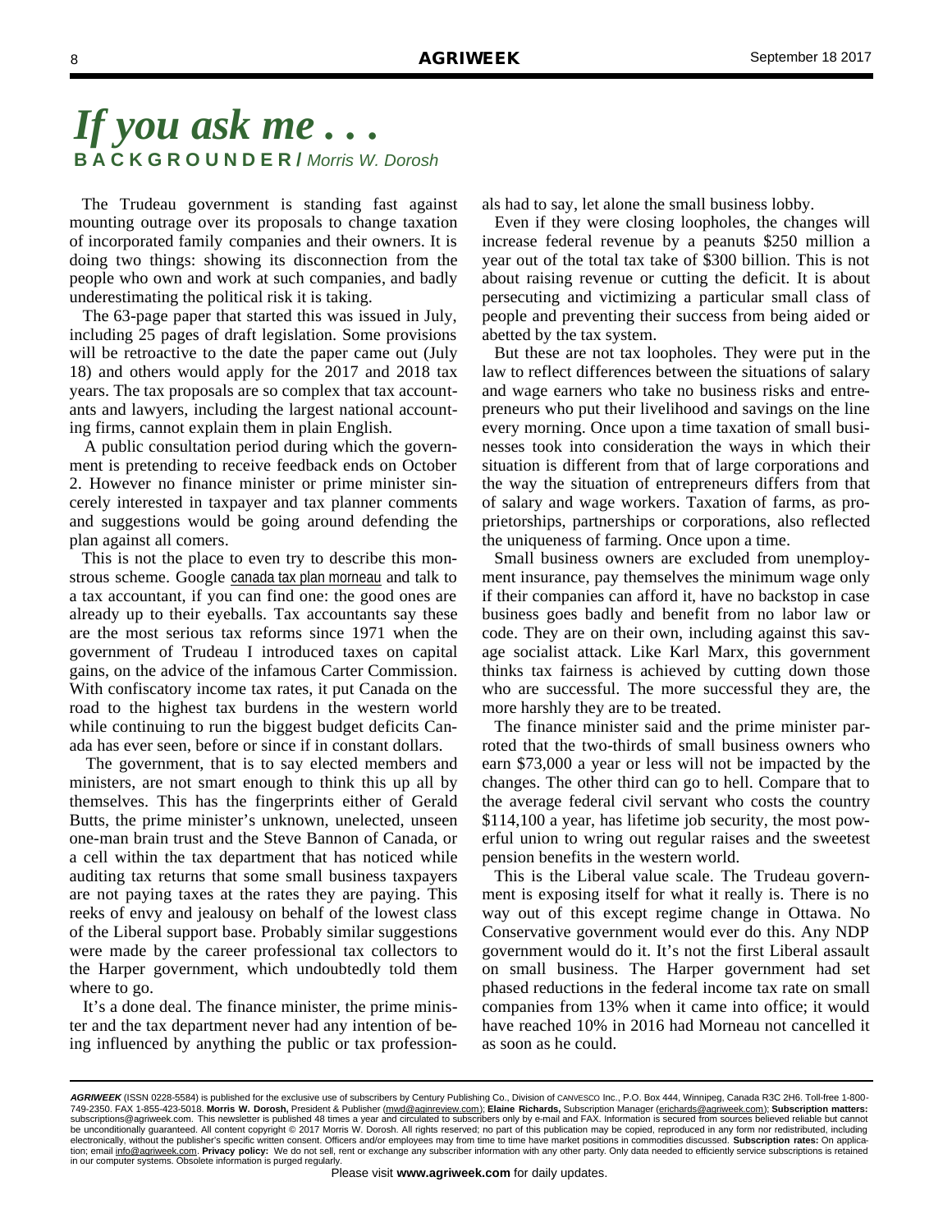# *If you ask me . . .*

**BACKGROUNDER /** *Morris W. Dorosh*

The Trudeau government is standing fast against mounting outrage over its proposals to change taxation of incorporated family companies and their owners. It is doing two things: showing its disconnection from the people who own and work at such companies, and badly underestimating the political risk it is taking.

The 63-page paper that started this was issued in July, including 25 pages of draft legislation. Some provisions will be retroactive to the date the paper came out (July 18) and others would apply for the 2017 and 2018 tax years. The tax proposals are so complex that tax accountants and lawyers, including the largest national accounting firms, cannot explain them in plain English.

A public consultation period during which the government is pretending to receive feedback ends on October 2. However no finance minister or prime minister sincerely interested in taxpayer and tax planner comments and suggestions would be going around defending the plan against all comers.

This is not the place to even try to describe this monstrous scheme. Google canada tax plan morneau and talk to a tax accountant, if you can find one: the good ones are already up to their eyeballs. Tax accountants say these are the most serious tax reforms since 1971 when the government of Trudeau I introduced taxes on capital gains, on the advice of the infamous Carter Commission. With confiscatory income tax rates, it put Canada on the road to the highest tax burdens in the western world while continuing to run the biggest budget deficits Canada has ever seen, before or since if in constant dollars.

The government, that is to say elected members and ministers, are not smart enough to think this up all by themselves. This has the fingerprints either of Gerald Butts, the prime minister's unknown, unelected, unseen one-man brain trust and the Steve Bannon of Canada, or a cell within the tax department that has noticed while auditing tax returns that some small business taxpayers are not paying taxes at the rates they are paying. This reeks of envy and jealousy on behalf of the lowest class of the Liberal support base. Probably similar suggestions were made by the career professional tax collectors to the Harper government, which undoubtedly told them where to go.

It's a done deal. The finance minister, the prime minister and the tax department never had any intention of being influenced by anything the public or tax professionals had to say, let alone the small business lobby.

Even if they were closing loopholes, the changes will increase federal revenue by a peanuts $250 million a year out of the total tax take of $300 billion. This is not about raising revenue or cutting the deficit. It is about persecuting and victimizing a particular small class of people and preventing their success from being aided or abetted by the tax system.

But these are not tax loopholes. They were put in the law to reflect differences between the situations of salary and wage earners who take no business risks and entrepreneurs who put their livelihood and savings on the line every morning. Once upon a time taxation of small businesses took into consideration the ways in which their situation is different from that of large corporations and the way the situation of entrepreneurs differs from that of salary and wage workers. Taxation of farms, as proprietorships, partnerships or corporations, also reflected the uniqueness of farming. Once upon a time.

Small business owners are excluded from unemployment insurance, pay themselves the minimum wage only if their companies can afford it, have no backstop in case business goes badly and benefit from no labor law or code. They are on their own, including against this savage socialist attack. Like Karl Marx, this government thinks tax fairness is achieved by cutting down those who are successful. The more successful they are, the more harshly they are to be treated.

The finance minister said and the prime minister parroted that the two-thirds of small business owners who earn $73,000 a year or less will not be impacted by the changes. The other third can go to hell. Compare that to the average federal civil servant who costs the country $114,100 a year, has lifetime job security, the most powerful union to wring out regular raises and the sweetest pension benefits in the western world.

This is the Liberal value scale. The Trudeau government is exposing itself for what it really is. There is no way out of this except regime change in Ottawa. No Conservative government would ever do this. Any NDP government would do it. It's not the first Liberal assault on small business. The Harper government had set phased reductions in the federal income tax rate on small companies from 13% when it came into office; it would have reached 10% in 2016 had Morneau not cancelled it as soon as he could.

---

***AGRIWEEK*** (ISSN 0228-5584) is published for the exclusive use of subscribers by Century Publishing Co., Division of CANVESCO Inc., P.O. Box 444, Winnipeg, Canada R3C 2H6. Toll-free 1-800-749-2350. FAX 1-855-423-5018. **Morris W. Dorosh,** President & Publisher (mwd@aginreview.com); **Elaine Richards,** Subscription Manager (erichards@agriweek.com); **Subscription matters:** subscriptions@agriweek.com. This newsletter is published 48 times a year and circulated to subscribers only by e-mail and FAX. Information is secured from sources believed reliable but cannot be unconditionally guaranteed. All content copyright © 2017 Morris W. Dorosh. All rights reserved; no part of this publication may be copied, reproduced in any form nor redistributed, including electronically, without the publisher's specific written consent. Officers and/or employees may from time to time have market positions in commodities discussed. **Subscription rates:** On application; email info@agriweek.com. **Privacy policy:** We do not sell, rent or exchange any subscriber information with any other party. Only data needed to efficiently service subscriptions is retained in our computer systems. Obsolete information is purged regularly.

Please visit **www.agriweek.com** for daily updates.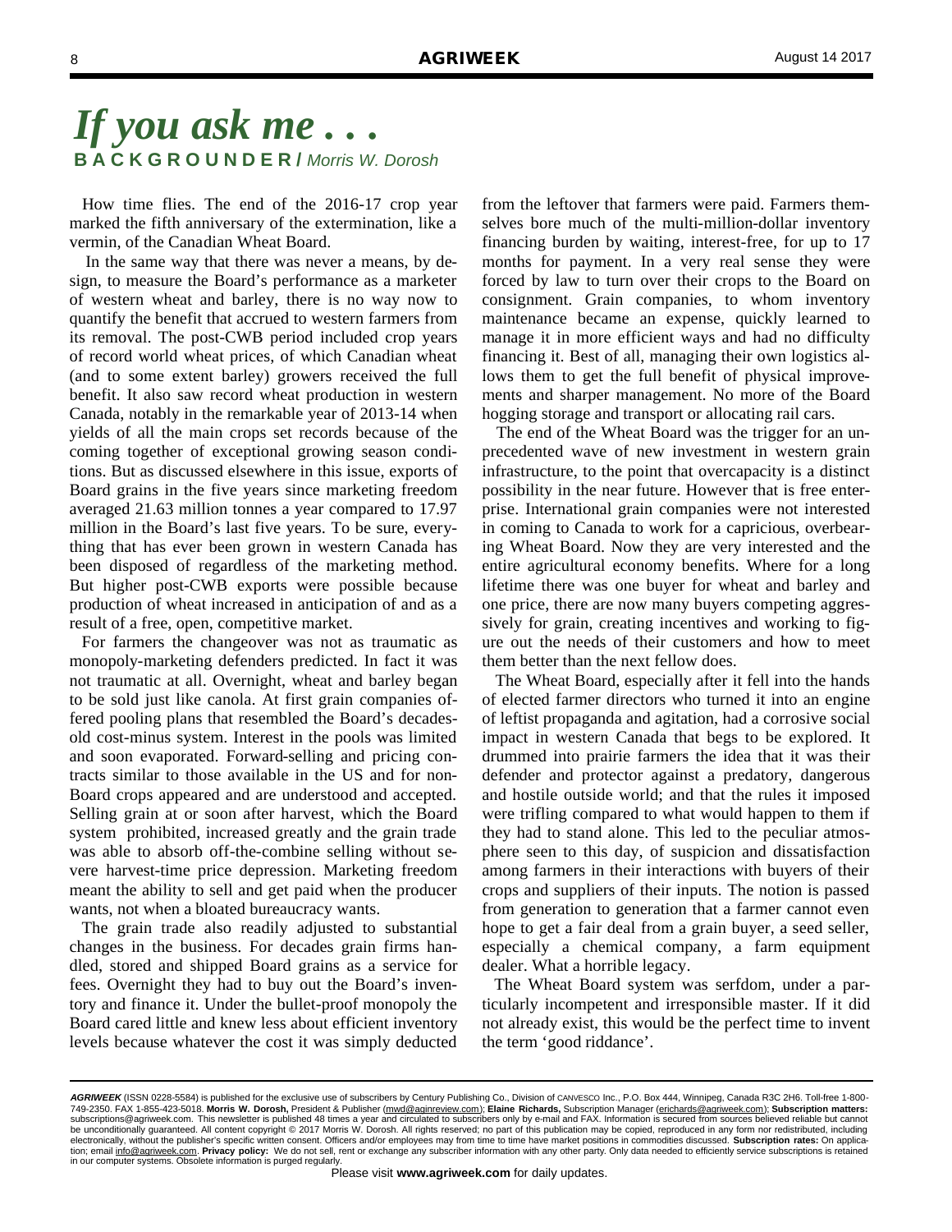# *If you ask me . . .*

**BACKGROUNDER /** *Morris W. Dorosh*

How time flies. The end of the 2016-17 crop year marked the fifth anniversary of the extermination, like a vermin, of the Canadian Wheat Board.

In the same way that there was never a means, by design, to measure the Board's performance as a marketer of western wheat and barley, there is no way now to quantify the benefit that accrued to western farmers from its removal. The post-CWB period included crop years of record world wheat prices, of which Canadian wheat (and to some extent barley) growers received the full benefit. It also saw record wheat production in western Canada, notably in the remarkable year of 2013-14 when yields of all the main crops set records because of the coming together of exceptional growing season conditions. But as discussed elsewhere in this issue, exports of Board grains in the five years since marketing freedom averaged 21.63 million tonnes a year compared to 17.97 million in the Board's last five years. To be sure, everything that has ever been grown in western Canada has been disposed of regardless of the marketing method. But higher post-CWB exports were possible because production of wheat increased in anticipation of and as a result of a free, open, competitive market.

For farmers the changeover was not as traumatic as monopoly-marketing defenders predicted. In fact it was not traumatic at all. Overnight, wheat and barley began to be sold just like canola. At first grain companies offered pooling plans that resembled the Board's decades-old cost-minus system. Interest in the pools was limited and soon evaporated. Forward-selling and pricing contracts similar to those available in the US and for non-Board crops appeared and are understood and accepted. Selling grain at or soon after harvest, which the Board system prohibited, increased greatly and the grain trade was able to absorb off-the-combine selling without severe harvest-time price depression. Marketing freedom meant the ability to sell and get paid when the producer wants, not when a bloated bureaucracy wants.

The grain trade also readily adjusted to substantial changes in the business. For decades grain firms handled, stored and shipped Board grains as a service for fees. Overnight they had to buy out the Board's inventory and finance it. Under the bullet-proof monopoly the Board cared little and knew less about efficient inventory levels because whatever the cost it was simply deducted from the leftover that farmers were paid. Farmers themselves bore much of the multi-million-dollar inventory financing burden by waiting, interest-free, for up to 17 months for payment. In a very real sense they were forced by law to turn over their crops to the Board on consignment. Grain companies, to whom inventory maintenance became an expense, quickly learned to manage it in more efficient ways and had no difficulty financing it. Best of all, managing their own logistics allows them to get the full benefit of physical improvements and sharper management. No more of the Board hogging storage and transport or allocating rail cars.

The end of the Wheat Board was the trigger for an unprecedented wave of new investment in western grain infrastructure, to the point that overcapacity is a distinct possibility in the near future. However that is free enterprise. International grain companies were not interested in coming to Canada to work for a capricious, overbearing Wheat Board. Now they are very interested and the entire agricultural economy benefits. Where for a long lifetime there was one buyer for wheat and barley and one price, there are now many buyers competing aggressively for grain, creating incentives and working to figure out the needs of their customers and how to meet them better than the next fellow does.

The Wheat Board, especially after it fell into the hands of elected farmer directors who turned it into an engine of leftist propaganda and agitation, had a corrosive social impact in western Canada that begs to be explored. It drummed into prairie farmers the idea that it was their defender and protector against a predatory, dangerous and hostile outside world; and that the rules it imposed were trifling compared to what would happen to them if they had to stand alone. This led to the peculiar atmosphere seen to this day, of suspicion and dissatisfaction among farmers in their interactions with buyers of their crops and suppliers of their inputs. The notion is passed from generation to generation that a farmer cannot even hope to get a fair deal from a grain buyer, a seed seller, especially a chemical company, a farm equipment dealer. What a horrible legacy.

The Wheat Board system was serfdom, under a particularly incompetent and irresponsible master. If it did not already exist, this would be the perfect time to invent the term 'good riddance'.

---

***AGRIWEEK*** (ISSN 0228-5584) is published for the exclusive use of subscribers by Century Publishing Co., Division of CANVESCO Inc., P.O. Box 444, Winnipeg, Canada R3C 2H6. Toll-free 1-800-749-2350. FAX 1-855-423-5018. **Morris W. Dorosh,** President & Publisher (mwd@aginreview.com); **Elaine Richards,** Subscription Manager (erichards@agriweek.com); **Subscription matters:** subscriptions@agriweek.com. This newsletter is published 48 times a year and circulated to subscribers only by e-mail and FAX. Information is secured from sources believed reliable but cannot be unconditionally guaranteed. All content copyright © 2017 Morris W. Dorosh. All rights reserved; no part of this publication may be copied, reproduced in any form nor redistributed, including electronically, without the publisher's specific written consent. Officers and/or employees may from time to time have market positions in commodities discussed. **Subscription rates:** On application; email info@agriweek.com. **Privacy policy:** We do not sell, rent or exchange any subscriber information with any other party. Only data needed to efficiently service subscriptions is retained in our computer systems. Obsolete information is purged regularly.

Please visit **www.agriweek.com** for daily updates.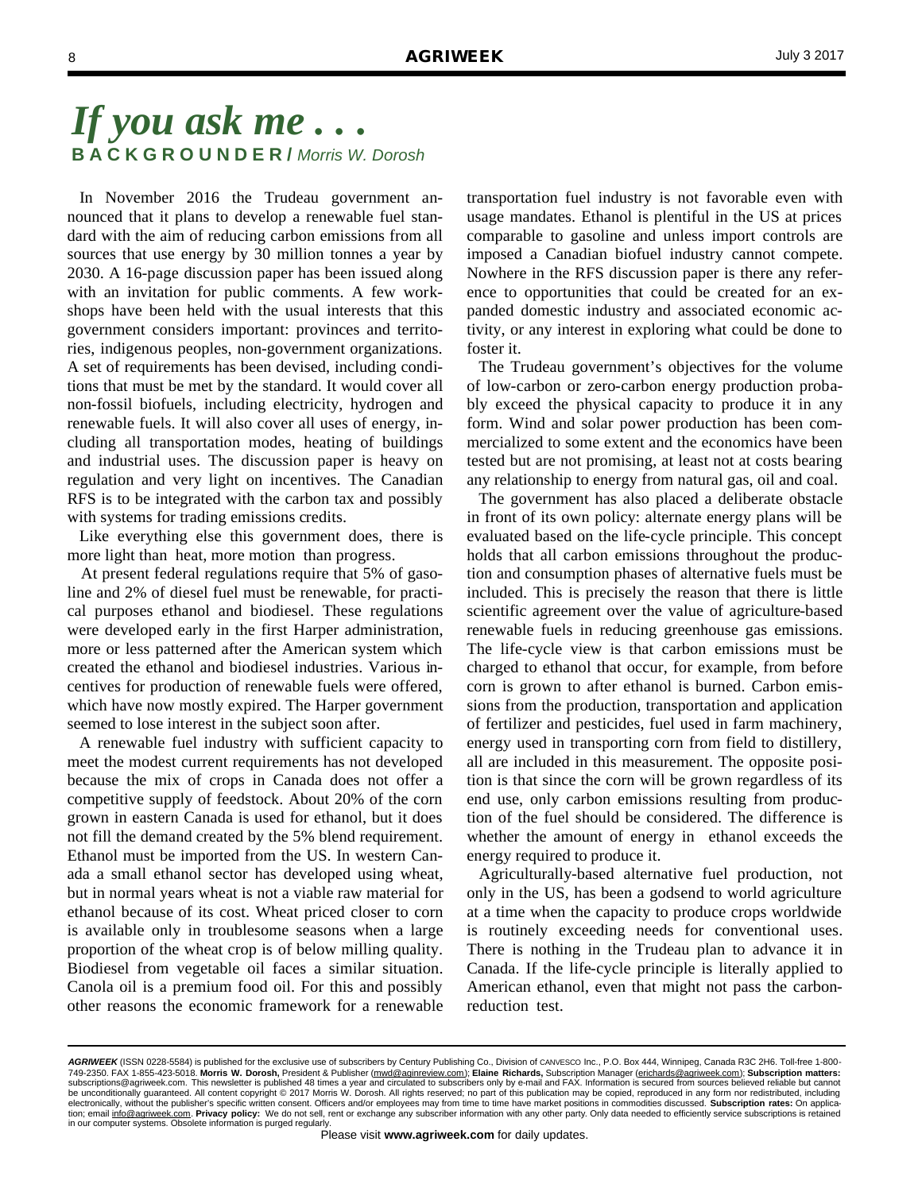# *If you ask me . . .*

**BACKGROUNDER /** *Morris W. Dorosh*

In November 2016 the Trudeau government announced that it plans to develop a renewable fuel standard with the aim of reducing carbon emissions from all sources that use energy by 30 million tonnes a year by 2030. A 16-page discussion paper has been issued along with an invitation for public comments. A few workshops have been held with the usual interests that this government considers important: provinces and territories, indigenous peoples, non-government organizations. A set of requirements has been devised, including conditions that must be met by the standard. It would cover all non-fossil biofuels, including electricity, hydrogen and renewable fuels. It will also cover all uses of energy, including all transportation modes, heating of buildings and industrial uses. The discussion paper is heavy on regulation and very light on incentives. The Canadian RFS is to be integrated with the carbon tax and possibly with systems for trading emissions credits.

Like everything else this government does, there is more light than heat, more motion than progress.

At present federal regulations require that 5% of gasoline and 2% of diesel fuel must be renewable, for practical purposes ethanol and biodiesel. These regulations were developed early in the first Harper administration, more or less patterned after the American system which created the ethanol and biodiesel industries. Various incentives for production of renewable fuels were offered, which have now mostly expired. The Harper government seemed to lose interest in the subject soon after.

A renewable fuel industry with sufficient capacity to meet the modest current requirements has not developed because the mix of crops in Canada does not offer a competitive supply of feedstock. About 20% of the corn grown in eastern Canada is used for ethanol, but it does not fill the demand created by the 5% blend requirement. Ethanol must be imported from the US. In western Canada a small ethanol sector has developed using wheat, but in normal years wheat is not a viable raw material for ethanol because of its cost. Wheat priced closer to corn is available only in troublesome seasons when a large proportion of the wheat crop is of below milling quality. Biodiesel from vegetable oil faces a similar situation. Canola oil is a premium food oil. For this and possibly other reasons the economic framework for a renewable transportation fuel industry is not favorable even with usage mandates. Ethanol is plentiful in the US at prices comparable to gasoline and unless import controls are imposed a Canadian biofuel industry cannot compete. Nowhere in the RFS discussion paper is there any reference to opportunities that could be created for an expanded domestic industry and associated economic activity, or any interest in exploring what could be done to foster it.

The Trudeau government's objectives for the volume of low-carbon or zero-carbon energy production probably exceed the physical capacity to produce it in any form. Wind and solar power production has been commercialized to some extent and the economics have been tested but are not promising, at least not at costs bearing any relationship to energy from natural gas, oil and coal.

The government has also placed a deliberate obstacle in front of its own policy: alternate energy plans will be evaluated based on the life-cycle principle. This concept holds that all carbon emissions throughout the production and consumption phases of alternative fuels must be included. This is precisely the reason that there is little scientific agreement over the value of agriculture-based renewable fuels in reducing greenhouse gas emissions. The life-cycle view is that carbon emissions must be charged to ethanol that occur, for example, from before corn is grown to after ethanol is burned. Carbon emissions from the production, transportation and application of fertilizer and pesticides, fuel used in farm machinery, energy used in transporting corn from field to distillery, all are included in this measurement. The opposite position is that since the corn will be grown regardless of its end use, only carbon emissions resulting from production of the fuel should be considered. The difference is whether the amount of energy in ethanol exceeds the energy required to produce it.

Agriculturally-based alternative fuel production, not only in the US, has been a godsend to world agriculture at a time when the capacity to produce crops worldwide is routinely exceeding needs for conventional uses. There is nothing in the Trudeau plan to advance it in Canada. If the life-cycle principle is literally applied to American ethanol, even that might not pass the carbon-reduction test.

---

***AGRIWEEK*** (ISSN 0228-5584) is published for the exclusive use of subscribers by Century Publishing Co., Division of CANVESCO Inc., P.O. Box 444, Winnipeg, Canada R3C 2H6. Toll-free 1-800-749-2350. FAX 1-855-423-5018. **Morris W. Dorosh,** President & Publisher (mwd@aginreview.com); **Elaine Richards,** Subscription Manager (erichards@agriweek.com); **Subscription matters:** subscriptions@agriweek.com. This newsletter is published 48 times a year and circulated to subscribers only by e-mail and FAX. Information is secured from sources believed reliable but cannot be unconditionally guaranteed. All content copyright © 2017 Morris W. Dorosh. All rights reserved; no part of this publication may be copied, reproduced in any form nor redistributed, including electronically, without the publisher's specific written consent. Officers and/or employees may from time to time have market positions in commodities discussed. **Subscription rates:** On application; email info@agriweek.com. **Privacy policy:** We do not sell, rent or exchange any subscriber information with any other party. Only data needed to efficiently service subscriptions is retained in our computer systems. Obsolete information is purged regularly.

Please visit **www.agriweek.com** for daily updates.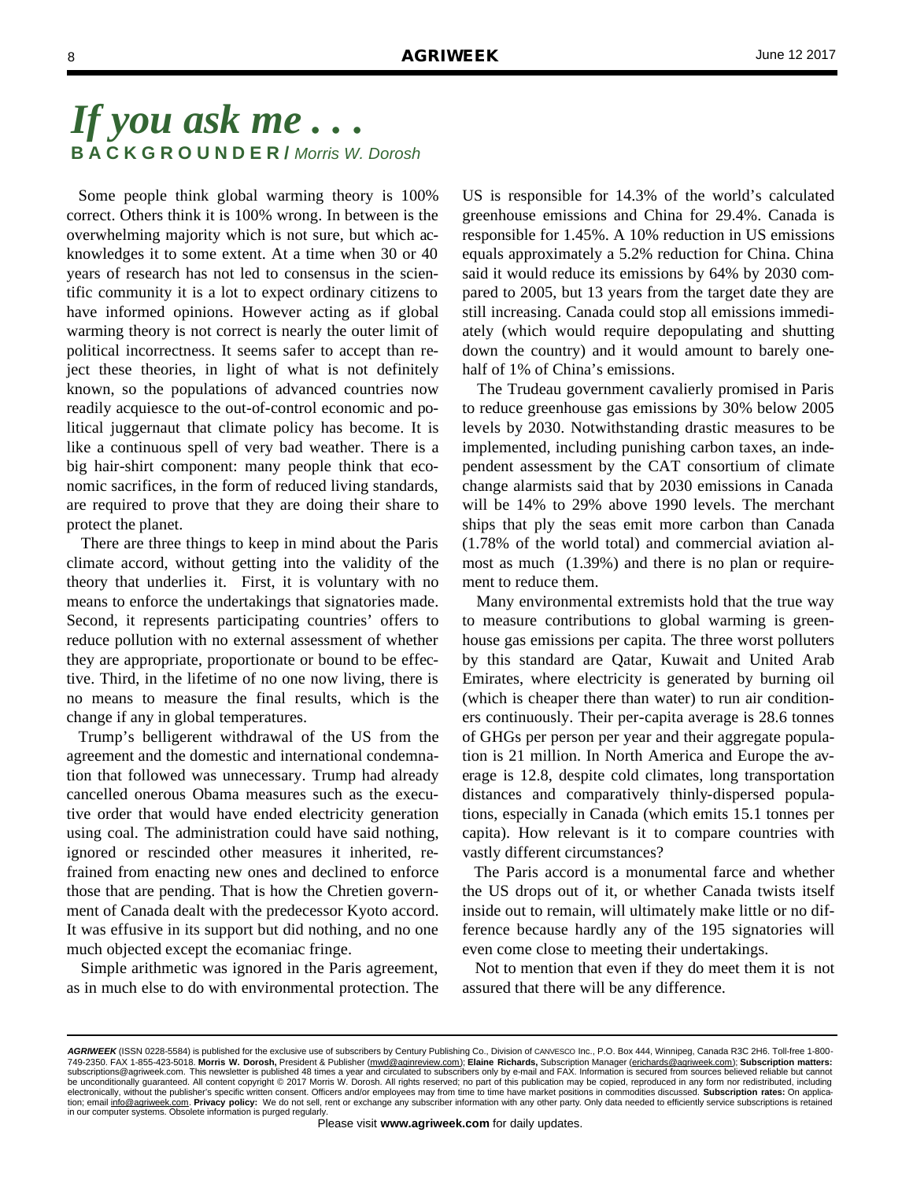# *If you ask me . . .*

**BACKGROUNDER** / *Morris W. Dorosh*

Some people think global warming theory is 100% correct. Others think it is 100% wrong. In between is the overwhelming majority which is not sure, but which acknowledges it to some extent. At a time when 30 or 40 years of research has not led to consensus in the scientific community it is a lot to expect ordinary citizens to have informed opinions. However acting as if global warming theory is not correct is nearly the outer limit of political incorrectness. It seems safer to accept than reject these theories, in light of what is not definitely known, so the populations of advanced countries now readily acquiesce to the out-of-control economic and political juggernaut that climate policy has become. It is like a continuous spell of very bad weather. There is a big hair-shirt component: many people think that economic sacrifices, in the form of reduced living standards, are required to prove that they are doing their share to protect the planet.

There are three things to keep in mind about the Paris climate accord, without getting into the validity of the theory that underlies it. First, it is voluntary with no means to enforce the undertakings that signatories made. Second, it represents participating countries' offers to reduce pollution with no external assessment of whether they are appropriate, proportionate or bound to be effective. Third, in the lifetime of no one now living, there is no means to measure the final results, which is the change if any in global temperatures.

Trump's belligerent withdrawal of the US from the agreement and the domestic and international condemnation that followed was unnecessary. Trump had already cancelled onerous Obama measures such as the executive order that would have ended electricity generation using coal. The administration could have said nothing, ignored or rescinded other measures it inherited, refrained from enacting new ones and declined to enforce those that are pending. That is how the Chretien government of Canada dealt with the predecessor Kyoto accord. It was effusive in its support but did nothing, and no one much objected except the ecomaniac fringe.

Simple arithmetic was ignored in the Paris agreement, as in much else to do with environmental protection. The US is responsible for 14.3% of the world's calculated greenhouse emissions and China for 29.4%. Canada is responsible for 1.45%. A 10% reduction in US emissions equals approximately a 5.2% reduction for China. China said it would reduce its emissions by 64% by 2030 compared to 2005, but 13 years from the target date they are still increasing. Canada could stop all emissions immediately (which would require depopulating and shutting down the country) and it would amount to barely one-half of 1% of China's emissions.

The Trudeau government cavalierly promised in Paris to reduce greenhouse gas emissions by 30% below 2005 levels by 2030. Notwithstanding drastic measures to be implemented, including punishing carbon taxes, an independent assessment by the CAT consortium of climate change alarmists said that by 2030 emissions in Canada will be 14% to 29% above 1990 levels. The merchant ships that ply the seas emit more carbon than Canada (1.78% of the world total) and commercial aviation almost as much (1.39%) and there is no plan or requirement to reduce them.

Many environmental extremists hold that the true way to measure contributions to global warming is greenhouse gas emissions per capita. The three worst polluters by this standard are Qatar, Kuwait and United Arab Emirates, where electricity is generated by burning oil (which is cheaper there than water) to run air conditioners continuously. Their per-capita average is 28.6 tonnes of GHGs per person per year and their aggregate population is 21 million. In North America and Europe the average is 12.8, despite cold climates, long transportation distances and comparatively thinly-dispersed populations, especially in Canada (which emits 15.1 tonnes per capita). How relevant is it to compare countries with vastly different circumstances?

The Paris accord is a monumental farce and whether the US drops out of it, or whether Canada twists itself inside out to remain, will ultimately make little or no difference because hardly any of the 195 signatories will even come close to meeting their undertakings.

Not to mention that even if they do meet them it is not assured that there will be any difference.

---

***AGRIWEEK*** (ISSN 0228-5584) is published for the exclusive use of subscribers by Century Publishing Co., Division of CANVESCO Inc., P.O. Box 444, Winnipeg, Canada R3C 2H6. Toll-free 1-800-749-2350. FAX 1-855-423-5018. **Morris W. Dorosh,** President & Publisher (mwd@aginreview.com); **Elaine Richards,** Subscription Manager (erichards@agriweek.com); **Subscription matters:** subscriptions@agriweek.com. This newsletter is published 48 times a year and circulated to subscribers only by e-mail and FAX. Information is secured from sources believed reliable but cannot be unconditionally guaranteed. All content copyright © 2017 Morris W. Dorosh. All rights reserved; no part of this publication may be copied, reproduced in any form nor redistributed, including electronically, without the publisher's specific written consent. Officers and/or employees may from time to time have market positions in commodities discussed. **Subscription rates:** On application; email info@agriweek.com. **Privacy policy:** We do not sell, rent or exchange any subscriber information with any other party. Only data needed to efficiently service subscriptions is retained in our computer systems. Obsolete information is purged regularly.

Please visit **www.agriweek.com** for daily updates.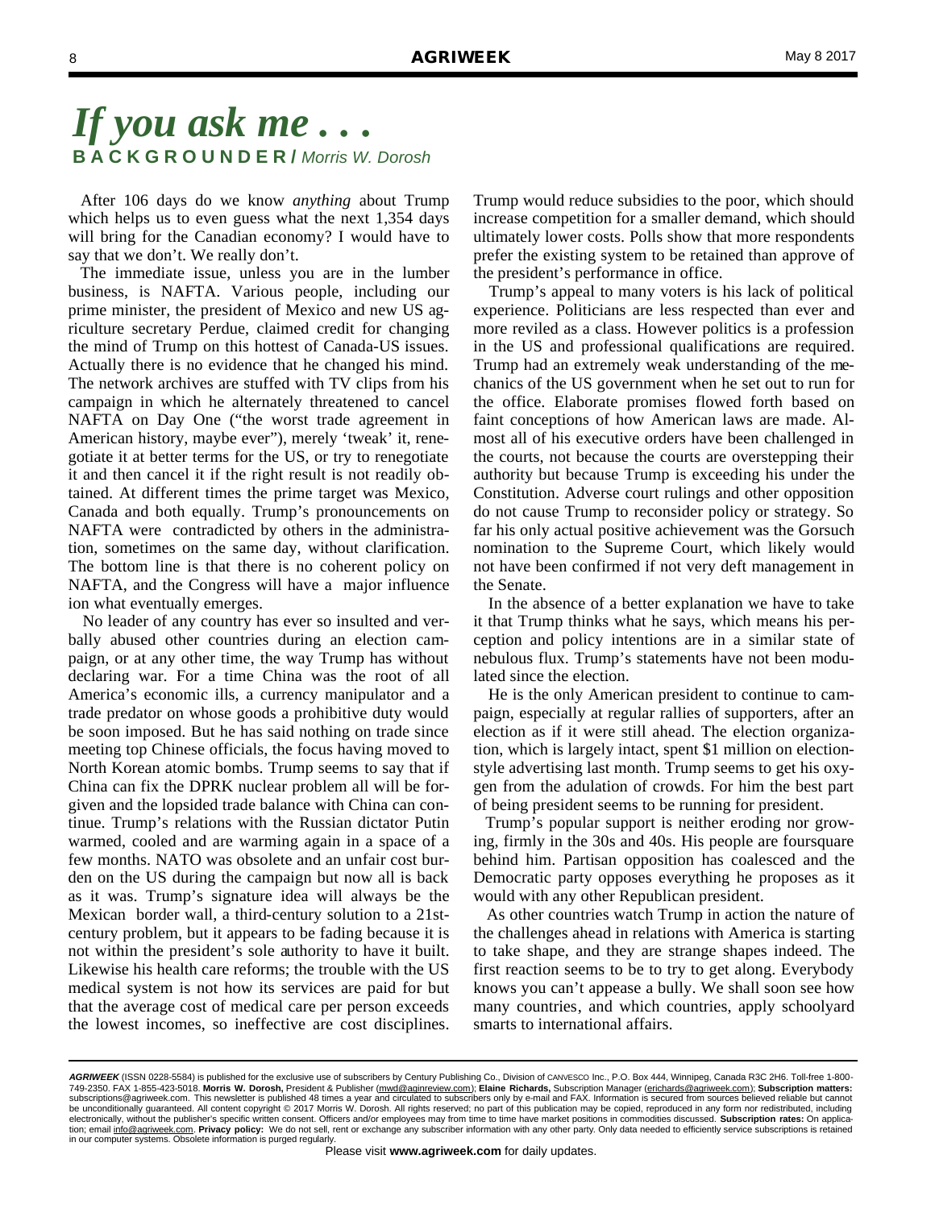# *If you ask me . . .*

**BACKGROUNDER /** *Morris W. Dorosh*

After 106 days do we know *anything* about Trump which helps us to even guess what the next 1,354 days will bring for the Canadian economy? I would have to say that we don't. We really don't.

The immediate issue, unless you are in the lumber business, is NAFTA. Various people, including our prime minister, the president of Mexico and new US agriculture secretary Perdue, claimed credit for changing the mind of Trump on this hottest of Canada-US issues. Actually there is no evidence that he changed his mind. The network archives are stuffed with TV clips from his campaign in which he alternately threatened to cancel NAFTA on Day One ("the worst trade agreement in American history, maybe ever"), merely 'tweak' it, renegotiate it at better terms for the US, or try to renegotiate it and then cancel it if the right result is not readily obtained. At different times the prime target was Mexico, Canada and both equally. Trump's pronouncements on NAFTA were contradicted by others in the administration, sometimes on the same day, without clarification. The bottom line is that there is no coherent policy on NAFTA, and the Congress will have a major influence ion what eventually emerges.

No leader of any country has ever so insulted and verbally abused other countries during an election campaign, or at any other time, the way Trump has without declaring war. For a time China was the root of all America's economic ills, a currency manipulator and a trade predator on whose goods a prohibitive duty would be soon imposed. But he has said nothing on trade since meeting top Chinese officials, the focus having moved to North Korean atomic bombs. Trump seems to say that if China can fix the DPRK nuclear problem all will be forgiven and the lopsided trade balance with China can continue. Trump's relations with the Russian dictator Putin warmed, cooled and are warming again in a space of a few months. NATO was obsolete and an unfair cost burden on the US during the campaign but now all is back as it was. Trump's signature idea will always be the Mexican border wall, a third-century solution to a 21st-century problem, but it appears to be fading because it is not within the president's sole authority to have it built. Likewise his health care reforms; the trouble with the US medical system is not how its services are paid for but that the average cost of medical care per person exceeds the lowest incomes, so ineffective are cost disciplines. Trump would reduce subsidies to the poor, which should increase competition for a smaller demand, which should ultimately lower costs. Polls show that more respondents prefer the existing system to be retained than approve of the president's performance in office.

Trump's appeal to many voters is his lack of political experience. Politicians are less respected than ever and more reviled as a class. However politics is a profession in the US and professional qualifications are required. Trump had an extremely weak understanding of the mechanics of the US government when he set out to run for the office. Elaborate promises flowed forth based on faint conceptions of how American laws are made. Almost all of his executive orders have been challenged in the courts, not because the courts are overstepping their authority but because Trump is exceeding his under the Constitution. Adverse court rulings and other opposition do not cause Trump to reconsider policy or strategy. So far his only actual positive achievement was the Gorsuch nomination to the Supreme Court, which likely would not have been confirmed if not very deft management in the Senate.

In the absence of a better explanation we have to take it that Trump thinks what he says, which means his perception and policy intentions are in a similar state of nebulous flux. Trump's statements have not been modulated since the election.

He is the only American president to continue to campaign, especially at regular rallies of supporters, after an election as if it were still ahead. The election organization, which is largely intact, spent $1 million on election-style advertising last month. Trump seems to get his oxygen from the adulation of crowds. For him the best part of being president seems to be running for president.

Trump's popular support is neither eroding nor growing, firmly in the 30s and 40s. His people are foursquare behind him. Partisan opposition has coalesced and the Democratic party opposes everything he proposes as it would with any other Republican president.

As other countries watch Trump in action the nature of the challenges ahead in relations with America is starting to take shape, and they are strange shapes indeed. The first reaction seems to be to try to get along. Everybody knows you can't appease a bully. We shall soon see how many countries, and which countries, apply schoolyard smarts to international affairs.

---

***AGRIWEEK*** (ISSN 0228-5584) is published for the exclusive use of subscribers by Century Publishing Co., Division of CANVESCO Inc., P.O. Box 444, Winnipeg, Canada R3C 2H6. Toll-free 1-800-749-2350. FAX 1-855-423-5018. **Morris W. Dorosh,** President & Publisher (mwd@aginreview.com); **Elaine Richards,** Subscription Manager (erichards@agriweek.com); **Subscription matters:** subscriptions@agriweek.com. This newsletter is published 48 times a year and circulated to subscribers only by e-mail and FAX. Information is secured from sources believed reliable but cannot be unconditionally guaranteed. All content copyright © 2017 Morris W. Dorosh. All rights reserved; no part of this publication may be copied, reproduced in any form nor redistributed, including electronically, without the publisher's specific written consent. Officers and/or employees may from time to time have market positions in commodities discussed. **Subscription rates:** On application; email info@agriweek.com. **Privacy policy:** We do not sell, rent or exchange any subscriber information with any other party. Only data needed to efficiently service subscriptions is retained in our computer systems. Obsolete information is purged regularly.

Please visit **www.agriweek.com** for daily updates.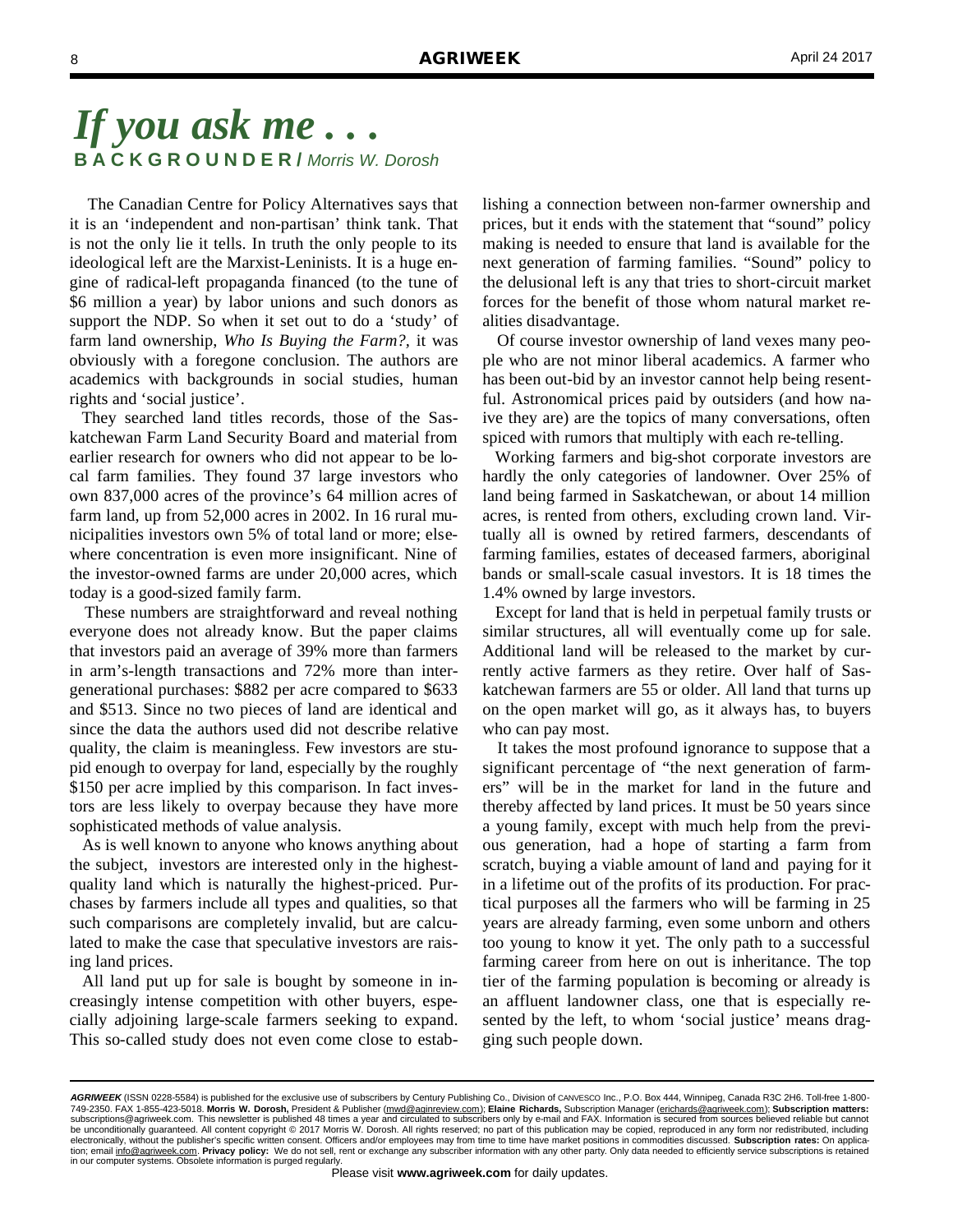# *If you ask me . . .*

**BACKGROUNDER /** *Morris W. Dorosh*

The Canadian Centre for Policy Alternatives says that it is an 'independent and non-partisan' think tank. That is not the only lie it tells. In truth the only people to its ideological left are the Marxist-Leninists. It is a huge engine of radical-left propaganda financed (to the tune of $6 million a year) by labor unions and such donors as support the NDP. So when it set out to do a 'study' of farm land ownership, *Who Is Buying the Farm?,* it was obviously with a foregone conclusion. The authors are academics with backgrounds in social studies, human rights and 'social justice'.

They searched land titles records, those of the Saskatchewan Farm Land Security Board and material from earlier research for owners who did not appear to be local farm families. They found 37 large investors who own 837,000 acres of the province's 64 million acres of farm land, up from 52,000 acres in 2002. In 16 rural municipalities investors own 5% of total land or more; elsewhere concentration is even more insignificant. Nine of the investor-owned farms are under 20,000 acres, which today is a good-sized family farm.

These numbers are straightforward and reveal nothing everyone does not already know. But the paper claims that investors paid an average of 39% more than farmers in arm's-length transactions and 72% more than intergenerational purchases: $882 per acre compared to $633 and $513. Since no two pieces of land are identical and since the data the authors used did not describe relative quality, the claim is meaningless. Few investors are stupid enough to overpay for land, especially by the roughly $150 per acre implied by this comparison. In fact investors are less likely to overpay because they have more sophisticated methods of value analysis.

As is well known to anyone who knows anything about the subject, investors are interested only in the highest-quality land which is naturally the highest-priced. Purchases by farmers include all types and qualities, so that such comparisons are completely invalid, but are calculated to make the case that speculative investors are raising land prices.

All land put up for sale is bought by someone in increasingly intense competition with other buyers, especially adjoining large-scale farmers seeking to expand. This so-called study does not even come close to establishing a connection between non-farmer ownership and prices, but it ends with the statement that "sound" policy making is needed to ensure that land is available for the next generation of farming families. "Sound" policy to the delusional left is any that tries to short-circuit market forces for the benefit of those whom natural market realities disadvantage.

Of course investor ownership of land vexes many people who are not minor liberal academics. A farmer who has been out-bid by an investor cannot help being resentful. Astronomical prices paid by outsiders (and how naive they are) are the topics of many conversations, often spiced with rumors that multiply with each re-telling.

Working farmers and big-shot corporate investors are hardly the only categories of landowner. Over 25% of land being farmed in Saskatchewan, or about 14 million acres, is rented from others, excluding crown land. Virtually all is owned by retired farmers, descendants of farming families, estates of deceased farmers, aboriginal bands or small-scale casual investors. It is 18 times the 1.4% owned by large investors.

Except for land that is held in perpetual family trusts or similar structures, all will eventually come up for sale. Additional land will be released to the market by currently active farmers as they retire. Over half of Saskatchewan farmers are 55 or older. All land that turns up on the open market will go, as it always has, to buyers who can pay most.

It takes the most profound ignorance to suppose that a significant percentage of "the next generation of farmers" will be in the market for land in the future and thereby affected by land prices. It must be 50 years since a young family, except with much help from the previous generation, had a hope of starting a farm from scratch, buying a viable amount of land and paying for it in a lifetime out of the profits of its production. For practical purposes all the farmers who will be farming in 25 years are already farming, even some unborn and others too young to know it yet. The only path to a successful farming career from here on out is inheritance. The top tier of the farming population is becoming or already is an affluent landowner class, one that is especially resented by the left, to whom 'social justice' means dragging such people down.

---

***AGRIWEEK*** (ISSN 0228-5584) is published for the exclusive use of subscribers by Century Publishing Co., Division of CANVESCO Inc., P.O. Box 444, Winnipeg, Canada R3C 2H6. Toll-free 1-800-749-2350. FAX 1-855-423-5018. **Morris W. Dorosh,** President & Publisher (mwd@aginreview.com); **Elaine Richards,** Subscription Manager (erichards@agriweek.com); **Subscription matters:** subscriptions@agriweek.com. This newsletter is published 48 times a year and circulated to subscribers only by e-mail and FAX. Information is secured from sources believed reliable but cannot be unconditionally guaranteed. All content copyright © 2017 Morris W. Dorosh. All rights reserved; no part of this publication may be copied, reproduced in any form nor redistributed, including electronically, without the publisher's specific written consent. Officers and/or employees may from time to time have market positions in commodities discussed. **Subscription rates:** On application; email info@agriweek.com. **Privacy policy:** We do not sell, rent or exchange any subscriber information with any other party. Only data needed to efficiently service subscriptions is retained in our computer systems. Obsolete information is purged regularly.

Please visit **www.agriweek.com** for daily updates.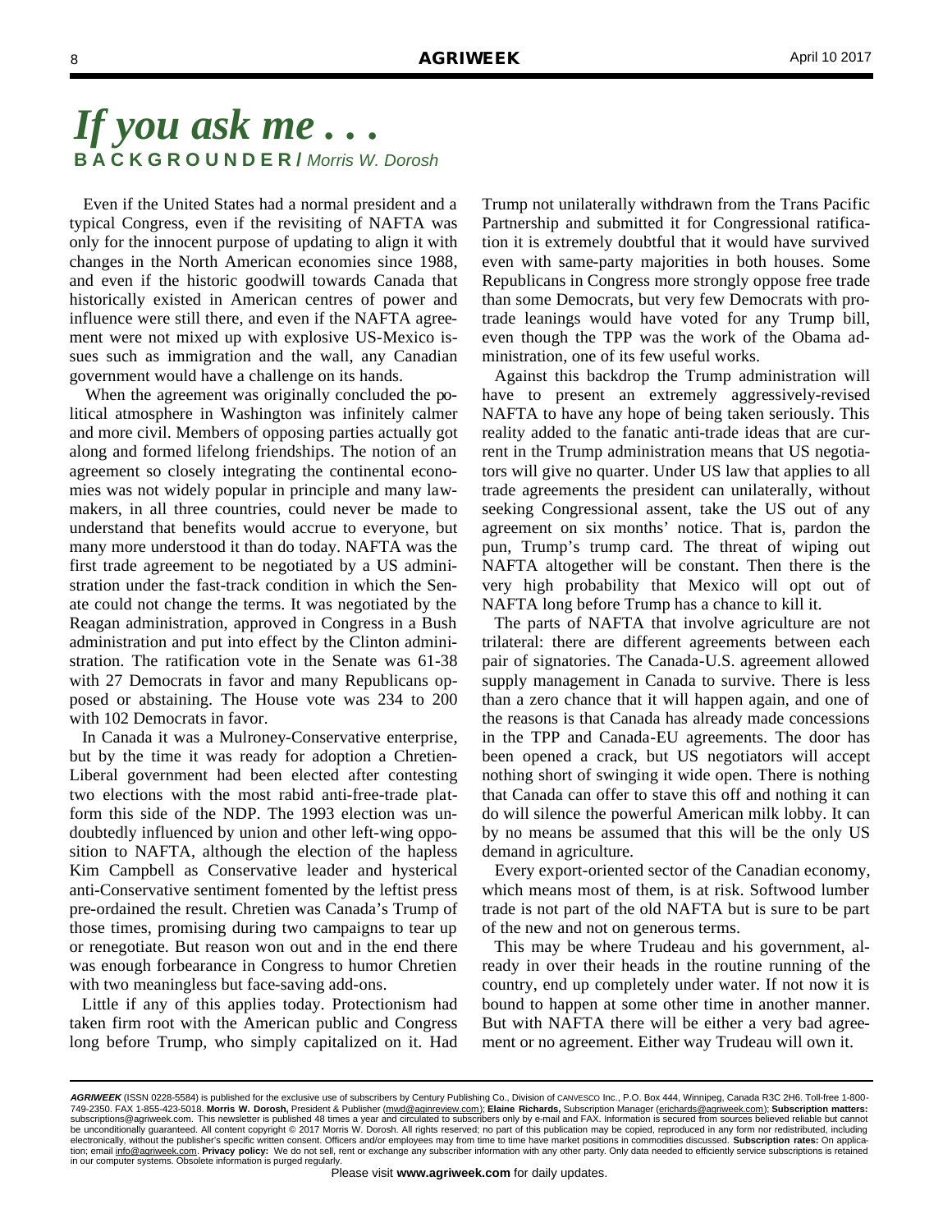# *If you ask me . . .*

**BACKGROUNDER /** *Morris W. Dorosh*

Even if the United States had a normal president and a typical Congress, even if the revisiting of NAFTA was only for the innocent purpose of updating to align it with changes in the North American economies since 1988, and even if the historic goodwill towards Canada that historically existed in American centres of power and influence were still there, and even if the NAFTA agreement were not mixed up with explosive US-Mexico issues such as immigration and the wall, any Canadian government would have a challenge on its hands.

When the agreement was originally concluded the political atmosphere in Washington was infinitely calmer and more civil. Members of opposing parties actually got along and formed lifelong friendships. The notion of an agreement so closely integrating the continental economies was not widely popular in principle and many lawmakers, in all three countries, could never be made to understand that benefits would accrue to everyone, but many more understood it than do today. NAFTA was the first trade agreement to be negotiated by a US administration under the fast-track condition in which the Senate could not change the terms. It was negotiated by the Reagan administration, approved in Congress in a Bush administration and put into effect by the Clinton administration. The ratification vote in the Senate was 61-38 with 27 Democrats in favor and many Republicans opposed or abstaining. The House vote was 234 to 200 with 102 Democrats in favor.

In Canada it was a Mulroney-Conservative enterprise, but by the time it was ready for adoption a Chretien-Liberal government had been elected after contesting two elections with the most rabid anti-free-trade platform this side of the NDP. The 1993 election was undoubtedly influenced by union and other left-wing opposition to NAFTA, although the election of the hapless Kim Campbell as Conservative leader and hysterical anti-Conservative sentiment fomented by the leftist press pre-ordained the result. Chretien was Canada's Trump of those times, promising during two campaigns to tear up or renegotiate. But reason won out and in the end there was enough forbearance in Congress to humor Chretien with two meaningless but face-saving add-ons.

Little if any of this applies today. Protectionism had taken firm root with the American public and Congress long before Trump, who simply capitalized on it. Had Trump not unilaterally withdrawn from the Trans Pacific Partnership and submitted it for Congressional ratification it is extremely doubtful that it would have survived even with same-party majorities in both houses. Some Republicans in Congress more strongly oppose free trade than some Democrats, but very few Democrats with pro-trade leanings would have voted for any Trump bill, even though the TPP was the work of the Obama administration, one of its few useful works.

Against this backdrop the Trump administration will have to present an extremely aggressively-revised NAFTA to have any hope of being taken seriously. This reality added to the fanatic anti-trade ideas that are current in the Trump administration means that US negotiators will give no quarter. Under US law that applies to all trade agreements the president can unilaterally, without seeking Congressional assent, take the US out of any agreement on six months' notice. That is, pardon the pun, Trump's trump card. The threat of wiping out NAFTA altogether will be constant. Then there is the very high probability that Mexico will opt out of NAFTA long before Trump has a chance to kill it.

The parts of NAFTA that involve agriculture are not trilateral: there are different agreements between each pair of signatories. The Canada-U.S. agreement allowed supply management in Canada to survive. There is less than a zero chance that it will happen again, and one of the reasons is that Canada has already made concessions in the TPP and Canada-EU agreements. The door has been opened a crack, but US negotiators will accept nothing short of swinging it wide open. There is nothing that Canada can offer to stave this off and nothing it can do will silence the powerful American milk lobby. It can by no means be assumed that this will be the only US demand in agriculture.

Every export-oriented sector of the Canadian economy, which means most of them, is at risk. Softwood lumber trade is not part of the old NAFTA but is sure to be part of the new and not on generous terms.

This may be where Trudeau and his government, already in over their heads in the routine running of the country, end up completely under water. If not now it is bound to happen at some other time in another manner. But with NAFTA there will be either a very bad agreement or no agreement. Either way Trudeau will own it.

---

***AGRIWEEK*** (ISSN 0228-5584) is published for the exclusive use of subscribers by Century Publishing Co., Division of CANVESCO Inc., P.O. Box 444, Winnipeg, Canada R3C 2H6. Toll-free 1-800-749-2350. FAX 1-855-423-5018. **Morris W. Dorosh,** President & Publisher (mwd@aginreview.com); **Elaine Richards,** Subscription Manager (erichards@agriweek.com); **Subscription matters:** subscriptions@agriweek.com. This newsletter is published 48 times a year and circulated to subscribers only by e-mail and FAX. Information is secured from sources believed reliable but cannot be unconditionally guaranteed. All content copyright © 2017 Morris W. Dorosh. All rights reserved; no part of this publication may be copied, reproduced in any form nor redistributed, including electronically, without the publisher's specific written consent. Officers and/or employees may from time to time have market positions in commodities discussed. **Subscription rates:** On application; email info@agriweek.com. **Privacy policy:** We do not sell, rent or exchange any subscriber information with any other party. Only data needed to efficiently service subscriptions is retained in our computer systems. Obsolete information is purged regularly.

Please visit **www.agriweek.com** for daily updates.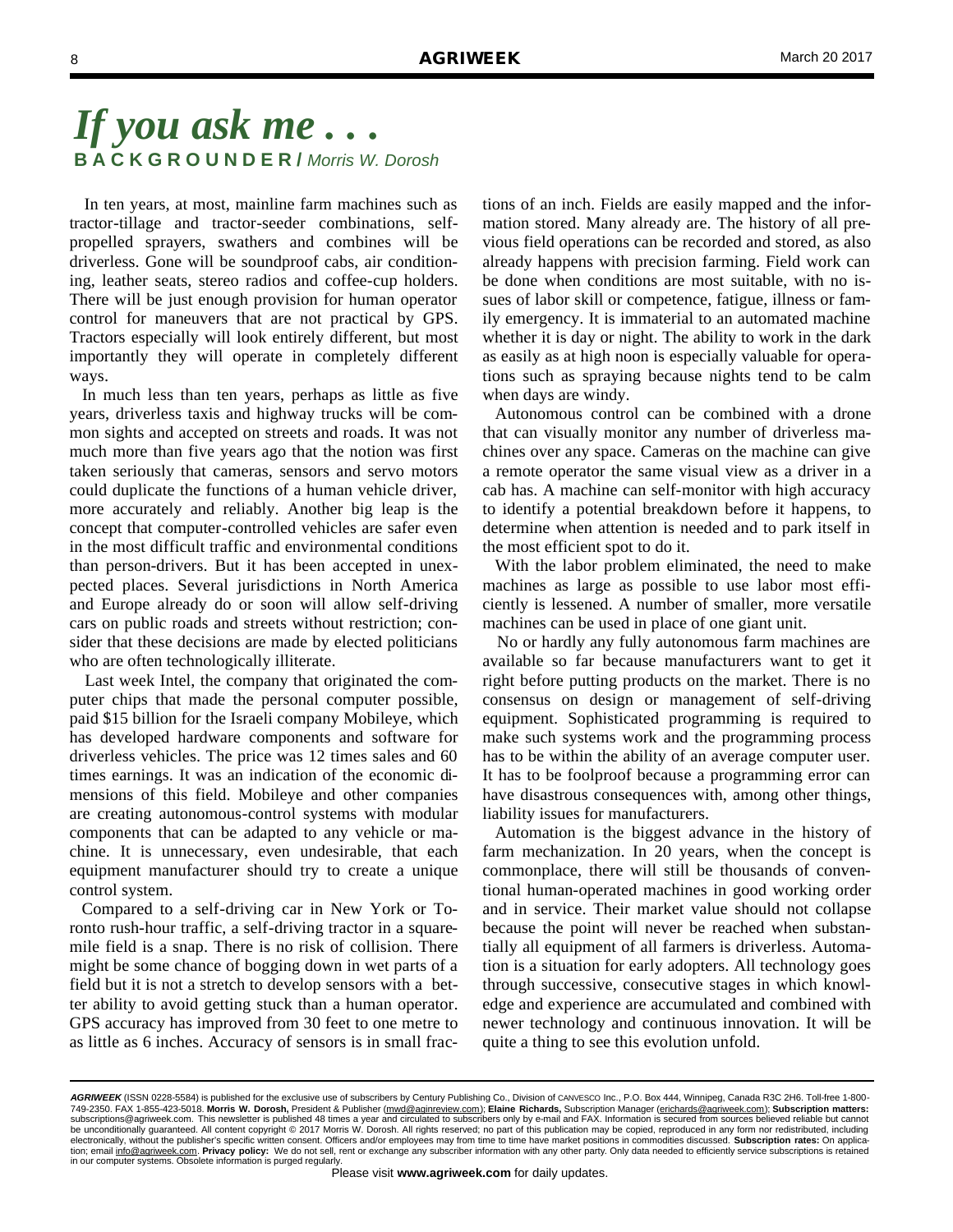# *If you ask me . . .*

**BACKGROUNDER /** *Morris W. Dorosh*

In ten years, at most, mainline farm machines such as tractor-tillage and tractor-seeder combinations, self-propelled sprayers, swathers and combines will be driverless. Gone will be soundproof cabs, air conditioning, leather seats, stereo radios and coffee-cup holders. There will be just enough provision for human operator control for maneuvers that are not practical by GPS. Tractors especially will look entirely different, but most importantly they will operate in completely different ways.

In much less than ten years, perhaps as little as five years, driverless taxis and highway trucks will be common sights and accepted on streets and roads. It was not much more than five years ago that the notion was first taken seriously that cameras, sensors and servo motors could duplicate the functions of a human vehicle driver, more accurately and reliably. Another big leap is the concept that computer-controlled vehicles are safer even in the most difficult traffic and environmental conditions than person-drivers. But it has been accepted in unexpected places. Several jurisdictions in North America and Europe already do or soon will allow self-driving cars on public roads and streets without restriction; consider that these decisions are made by elected politicians who are often technologically illiterate.

Last week Intel, the company that originated the computer chips that made the personal computer possible, paid $15 billion for the Israeli company Mobileye, which has developed hardware components and software for driverless vehicles. The price was 12 times sales and 60 times earnings. It was an indication of the economic dimensions of this field. Mobileye and other companies are creating autonomous-control systems with modular components that can be adapted to any vehicle or machine. It is unnecessary, even undesirable, that each equipment manufacturer should try to create a unique control system.

Compared to a self-driving car in New York or Toronto rush-hour traffic, a self-driving tractor in a square-mile field is a snap. There is no risk of collision. There might be some chance of bogging down in wet parts of a field but it is not a stretch to develop sensors with a better ability to avoid getting stuck than a human operator. GPS accuracy has improved from 30 feet to one metre to as little as 6 inches. Accuracy of sensors is in small fractions of an inch. Fields are easily mapped and the information stored. Many already are. The history of all previous field operations can be recorded and stored, as also already happens with precision farming. Field work can be done when conditions are most suitable, with no issues of labor skill or competence, fatigue, illness or family emergency. It is immaterial to an automated machine whether it is day or night. The ability to work in the dark as easily as at high noon is especially valuable for operations such as spraying because nights tend to be calm when days are windy.

Autonomous control can be combined with a drone that can visually monitor any number of driverless machines over any space. Cameras on the machine can give a remote operator the same visual view as a driver in a cab has. A machine can self-monitor with high accuracy to identify a potential breakdown before it happens, to determine when attention is needed and to park itself in the most efficient spot to do it.

With the labor problem eliminated, the need to make machines as large as possible to use labor most efficiently is lessened. A number of smaller, more versatile machines can be used in place of one giant unit.

No or hardly any fully autonomous farm machines are available so far because manufacturers want to get it right before putting products on the market. There is no consensus on design or management of self-driving equipment. Sophisticated programming is required to make such systems work and the programming process has to be within the ability of an average computer user. It has to be foolproof because a programming error can have disastrous consequences with, among other things, liability issues for manufacturers.

Automation is the biggest advance in the history of farm mechanization. In 20 years, when the concept is commonplace, there will still be thousands of conventional human-operated machines in good working order and in service. Their market value should not collapse because the point will never be reached when substantially all equipment of all farmers is driverless. Automation is a situation for early adopters. All technology goes through successive, consecutive stages in which knowledge and experience are accumulated and combined with newer technology and continuous innovation. It will be quite a thing to see this evolution unfold.

---

***AGRIWEEK*** (ISSN 0228-5584) is published for the exclusive use of subscribers by Century Publishing Co., Division of CANVESCO Inc., P.O. Box 444, Winnipeg, Canada R3C 2H6. Toll-free 1-800-749-2350. FAX 1-855-423-5018. **Morris W. Dorosh,** President & Publisher (mwd@aginreview.com); **Elaine Richards,** Subscription Manager (erichards@agriweek.com); **Subscription matters:** subscriptions@agriweek.com. This newsletter is published 48 times a year and circulated to subscribers only by e-mail and FAX. Information is secured from sources believed reliable but cannot be unconditionally guaranteed. All content copyright © 2017 Morris W. Dorosh. All rights reserved; no part of this publication may be copied, reproduced in any form nor redistributed, including electronically, without the publisher's specific written consent. Officers and/or employees may from time to time have market positions in commodities discussed. **Subscription rates:** On application; email info@agriweek.com. **Privacy policy:** We do not sell, rent or exchange any subscriber information with any other party. Only data needed to efficiently service subscriptions is retained in our computer systems. Obsolete information is purged regularly.

Please visit **www.agriweek.com** for daily updates.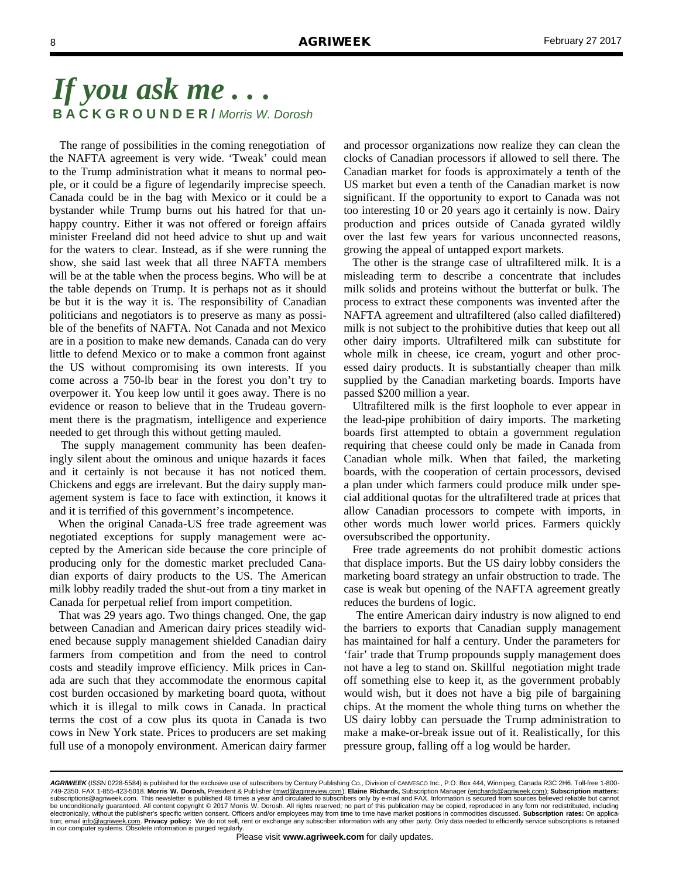# *If you ask me . . .*

**BACKGROUNDER /** *Morris W. Dorosh*

The range of possibilities in the coming renegotiation of the NAFTA agreement is very wide. 'Tweak' could mean to the Trump administration what it means to normal people, or it could be a figure of legendarily imprecise speech. Canada could be in the bag with Mexico or it could be a bystander while Trump burns out his hatred for that unhappy country. Either it was not offered or foreign affairs minister Freeland did not heed advice to shut up and wait for the waters to clear. Instead, as if she were running the show, she said last week that all three NAFTA members will be at the table when the process begins. Who will be at the table depends on Trump. It is perhaps not as it should be but it is the way it is. The responsibility of Canadian politicians and negotiators is to preserve as many as possible of the benefits of NAFTA. Not Canada and not Mexico are in a position to make new demands. Canada can do very little to defend Mexico or to make a common front against the US without compromising its own interests. If you come across a 750-lb bear in the forest you don't try to overpower it. You keep low until it goes away. There is no evidence or reason to believe that in the Trudeau government there is the pragmatism, intelligence and experience needed to get through this without getting mauled.

The supply management community has been deafeningly silent about the ominous and unique hazards it faces and it certainly is not because it has not noticed them. Chickens and eggs are irrelevant. But the dairy supply management system is face to face with extinction, it knows it and it is terrified of this government's incompetence.

When the original Canada-US free trade agreement was negotiated exceptions for supply management were accepted by the American side because the core principle of producing only for the domestic market precluded Canadian exports of dairy products to the US. The American milk lobby readily traded the shut-out from a tiny market in Canada for perpetual relief from import competition.

That was 29 years ago. Two things changed. One, the gap between Canadian and American dairy prices steadily widened because supply management shielded Canadian dairy farmers from competition and from the need to control costs and steadily improve efficiency. Milk prices in Canada are such that they accommodate the enormous capital cost burden occasioned by marketing board quota, without which it is illegal to milk cows in Canada. In practical terms the cost of a cow plus its quota in Canada is two cows in New York state. Prices to producers are set making full use of a monopoly environment. American dairy farmer and processor organizations now realize they can clean the clocks of Canadian processors if allowed to sell there. The Canadian market for foods is approximately a tenth of the US market but even a tenth of the Canadian market is now significant. If the opportunity to export to Canada was not too interesting 10 or 20 years ago it certainly is now. Dairy production and prices outside of Canada gyrated wildly over the last few years for various unconnected reasons, growing the appeal of untapped export markets.

The other is the strange case of ultrafiltered milk. It is a misleading term to describe a concentrate that includes milk solids and proteins without the butterfat or bulk. The process to extract these components was invented after the NAFTA agreement and ultrafiltered (also called diafiltered) milk is not subject to the prohibitive duties that keep out all other dairy imports. Ultrafiltered milk can substitute for whole milk in cheese, ice cream, yogurt and other processed dairy products. It is substantially cheaper than milk supplied by the Canadian marketing boards. Imports have passed \$200 million a year.

Ultrafiltered milk is the first loophole to ever appear in the lead-pipe prohibition of dairy imports. The marketing boards first attempted to obtain a government regulation requiring that cheese could only be made in Canada from Canadian whole milk. When that failed, the marketing boards, with the cooperation of certain processors, devised a plan under which farmers could produce milk under special additional quotas for the ultrafiltered trade at prices that allow Canadian processors to compete with imports, in other words much lower world prices. Farmers quickly oversubscribed the opportunity.

Free trade agreements do not prohibit domestic actions that displace imports. But the US dairy lobby considers the marketing board strategy an unfair obstruction to trade. The case is weak but opening of the NAFTA agreement greatly reduces the burdens of logic.

The entire American dairy industry is now aligned to end the barriers to exports that Canadian supply management has maintained for half a century. Under the parameters for 'fair' trade that Trump propounds supply management does not have a leg to stand on. Skillful negotiation might trade off something else to keep it, as the government probably would wish, but it does not have a big pile of bargaining chips. At the moment the whole thing turns on whether the US dairy lobby can persuade the Trump administration to make a make-or-break issue out of it. Realistically, for this pressure group, falling off a log would be harder.

---

***AGRIWEEK*** (ISSN 0228-5584) is published for the exclusive use of subscribers by Century Publishing Co., Division of CANVESCO Inc., P.O. Box 444, Winnipeg, Canada R3C 2H6. Toll-free 1-800-749-2350. FAX 1-855-423-5018. **Morris W. Dorosh,** President & Publisher (mwd@aginreview.com); **Elaine Richards,** Subscription Manager (erichards@agriweek.com); **Subscription matters:** subscriptions@agriweek.com. This newsletter is published 48 times a year and circulated to subscribers only by e-mail and FAX. Information is secured from sources believed reliable but cannot be unconditionally guaranteed. All content copyright © 2017 Morris W. Dorosh. All rights reserved; no part of this publication may be copied, reproduced in any form nor redistributed, including electronically, without the publisher's specific written consent. Officers and/or employees may from time to time have market positions in commodities discussed. **Subscription rates:** On application; email info@agriweek.com. **Privacy policy:** We do not sell, rent or exchange any subscriber information with any other party. Only data needed to efficiently service subscriptions is retained in our computer systems. Obsolete information is purged regularly.

Please visit **www.agriweek.com** for daily updates.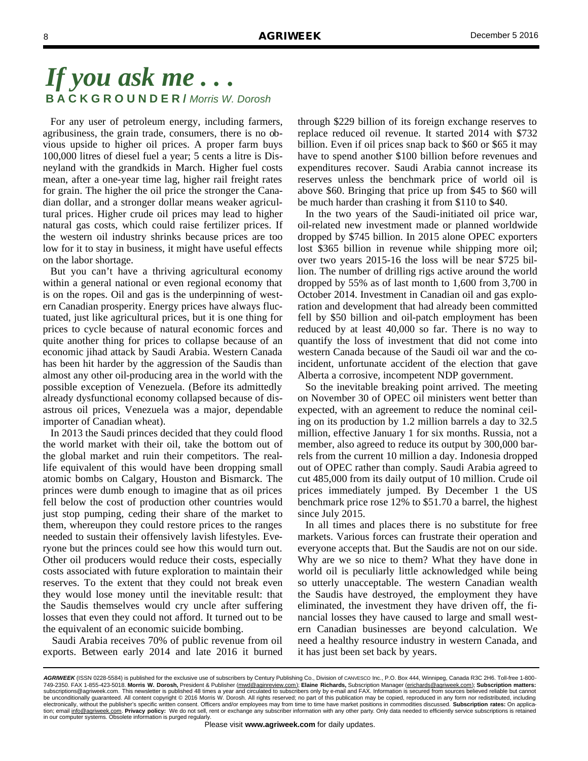# *If you ask me . . .*

**B A C K G R O U N D E R /** *Morris W. Dorosh*

For any user of petroleum energy, including farmers, agribusiness, the grain trade, consumers, there is no obvious upside to higher oil prices. A proper farm buys 100,000 litres of diesel fuel a year; 5 cents a litre is Disneyland with the grandkids in March. Higher fuel costs mean, after a one-year time lag, higher rail freight rates for grain. The higher the oil price the stronger the Canadian dollar, and a stronger dollar means weaker agricultural prices. Higher crude oil prices may lead to higher natural gas costs, which could raise fertilizer prices. If the western oil industry shrinks because prices are too low for it to stay in business, it might have useful effects on the labor shortage.

But you can't have a thriving agricultural economy within a general national or even regional economy that is on the ropes. Oil and gas is the underpinning of western Canadian prosperity. Energy prices have always fluctuated, just like agricultural prices, but it is one thing for prices to cycle because of natural economic forces and quite another thing for prices to collapse because of an economic jihad attack by Saudi Arabia. Western Canada has been hit harder by the aggression of the Saudis than almost any other oil-producing area in the world with the possible exception of Venezuela. (Before its admittedly already dysfunctional economy collapsed because of disastrous oil prices, Venezuela was a major, dependable importer of Canadian wheat).

In 2013 the Saudi princes decided that they could flood the world market with their oil, take the bottom out of the global market and ruin their competitors. The real-life equivalent of this would have been dropping small atomic bombs on Calgary, Houston and Bismarck. The princes were dumb enough to imagine that as oil prices fell below the cost of production other countries would just stop pumping, ceding their share of the market to them, whereupon they could restore prices to the ranges needed to sustain their offensively lavish lifestyles. Everyone but the princes could see how this would turn out. Other oil producers would reduce their costs, especially costs associated with future exploration to maintain their reserves. To the extent that they could not break even they would lose money until the inevitable result: that the Saudis themselves would cry uncle after suffering losses that even they could not afford. It turned out to be the equivalent of an economic suicide bombing.

Saudi Arabia receives 70% of public revenue from oil exports. Between early 2014 and late 2016 it burned through \$229 billion of its foreign exchange reserves to replace reduced oil revenue. It started 2014 with \$732 billion. Even if oil prices snap back to \$60 or \$65 it may have to spend another \$100 billion before revenues and expenditures recover. Saudi Arabia cannot increase its reserves unless the benchmark price of world oil is above \$60. Bringing that price up from \$45 to \$60 will be much harder than crashing it from \$110 to \$40.

In the two years of the Saudi-initiated oil price war, oil-related new investment made or planned worldwide dropped by \$745 billion. In 2015 alone OPEC exporters lost \$365 billion in revenue while shipping more oil; over two years 2015-16 the loss will be near \$725 billion. The number of drilling rigs active around the world dropped by 55% as of last month to 1,600 from 3,700 in October 2014. Investment in Canadian oil and gas exploration and development that had already been committed fell by \$50 billion and oil-patch employment has been reduced by at least 40,000 so far. There is no way to quantify the loss of investment that did not come into western Canada because of the Saudi oil war and the coincident, unfortunate accident of the election that gave Alberta a corrosive, incompetent NDP government.

So the inevitable breaking point arrived. The meeting on November 30 of OPEC oil ministers went better than expected, with an agreement to reduce the nominal ceiling on its production by 1.2 million barrels a day to 32.5 million, effective January 1 for six months. Russia, not a member, also agreed to reduce its output by 300,000 barrels from the current 10 million a day. Indonesia dropped out of OPEC rather than comply. Saudi Arabia agreed to cut 485,000 from its daily output of 10 million. Crude oil prices immediately jumped. By December 1 the US benchmark price rose 12% to \$51.70 a barrel, the highest since July 2015.

In all times and places there is no substitute for free markets. Various forces can frustrate their operation and everyone accepts that. But the Saudis are not on our side. Why are we so nice to them? What they have done in world oil is peculiarly little acknowledged while being so utterly unacceptable. The western Canadian wealth the Saudis have destroyed, the employment they have eliminated, the investment they have driven off, the financial losses they have caused to large and small western Canadian businesses are beyond calculation. We need a healthy resource industry in western Canada, and it has just been set back by years.

---

***AGRIWEEK*** (ISSN 0228-5584) is published for the exclusive use of subscribers by Century Publishing Co., Division of CANVESCO Inc., P.O. Box 444, Winnipeg, Canada R3C 2H6. Toll-free 1-800-749-2350. FAX 1-855-423-5018. **Morris W. Dorosh,** President & Publisher (mwd@agrireview.com); **Elaine Richards,** Subscription Manager (erichards@agriweek.com); **Subscription matters:** subscriptions@agriweek.com. This newsletter is published 48 times a year and circulated to subscribers only by e-mail and FAX. Information is secured from sources believed reliable but cannot be unconditionally guaranteed. All content copyright © 2016 Morris W. Dorosh. All rights reserved; no part of this publication may be copied, reproduced in any form nor redistributed, including electronically, without the publisher's specific written consent. Officers and/or employees may from time to time have market positions in commodities discussed. **Subscription rates:** On application; email info@agriweek.com. **Privacy policy:** We do not sell, rent or exchange any subscriber information with any other party. Only data needed to efficiently service subscriptions is retained in our computer systems. Obsolete information is purged regularly.

Please visit **www.agriweek.com** for daily updates.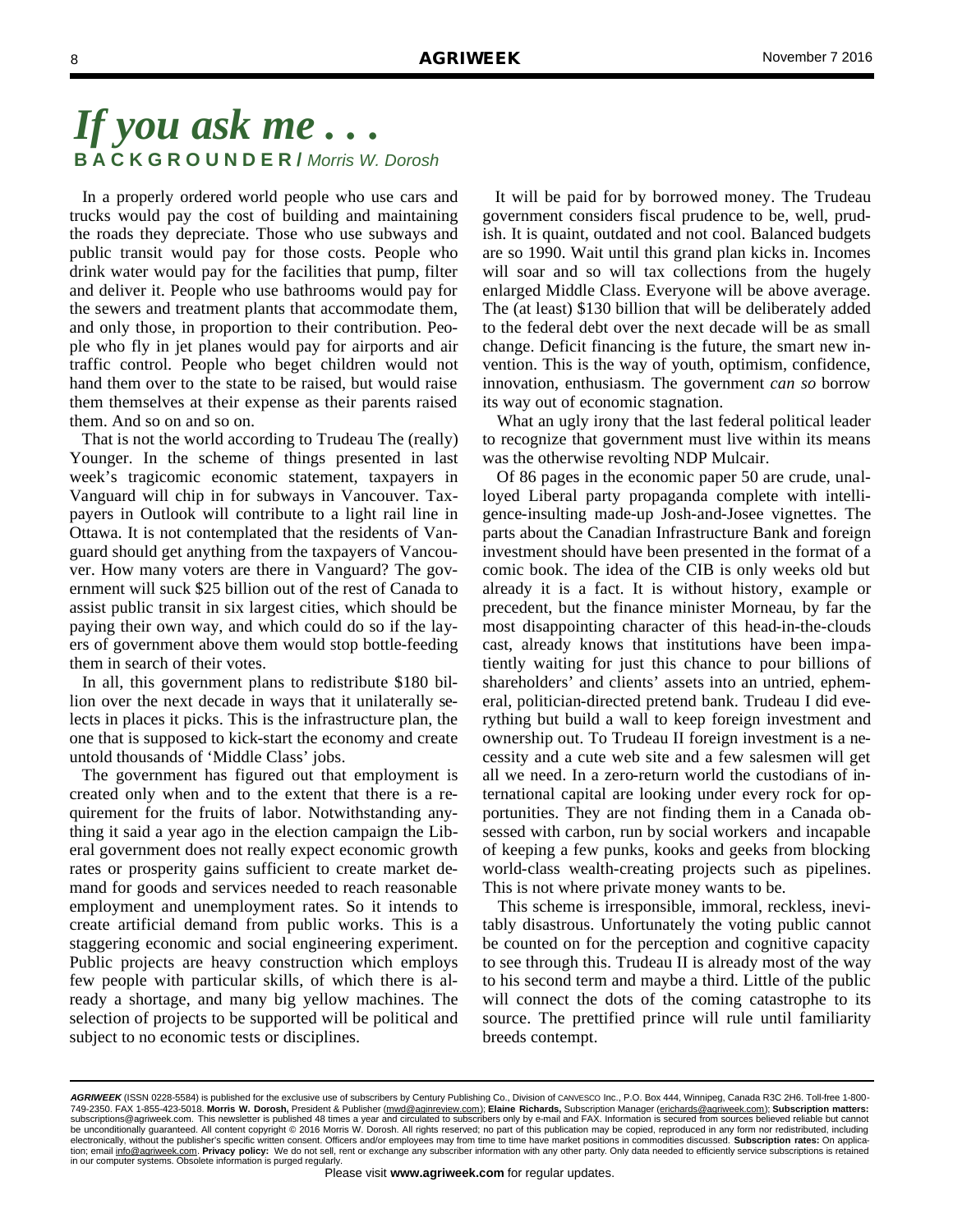# *If you ask me . . .*

**BACKGROUNDER /** *Morris W. Dorosh*

In a properly ordered world people who use cars and trucks would pay the cost of building and maintaining the roads they depreciate. Those who use subways and public transit would pay for those costs. People who drink water would pay for the facilities that pump, filter and deliver it. People who use bathrooms would pay for the sewers and treatment plants that accommodate them, and only those, in proportion to their contribution. People who fly in jet planes would pay for airports and air traffic control. People who beget children would not hand them over to the state to be raised, but would raise them themselves at their expense as their parents raised them. And so on and so on.

That is not the world according to Trudeau The (really) Younger. In the scheme of things presented in last week's tragicomic economic statement, taxpayers in Vanguard will chip in for subways in Vancouver. Taxpayers in Outlook will contribute to a light rail line in Ottawa. It is not contemplated that the residents of Vanguard should get anything from the taxpayers of Vancouver. How many voters are there in Vanguard? The government will suck $25 billion out of the rest of Canada to assist public transit in six largest cities, which should be paying their own way, and which could do so if the layers of government above them would stop bottle-feeding them in search of their votes.

In all, this government plans to redistribute $180 billion over the next decade in ways that it unilaterally selects in places it picks. This is the infrastructure plan, the one that is supposed to kick-start the economy and create untold thousands of 'Middle Class' jobs.

The government has figured out that employment is created only when and to the extent that there is a requirement for the fruits of labor. Notwithstanding anything it said a year ago in the election campaign the Liberal government does not really expect economic growth rates or prosperity gains sufficient to create market demand for goods and services needed to reach reasonable employment and unemployment rates. So it intends to create artificial demand from public works. This is a staggering economic and social engineering experiment. Public projects are heavy construction which employs few people with particular skills, of which there is already a shortage, and many big yellow machines. The selection of projects to be supported will be political and subject to no economic tests or disciplines.

It will be paid for by borrowed money. The Trudeau government considers fiscal prudence to be, well, prudish. It is quaint, outdated and not cool. Balanced budgets are so 1990. Wait until this grand plan kicks in. Incomes will soar and so will tax collections from the hugely enlarged Middle Class. Everyone will be above average. The (at least) $130 billion that will be deliberately added to the federal debt over the next decade will be as small change. Deficit financing is the future, the smart new invention. This is the way of youth, optimism, confidence, innovation, enthusiasm. The government *can so* borrow its way out of economic stagnation.

What an ugly irony that the last federal political leader to recognize that government must live within its means was the otherwise revolting NDP Mulcair.

Of 86 pages in the economic paper 50 are crude, unalloyed Liberal party propaganda complete with intelligence-insulting made-up Josh-and-Josee vignettes. The parts about the Canadian Infrastructure Bank and foreign investment should have been presented in the format of a comic book. The idea of the CIB is only weeks old but already it is a fact. It is without history, example or precedent, but the finance minister Morneau, by far the most disappointing character of this head-in-the-clouds cast, already knows that institutions have been impatiently waiting for just this chance to pour billions of shareholders' and clients' assets into an untried, ephemeral, politician-directed pretend bank. Trudeau I did everything but build a wall to keep foreign investment and ownership out. To Trudeau II foreign investment is a necessity and a cute web site and a few salesmen will get all we need. In a zero-return world the custodians of international capital are looking under every rock for opportunities. They are not finding them in a Canada obsessed with carbon, run by social workers and incapable of keeping a few punks, kooks and geeks from blocking world-class wealth-creating projects such as pipelines. This is not where private money wants to be.

This scheme is irresponsible, immoral, reckless, inevitably disastrous. Unfortunately the voting public cannot be counted on for the perception and cognitive capacity to see through this. Trudeau II is already most of the way to his second term and maybe a third. Little of the public will connect the dots of the coming catastrophe to its source. The prettified prince will rule until familiarity breeds contempt.

***AGRIWEEK*** (ISSN 0228-5584) is published for the exclusive use of subscribers by Century Publishing Co., Division of CANVESCO Inc., P.O. Box 444, Winnipeg, Canada R3C 2H6. Toll-free 1-800-749-2350. FAX 1-855-423-5018. **Morris W. Dorosh,** President & Publisher (mwd@aginreview.com); **Elaine Richards,** Subscription Manager (erichards@agriweek.com); **Subscription matters:** subscriptions@agriweek.com. This newsletter is published 48 times a year and circulated to subscribers only by e-mail and FAX. Information is secured from sources believed reliable but cannot be unconditionally guaranteed. All content copyright © 2016 Morris W. Dorosh. All rights reserved; no part of this publication may be copied, reproduced in any form nor redistributed, including electronically, without the publisher's specific written consent. Officers and/or employees may from time to time have market positions in commodities discussed. **Subscription rates:** On application; email info@agriweek.com. **Privacy policy:** We do not sell, rent or exchange any subscriber information with any other party. Only data needed to efficiently service subscriptions is retained in our computer systems. Obsolete information is purged regularly.

Please visit **www.agriweek.com** for regular updates.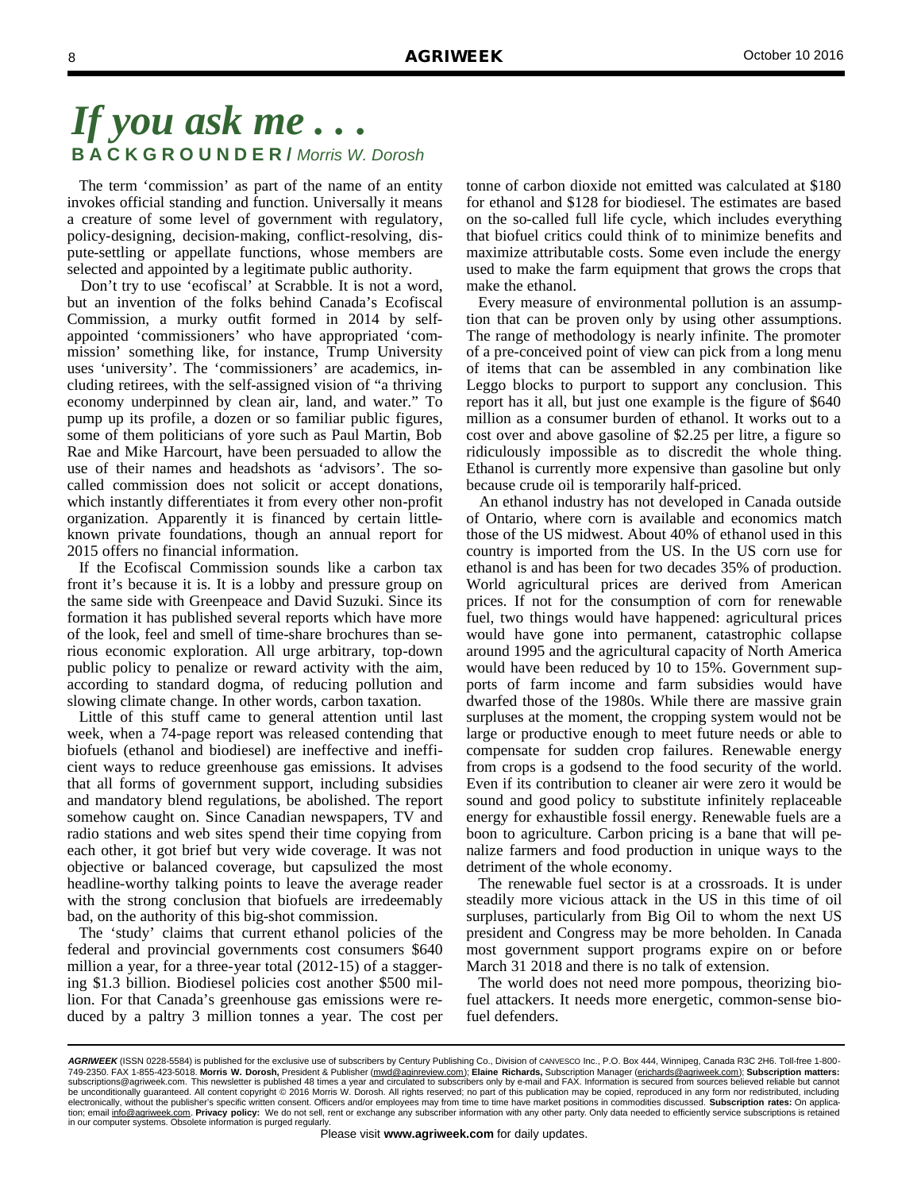# *If you ask me . . .*

**BACKGROUNDER /** *Morris W. Dorosh*

The term 'commission' as part of the name of an entity invokes official standing and function. Universally it means a creature of some level of government with regulatory, policy-designing, decision-making, conflict-resolving, dispute-settling or appellate functions, whose members are selected and appointed by a legitimate public authority.

Don't try to use 'ecofiscal' at Scrabble. It is not a word, but an invention of the folks behind Canada's Ecofiscal Commission, a murky outfit formed in 2014 by self-appointed 'commissioners' who have appropriated 'commission' something like, for instance, Trump University uses 'university'. The 'commissioners' are academics, including retirees, with the self-assigned vision of "a thriving economy underpinned by clean air, land, and water." To pump up its profile, a dozen or so familiar public figures, some of them politicians of yore such as Paul Martin, Bob Rae and Mike Harcourt, have been persuaded to allow the use of their names and headshots as 'advisors'. The so-called commission does not solicit or accept donations, which instantly differentiates it from every other non-profit organization. Apparently it is financed by certain little-known private foundations, though an annual report for 2015 offers no financial information.

If the Ecofiscal Commission sounds like a carbon tax front it's because it is. It is a lobby and pressure group on the same side with Greenpeace and David Suzuki. Since its formation it has published several reports which have more of the look, feel and smell of time-share brochures than serious economic exploration. All urge arbitrary, top-down public policy to penalize or reward activity with the aim, according to standard dogma, of reducing pollution and slowing climate change. In other words, carbon taxation.

Little of this stuff came to general attention until last week, when a 74-page report was released contending that biofuels (ethanol and biodiesel) are ineffective and inefficient ways to reduce greenhouse gas emissions. It advises that all forms of government support, including subsidies and mandatory blend regulations, be abolished. The report somehow caught on. Since Canadian newspapers, TV and radio stations and web sites spend their time copying from each other, it got brief but very wide coverage. It was not objective or balanced coverage, but capsulized the most headline-worthy talking points to leave the average reader with the strong conclusion that biofuels are irredeemably bad, on the authority of this big-shot commission.

The 'study' claims that current ethanol policies of the federal and provincial governments cost consumers $640 million a year, for a three-year total (2012-15) of a staggering $1.3 billion. Biodiesel policies cost another $500 million. For that Canada's greenhouse gas emissions were reduced by a paltry 3 million tonnes a year. The cost per tonne of carbon dioxide not emitted was calculated at $180 for ethanol and $128 for biodiesel. The estimates are based on the so-called full life cycle, which includes everything that biofuel critics could think of to minimize benefits and maximize attributable costs. Some even include the energy used to make the farm equipment that grows the crops that make the ethanol.

Every measure of environmental pollution is an assumption that can be proven only by using other assumptions. The range of methodology is nearly infinite. The promoter of a pre-conceived point of view can pick from a long menu of items that can be assembled in any combination like Leggo blocks to purport to support any conclusion. This report has it all, but just one example is the figure of $640 million as a consumer burden of ethanol. It works out to a cost over and above gasoline of $2.25 per litre, a figure so ridiculously impossible as to discredit the whole thing. Ethanol is currently more expensive than gasoline but only because crude oil is temporarily half-priced.

An ethanol industry has not developed in Canada outside of Ontario, where corn is available and economics match those of the US midwest. About 40% of ethanol used in this country is imported from the US. In the US corn use for ethanol is and has been for two decades 35% of production. World agricultural prices are derived from American prices. If not for the consumption of corn for renewable fuel, two things would have happened: agricultural prices would have gone into permanent, catastrophic collapse around 1995 and the agricultural capacity of North America would have been reduced by 10 to 15%. Government supports of farm income and farm subsidies would have dwarfed those of the 1980s. While there are massive grain surpluses at the moment, the cropping system would not be large or productive enough to meet future needs or able to compensate for sudden crop failures. Renewable energy from crops is a godsend to the food security of the world. Even if its contribution to cleaner air were zero it would be sound and good policy to substitute infinitely replaceable energy for exhaustible fossil energy. Renewable fuels are a boon to agriculture. Carbon pricing is a bane that will penalize farmers and food production in unique ways to the detriment of the whole economy.

The renewable fuel sector is at a crossroads. It is under steadily more vicious attack in the US in this time of oil surpluses, particularly from Big Oil to whom the next US president and Congress may be more beholden. In Canada most government support programs expire on or before March 31 2018 and there is no talk of extension.

The world does not need more pompous, theorizing biofuel attackers. It needs more energetic, common-sense biofuel defenders.

---

***AGRIWEEK*** (ISSN 0228-5584) is published for the exclusive use of subscribers by Century Publishing Co., Division of CANVESCO Inc., P.O. Box 444, Winnipeg, Canada R3C 2H6. Toll-free 1-800-749-2350. FAX 1-855-423-5018. **Morris W. Dorosh,** President & Publisher (mwd@aginreview.com); **Elaine Richards,** Subscription Manager (erichards@agriweek.com); **Subscription matters:** subscriptions@agriweek.com. This newsletter is published 48 times a year and circulated to subscribers only by e-mail and FAX. Information is secured from sources believed reliable but cannot be unconditionally guaranteed. All content copyright © 2016 Morris W. Dorosh. All rights reserved; no part of this publication may be copied, reproduced in any form nor redistributed, including electronically, without the publisher's specific written consent. Officers and/or employees may from time to time have market positions in commodities discussed. **Subscription rates:** On application; email info@agriweek.com. **Privacy policy:** We do not sell, rent or exchange any subscriber information with any other party. Only data needed to efficiently service subscriptions is retained in our computer systems. Obsolete information is purged regularly.

Please visit **www.agriweek.com** for daily updates.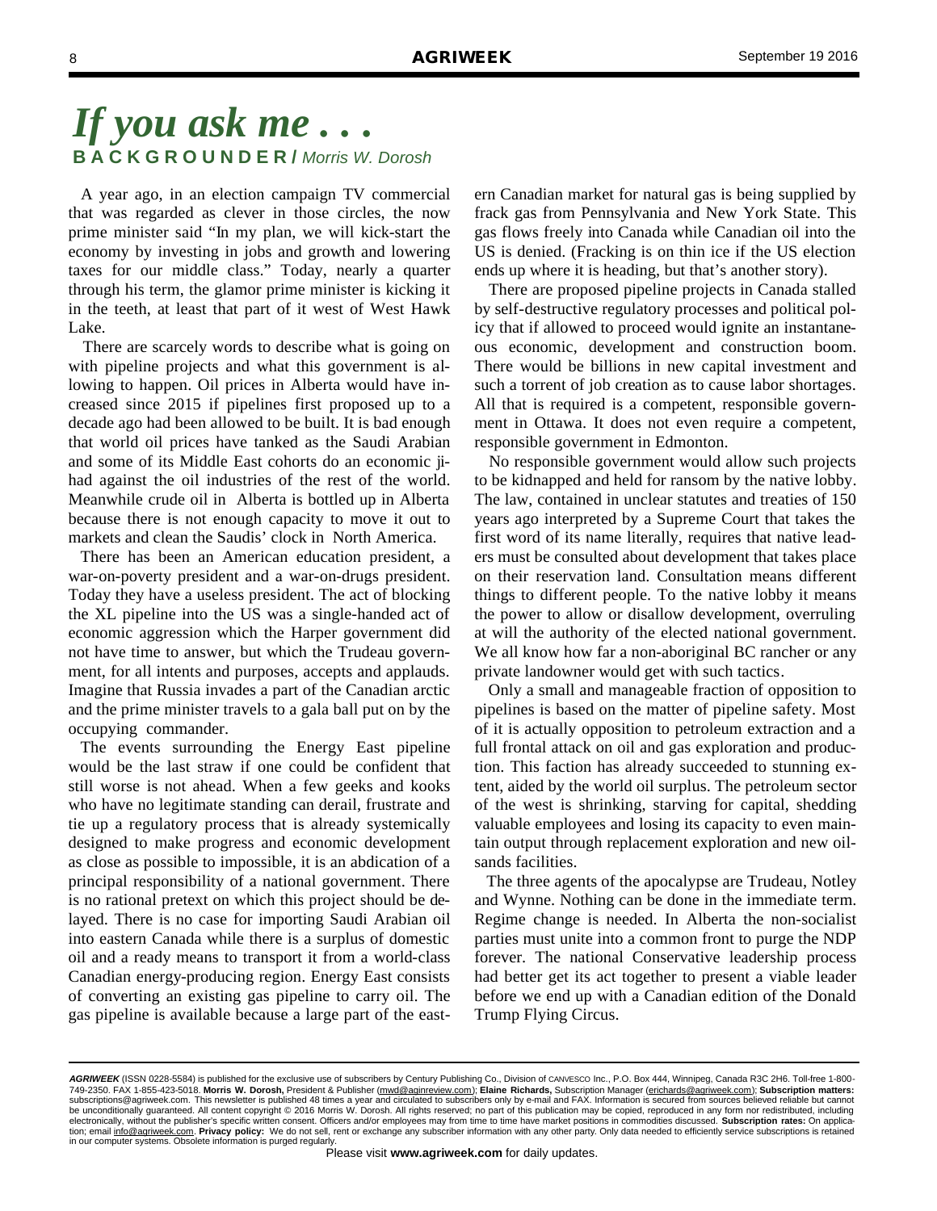# *If you ask me . . .*

**B A C K G R O U N D E R /** *Morris W. Dorosh*

A year ago, in an election campaign TV commercial that was regarded as clever in those circles, the now prime minister said "In my plan, we will kick-start the economy by investing in jobs and growth and lowering taxes for our middle class." Today, nearly a quarter through his term, the glamor prime minister is kicking it in the teeth, at least that part of it west of West Hawk Lake.

There are scarcely words to describe what is going on with pipeline projects and what this government is allowing to happen. Oil prices in Alberta would have increased since 2015 if pipelines first proposed up to a decade ago had been allowed to be built. It is bad enough that world oil prices have tanked as the Saudi Arabian and some of its Middle East cohorts do an economic jihad against the oil industries of the rest of the world. Meanwhile crude oil in Alberta is bottled up in Alberta because there is not enough capacity to move it out to markets and clean the Saudis' clock in North America.

There has been an American education president, a war-on-poverty president and a war-on-drugs president. Today they have a useless president. The act of blocking the XL pipeline into the US was a single-handed act of economic aggression which the Harper government did not have time to answer, but which the Trudeau government, for all intents and purposes, accepts and applauds. Imagine that Russia invades a part of the Canadian arctic and the prime minister travels to a gala ball put on by the occupying commander.

The events surrounding the Energy East pipeline would be the last straw if one could be confident that still worse is not ahead. When a few geeks and kooks who have no legitimate standing can derail, frustrate and tie up a regulatory process that is already systemically designed to make progress and economic development as close as possible to impossible, it is an abdication of a principal responsibility of a national government. There is no rational pretext on which this project should be delayed. There is no case for importing Saudi Arabian oil into eastern Canada while there is a surplus of domestic oil and a ready means to transport it from a world-class Canadian energy-producing region. Energy East consists of converting an existing gas pipeline to carry oil. The gas pipeline is available because a large part of the eastern Canadian market for natural gas is being supplied by frack gas from Pennsylvania and New York State. This gas flows freely into Canada while Canadian oil into the US is denied. (Fracking is on thin ice if the US election ends up where it is heading, but that's another story).

There are proposed pipeline projects in Canada stalled by self-destructive regulatory processes and political policy that if allowed to proceed would ignite an instantaneous economic, development and construction boom. There would be billions in new capital investment and such a torrent of job creation as to cause labor shortages. All that is required is a competent, responsible government in Ottawa. It does not even require a competent, responsible government in Edmonton.

No responsible government would allow such projects to be kidnapped and held for ransom by the native lobby. The law, contained in unclear statutes and treaties of 150 years ago interpreted by a Supreme Court that takes the first word of its name literally, requires that native leaders must be consulted about development that takes place on their reservation land. Consultation means different things to different people. To the native lobby it means the power to allow or disallow development, overruling at will the authority of the elected national government. We all know how far a non-aboriginal BC rancher or any private landowner would get with such tactics.

Only a small and manageable fraction of opposition to pipelines is based on the matter of pipeline safety. Most of it is actually opposition to petroleum extraction and a full frontal attack on oil and gas exploration and production. This faction has already succeeded to stunning extent, aided by the world oil surplus. The petroleum sector of the west is shrinking, starving for capital, shedding valuable employees and losing its capacity to even maintain output through replacement exploration and new oilsands facilities.

The three agents of the apocalypse are Trudeau, Notley and Wynne. Nothing can be done in the immediate term. Regime change is needed. In Alberta the non-socialist parties must unite into a common front to purge the NDP forever. The national Conservative leadership process had better get its act together to present a viable leader before we end up with a Canadian edition of the Donald Trump Flying Circus.

---

***AGRIWEEK*** (ISSN 0228-5584) is published for the exclusive use of subscribers by Century Publishing Co., Division of CANVESCO Inc., P.O. Box 444, Winnipeg, Canada R3C 2H6. Toll-free 1-800-749-2350. FAX 1-855-423-5018. **Morris W. Dorosh,** President & Publisher (mwd@aginreview.com); **Elaine Richards,** Subscription Manager (erichards@agriweek.com); **Subscription matters:** subscriptions@agriweek.com. This newsletter is published 48 times a year and circulated to subscribers only by e-mail and FAX. Information is secured from sources believed reliable but cannot be unconditionally guaranteed. All content copyright © 2016 Morris W. Dorosh. All rights reserved; no part of this publication may be copied, reproduced in any form nor redistributed, including electronically, without the publisher's specific written consent. Officers and/or employees may from time to time have market positions in commodities discussed. **Subscription rates:** On application; email info@agriweek.com. **Privacy policy:** We do not sell, rent or exchange any subscriber information with any other party. Only data needed to efficiently service subscriptions is retained in our computer systems. Obsolete information is purged regularly.

Please visit **www.agriweek.com** for daily updates.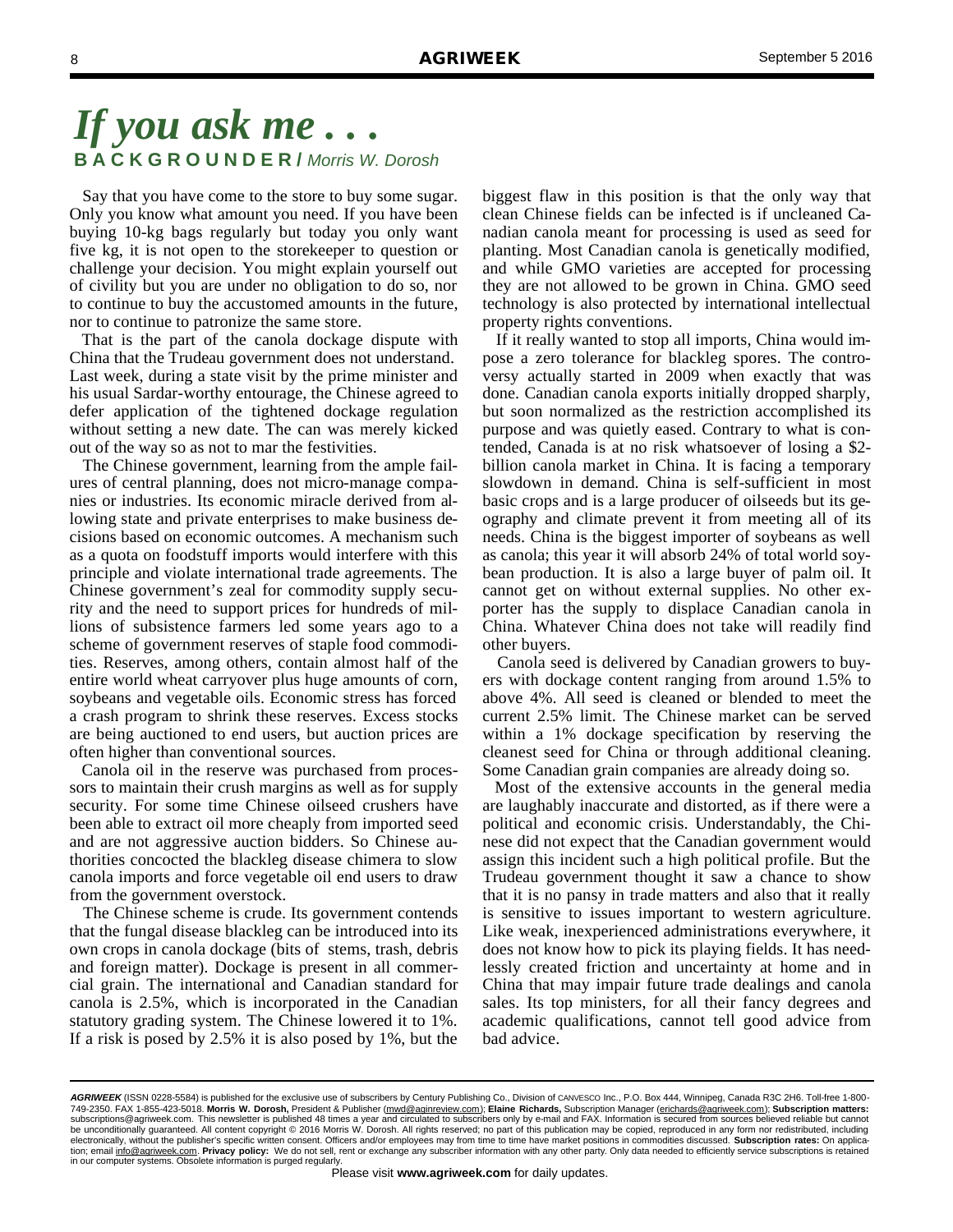# *If you ask me . . .*

**B A C K G R O U N D E R /** *Morris W. Dorosh*

Say that you have come to the store to buy some sugar. Only you know what amount you need. If you have been buying 10-kg bags regularly but today you only want five kg, it is not open to the storekeeper to question or challenge your decision. You might explain yourself out of civility but you are under no obligation to do so, nor to continue to buy the accustomed amounts in the future, nor to continue to patronize the same store.

That is the part of the canola dockage dispute with China that the Trudeau government does not understand. Last week, during a state visit by the prime minister and his usual Sardar-worthy entourage, the Chinese agreed to defer application of the tightened dockage regulation without setting a new date. The can was merely kicked out of the way so as not to mar the festivities.

The Chinese government, learning from the ample failures of central planning, does not micro-manage companies or industries. Its economic miracle derived from allowing state and private enterprises to make business decisions based on economic outcomes. A mechanism such as a quota on foodstuff imports would interfere with this principle and violate international trade agreements. The Chinese government's zeal for commodity supply security and the need to support prices for hundreds of millions of subsistence farmers led some years ago to a scheme of government reserves of staple food commodities. Reserves, among others, contain almost half of the entire world wheat carryover plus huge amounts of corn, soybeans and vegetable oils. Economic stress has forced a crash program to shrink these reserves. Excess stocks are being auctioned to end users, but auction prices are often higher than conventional sources.

Canola oil in the reserve was purchased from processors to maintain their crush margins as well as for supply security. For some time Chinese oilseed crushers have been able to extract oil more cheaply from imported seed and are not aggressive auction bidders. So Chinese authorities concocted the blackleg disease chimera to slow canola imports and force vegetable oil end users to draw from the government overstock.

The Chinese scheme is crude. Its government contends that the fungal disease blackleg can be introduced into its own crops in canola dockage (bits of stems, trash, debris and foreign matter). Dockage is present in all commercial grain. The international and Canadian standard for canola is 2.5%, which is incorporated in the Canadian statutory grading system. The Chinese lowered it to 1%. If a risk is posed by 2.5% it is also posed by 1%, but the biggest flaw in this position is that the only way that clean Chinese fields can be infected is if uncleaned Canadian canola meant for processing is used as seed for planting. Most Canadian canola is genetically modified, and while GMO varieties are accepted for processing they are not allowed to be grown in China. GMO seed technology is also protected by international intellectual property rights conventions.

If it really wanted to stop all imports, China would impose a zero tolerance for blackleg spores. The controversy actually started in 2009 when exactly that was done. Canadian canola exports initially dropped sharply, but soon normalized as the restriction accomplished its purpose and was quietly eased. Contrary to what is contended, Canada is at no risk whatsoever of losing a $2-billion canola market in China. It is facing a temporary slowdown in demand. China is self-sufficient in most basic crops and is a large producer of oilseeds but its geography and climate prevent it from meeting all of its needs. China is the biggest importer of soybeans as well as canola; this year it will absorb 24% of total world soybean production. It is also a large buyer of palm oil. It cannot get on without external supplies. No other exporter has the supply to displace Canadian canola in China. Whatever China does not take will readily find other buyers.

Canola seed is delivered by Canadian growers to buyers with dockage content ranging from around 1.5% to above 4%. All seed is cleaned or blended to meet the current 2.5% limit. The Chinese market can be served within a 1% dockage specification by reserving the cleanest seed for China or through additional cleaning. Some Canadian grain companies are already doing so.

Most of the extensive accounts in the general media are laughably inaccurate and distorted, as if there were a political and economic crisis. Understandably, the Chinese did not expect that the Canadian government would assign this incident such a high political profile. But the Trudeau government thought it saw a chance to show that it is no pansy in trade matters and also that it really is sensitive to issues important to western agriculture. Like weak, inexperienced administrations everywhere, it does not know how to pick its playing fields. It has needlessly created friction and uncertainty at home and in China that may impair future trade dealings and canola sales. Its top ministers, for all their fancy degrees and academic qualifications, cannot tell good advice from bad advice.

---

***AGRIWEEK*** (ISSN 0228-5584) is published for the exclusive use of subscribers by Century Publishing Co., Division of CANVESCO Inc., P.O. Box 444, Winnipeg, Canada R3C 2H6. Toll-free 1-800-749-2350. FAX 1-855-423-5018. **Morris W. Dorosh,** President & Publisher (mwd@aginreview.com); **Elaine Richards,** Subscription Manager (erichards@agriweek.com); **Subscription matters:** subscriptions@agriweek.com. This newsletter is published 48 times a year and circulated to subscribers only by e-mail and FAX. Information is secured from sources believed reliable but cannot be unconditionally guaranteed. All content copyright © 2016 Morris W. Dorosh. All rights reserved; no part of this publication may be copied, reproduced in any form nor redistributed, including electronically, without the publisher's specific written consent. Officers and/or employees may from time to time have market positions in commodities discussed. **Subscription rates:** On application; email info@agriweek.com. **Privacy policy:** We do not sell, rent or exchange any subscriber information with any other party. Only data needed to efficiently service subscriptions is retained in our computer systems. Obsolete information is purged regularly.

Please visit **www.agriweek.com** for daily updates.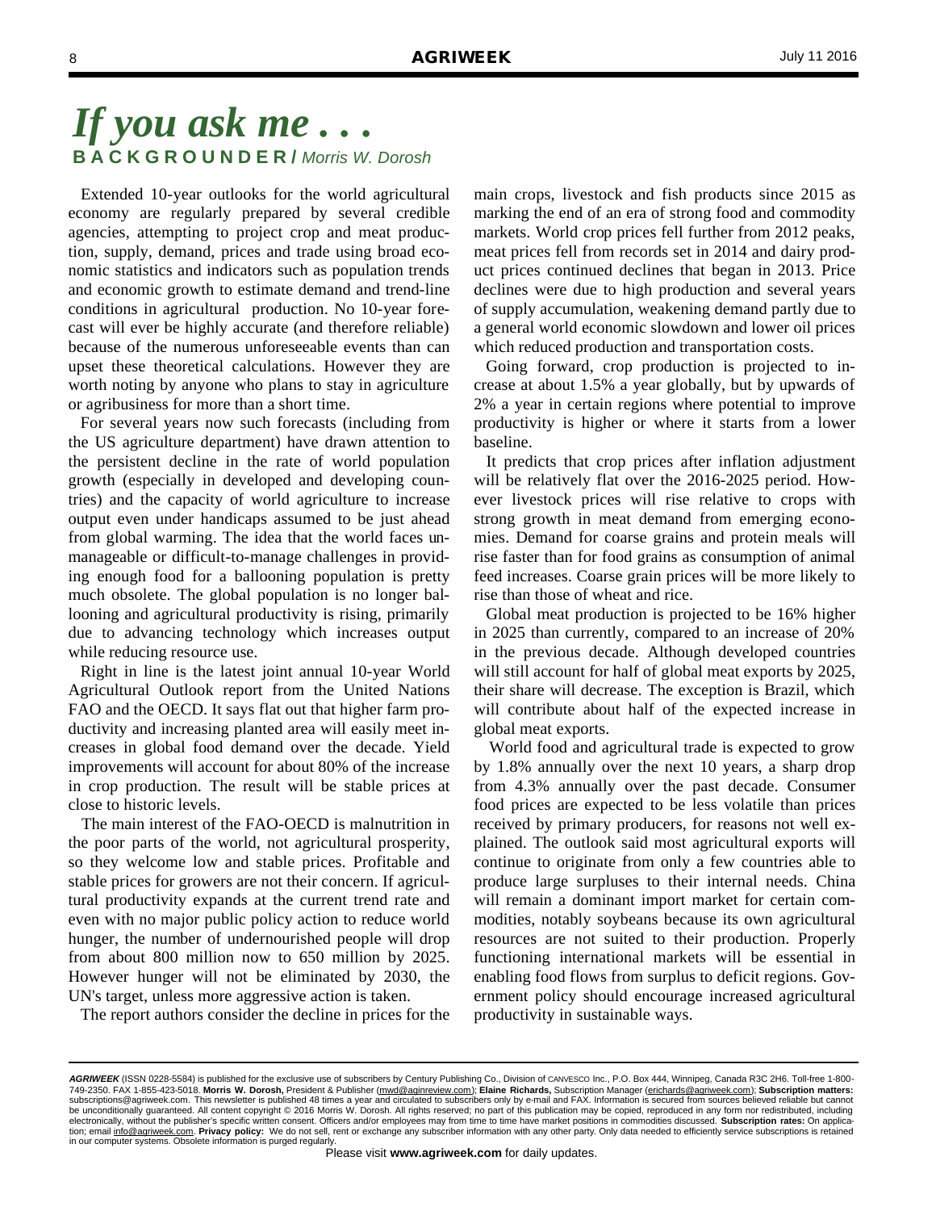# If you ask me . . .

**BACKGROUNDER /** *Morris W. Dorosh*

Extended 10-year outlooks for the world agricultural economy are regularly prepared by several credible agencies, attempting to project crop and meat production, supply, demand, prices and trade using broad economic statistics and indicators such as population trends and economic growth to estimate demand and trend-line conditions in agricultural production. No 10-year forecast will ever be highly accurate (and therefore reliable) because of the numerous unforeseeable events than can upset these theoretical calculations. However they are worth noting by anyone who plans to stay in agriculture or agribusiness for more than a short time.

For several years now such forecasts (including from the US agriculture department) have drawn attention to the persistent decline in the rate of world population growth (especially in developed and developing countries) and the capacity of world agriculture to increase output even under handicaps assumed to be just ahead from global warming. The idea that the world faces unmanageable or difficult-to-manage challenges in providing enough food for a ballooning population is pretty much obsolete. The global population is no longer ballooning and agricultural productivity is rising, primarily due to advancing technology which increases output while reducing resource use.

Right in line is the latest joint annual 10-year World Agricultural Outlook report from the United Nations FAO and the OECD. It says flat out that higher farm productivity and increasing planted area will easily meet increases in global food demand over the decade. Yield improvements will account for about 80% of the increase in crop production. The result will be stable prices at close to historic levels.

The main interest of the FAO-OECD is malnutrition in the poor parts of the world, not agricultural prosperity, so they welcome low and stable prices. Profitable and stable prices for growers are not their concern. If agricultural productivity expands at the current trend rate and even with no major public policy action to reduce world hunger, the number of undernourished people will drop from about 800 million now to 650 million by 2025. However hunger will not be eliminated by 2030, the UN's target, unless more aggressive action is taken.

The report authors consider the decline in prices for the main crops, livestock and fish products since 2015 as marking the end of an era of strong food and commodity markets. World crop prices fell further from 2012 peaks, meat prices fell from records set in 2014 and dairy product prices continued declines that began in 2013. Price declines were due to high production and several years of supply accumulation, weakening demand partly due to a general world economic slowdown and lower oil prices which reduced production and transportation costs.

Going forward, crop production is projected to increase at about 1.5% a year globally, but by upwards of 2% a year in certain regions where potential to improve productivity is higher or where it starts from a lower baseline.

It predicts that crop prices after inflation adjustment will be relatively flat over the 2016-2025 period. However livestock prices will rise relative to crops with strong growth in meat demand from emerging economies. Demand for coarse grains and protein meals will rise faster than for food grains as consumption of animal feed increases. Coarse grain prices will be more likely to rise than those of wheat and rice.

Global meat production is projected to be 16% higher in 2025 than currently, compared to an increase of 20% in the previous decade. Although developed countries will still account for half of global meat exports by 2025, their share will decrease. The exception is Brazil, which will contribute about half of the expected increase in global meat exports.

World food and agricultural trade is expected to grow by 1.8% annually over the next 10 years, a sharp drop from 4.3% annually over the past decade. Consumer food prices are expected to be less volatile than prices received by primary producers, for reasons not well explained. The outlook said most agricultural exports will continue to originate from only a few countries able to produce large surpluses to their internal needs. China will remain a dominant import market for certain commodities, notably soybeans because its own agricultural resources are not suited to their production. Properly functioning international markets will be essential in enabling food flows from surplus to deficit regions. Government policy should encourage increased agricultural productivity in sustainable ways.

***AGRIWEEK*** (ISSN 0228-5584) is published for the exclusive use of subscribers by Century Publishing Co., Division of CANVESCO Inc., P.O. Box 444, Winnipeg, Canada R3C 2H6. Toll-free 1-800-749-2350. FAX 1-855-423-5018. **Morris W. Dorosh,** President & Publisher (mwd@aginreview.com); **Elaine Richards,** Subscription Manager (erichards@agriweek.com); **Subscription matters:** subscriptions@agriweek.com. This newsletter is published 48 times a year and circulated to subscribers only by e-mail and FAX. Information is secured from sources believed reliable but cannot be unconditionally guaranteed. All content copyright © 2016 Morris W. Dorosh. All rights reserved; no part of this publication may be copied, reproduced in any form nor redistributed, including electronically, without the publisher's specific written consent. Officers and/or employees may from time to time have market positions in commodities discussed. **Subscription rates:** On application; email info@agriweek.com. **Privacy policy:** We do not sell, rent or exchange any subscriber information with any other party. Only data needed to efficiently service subscriptions is retained in our computer systems. Obsolete information is purged regularly.

Please visit **www.agriweek.com** for daily updates.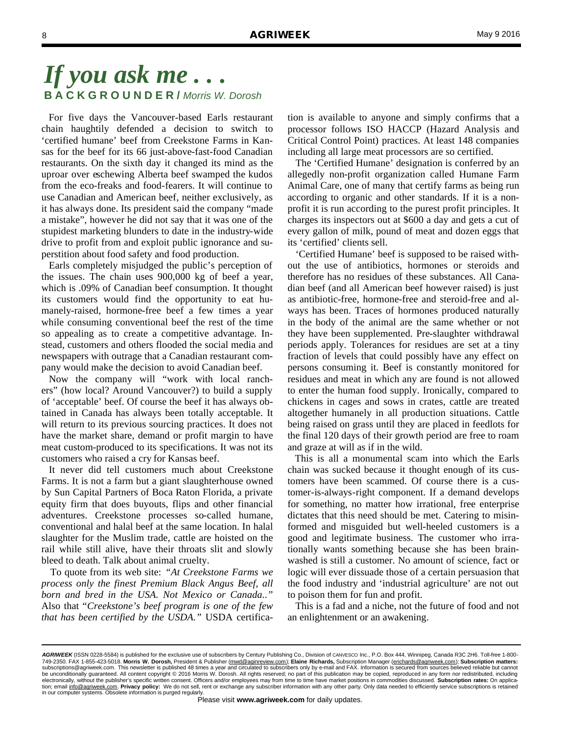# *If you ask me . . .*

**B A C K G R O U N D E R /** *Morris W. Dorosh*

For five days the Vancouver-based Earls restaurant chain haughtily defended a decision to switch to 'certified humane' beef from Creekstone Farms in Kansas for the beef for its 66 just-above-fast-food Canadian restaurants. On the sixth day it changed its mind as the uproar over eschewing Alberta beef swamped the kudos from the eco-freaks and food-fearers. It will continue to use Canadian and American beef, neither exclusively, as it has always done. Its president said the company "made a mistake", however he did not say that it was one of the stupidest marketing blunders to date in the industry-wide drive to profit from and exploit public ignorance and superstition about food safety and food production.

Earls completely misjudged the public's perception of the issues. The chain uses 900,000 kg of beef a year, which is .09% of Canadian beef consumption. It thought its customers would find the opportunity to eat humanely-raised, hormone-free beef a few times a year while consuming conventional beef the rest of the time so appealing as to create a competitive advantage. Instead, customers and others flooded the social media and newspapers with outrage that a Canadian restaurant company would make the decision to avoid Canadian beef.

Now the company will "work with local ranchers" (how local? Around Vancouver?) to build a supply of 'acceptable' beef. Of course the beef it has always obtained in Canada has always been totally acceptable. It will return to its previous sourcing practices. It does not have the market share, demand or profit margin to have meat custom-produced to its specifications. It was not its customers who raised a cry for Kansas beef.

It never did tell customers much about Creekstone Farms. It is not a farm but a giant slaughterhouse owned by Sun Capital Partners of Boca Raton Florida, a private equity firm that does buyouts, flips and other financial adventures. Creekstone processes so-called humane, conventional and halal beef at the same location. In halal slaughter for the Muslim trade, cattle are hoisted on the rail while still alive, have their throats slit and slowly bleed to death. Talk about animal cruelty.

To quote from its web site: *"At Creekstone Farms we process only the finest Premium Black Angus Beef, all born and bred in the USA. Not Mexico or Canada.."* Also that "*Creekstone's beef program is one of the few that has been certified by the USDA."* USDA certification is available to anyone and simply confirms that a processor follows ISO HACCP (Hazard Analysis and Critical Control Point) practices. At least 148 companies including all large meat processors are so certified.

The 'Certified Humane' designation is conferred by an allegedly non-profit organization called Humane Farm Animal Care, one of many that certify farms as being run according to organic and other standards. If it is a non-profit it is run according to the purest profit principles. It charges its inspectors out at $600 a day and gets a cut of every gallon of milk, pound of meat and dozen eggs that its 'certified' clients sell.

'Certified Humane' beef is supposed to be raised without the use of antibiotics, hormones or steroids and therefore has no residues of these substances. All Canadian beef (and all American beef however raised) is just as antibiotic-free, hormone-free and steroid-free and always has been. Traces of hormones produced naturally in the body of the animal are the same whether or not they have been supplemented. Pre-slaughter withdrawal periods apply. Tolerances for residues are set at a tiny fraction of levels that could possibly have any effect on persons consuming it. Beef is constantly monitored for residues and meat in which any are found is not allowed to enter the human food supply. Ironically, compared to chickens in cages and sows in crates, cattle are treated altogether humanely in all production situations. Cattle being raised on grass until they are placed in feedlots for the final 120 days of their growth period are free to roam and graze at will as if in the wild.

This is all a monumental scam into which the Earls chain was sucked because it thought enough of its customers have been scammed. Of course there is a customer-is-always-right component. If a demand develops for something, no matter how irrational, free enterprise dictates that this need should be met. Catering to misinformed and misguided but well-heeled customers is a good and legitimate business. The customer who irrationally wants something because she has been brainwashed is still a customer. No amount of science, fact or logic will ever dissuade those of a certain persuasion that the food industry and 'industrial agriculture' are not out to poison them for fun and profit.

This is a fad and a niche, not the future of food and not an enlightenment or an awakening.

***AGRIWEEK*** (ISSN 0228-5584) is published for the exclusive use of subscribers by Century Publishing Co., Division of CANVESCO Inc., P.O. Box 444, Winnipeg, Canada R3C 2H6. Toll-free 1-800-749-2350. FAX 1-855-423-5018. **Morris W. Dorosh,** President & Publisher (mwd@aginreview.com); **Elaine Richards,** Subscription Manager (erichards@agriweek.com); **Subscription matters:** subscriptions@agriweek.com. This newsletter is published 48 times a year and circulated to subscribers only by e-mail and FAX. Information is secured from sources believed reliable but cannot be unconditionally guaranteed. All content copyright © 2016 Morris W. Dorosh. All rights reserved; no part of this publication may be copied, reproduced in any form nor redistributed, including electronically, without the publisher's specific written consent. Officers and/or employees may from time to time have market positions in commodities discussed. **Subscription rates:** On application; email info@agriweek.com. **Privacy policy:** We do not sell, rent or exchange any subscriber information with any other party. Only data needed to efficiently service subscriptions is retained in our computer systems. Obsolete information is purged regularly.

Please visit **www.agriweek.com** for daily updates.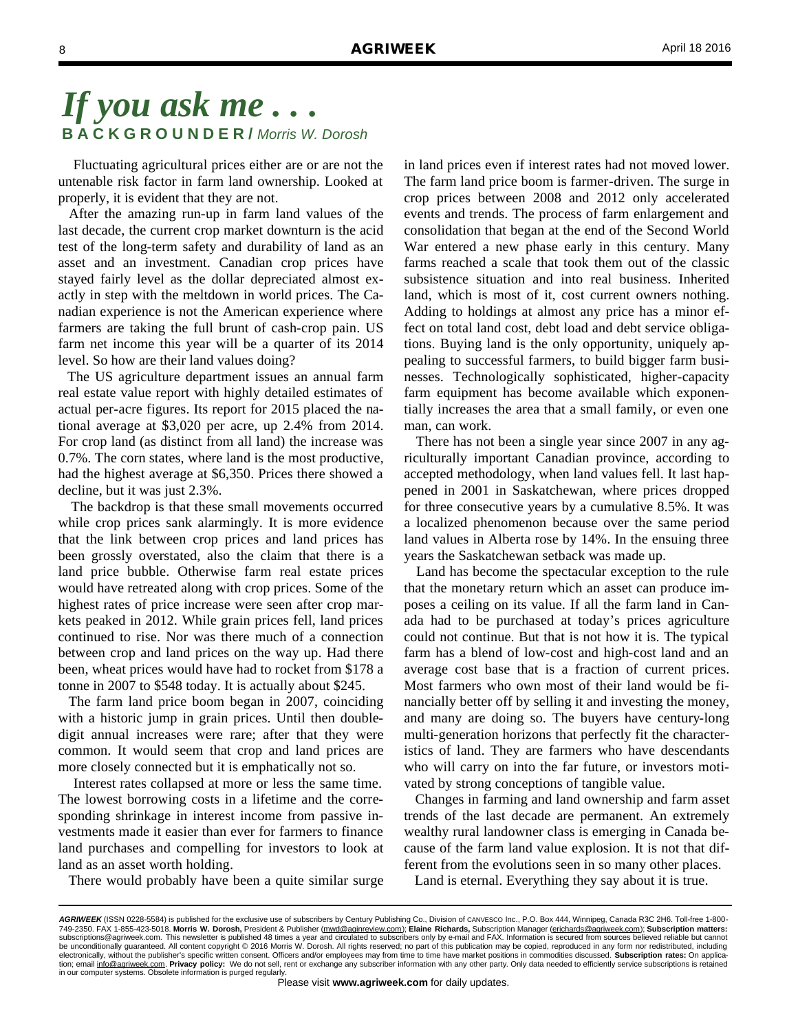# *If you ask me . . .*

**BACKGROUNDER /** *Morris W. Dorosh*

Fluctuating agricultural prices either are or are not the untenable risk factor in farm land ownership. Looked at properly, it is evident that they are not.

After the amazing run-up in farm land values of the last decade, the current crop market downturn is the acid test of the long-term safety and durability of land as an asset and an investment. Canadian crop prices have stayed fairly level as the dollar depreciated almost exactly in step with the meltdown in world prices. The Canadian experience is not the American experience where farmers are taking the full brunt of cash-crop pain. US farm net income this year will be a quarter of its 2014 level. So how are their land values doing?

The US agriculture department issues an annual farm real estate value report with highly detailed estimates of actual per-acre figures. Its report for 2015 placed the national average at $3,020 per acre, up 2.4% from 2014. For crop land (as distinct from all land) the increase was 0.7%. The corn states, where land is the most productive, had the highest average at $6,350. Prices there showed a decline, but it was just 2.3%.

The backdrop is that these small movements occurred while crop prices sank alarmingly. It is more evidence that the link between crop prices and land prices has been grossly overstated, also the claim that there is a land price bubble. Otherwise farm real estate prices would have retreated along with crop prices. Some of the highest rates of price increase were seen after crop markets peaked in 2012. While grain prices fell, land prices continued to rise. Nor was there much of a connection between crop and land prices on the way up. Had there been, wheat prices would have had to rocket from $178 a tonne in 2007 to $548 today. It is actually about $245.

The farm land price boom began in 2007, coinciding with a historic jump in grain prices. Until then double-digit annual increases were rare; after that they were common. It would seem that crop and land prices are more closely connected but it is emphatically not so.

Interest rates collapsed at more or less the same time. The lowest borrowing costs in a lifetime and the corresponding shrinkage in interest income from passive investments made it easier than ever for farmers to finance land purchases and compelling for investors to look at land as an asset worth holding.

There would probably have been a quite similar surge in land prices even if interest rates had not moved lower. The farm land price boom is farmer-driven. The surge in crop prices between 2008 and 2012 only accelerated events and trends. The process of farm enlargement and consolidation that began at the end of the Second World War entered a new phase early in this century. Many farms reached a scale that took them out of the classic subsistence situation and into real business. Inherited land, which is most of it, cost current owners nothing. Adding to holdings at almost any price has a minor effect on total land cost, debt load and debt service obligations. Buying land is the only opportunity, uniquely appealing to successful farmers, to build bigger farm businesses. Technologically sophisticated, higher-capacity farm equipment has become available which exponentially increases the area that a small family, or even one man, can work.

There has not been a single year since 2007 in any agriculturally important Canadian province, according to accepted methodology, when land values fell. It last happened in 2001 in Saskatchewan, where prices dropped for three consecutive years by a cumulative 8.5%. It was a localized phenomenon because over the same period land values in Alberta rose by 14%. In the ensuing three years the Saskatchewan setback was made up.

Land has become the spectacular exception to the rule that the monetary return which an asset can produce imposes a ceiling on its value. If all the farm land in Canada had to be purchased at today's prices agriculture could not continue. But that is not how it is. The typical farm has a blend of low-cost and high-cost land and an average cost base that is a fraction of current prices. Most farmers who own most of their land would be financially better off by selling it and investing the money, and many are doing so. The buyers have century-long multi-generation horizons that perfectly fit the characteristics of land. They are farmers who have descendants who will carry on into the far future, or investors motivated by strong conceptions of tangible value.

Changes in farming and land ownership and farm asset trends of the last decade are permanent. An extremely wealthy rural landowner class is emerging in Canada because of the farm land value explosion. It is not that different from the evolutions seen in so many other places.

Land is eternal. Everything they say about it is true.

---

***AGRIWEEK*** (ISSN 0228-5584) is published for the exclusive use of subscribers by Century Publishing Co., Division of CANVESCO Inc., P.O. Box 444, Winnipeg, Canada R3C 2H6. Toll-free 1-800-749-2350. FAX 1-855-423-5018. **Morris W. Dorosh,** President & Publisher (mwd@aginreview.com); **Elaine Richards,** Subscription Manager (erichards@agriweek.com); **Subscription matters:** subscriptions@agriweek.com. This newsletter is published 48 times a year and circulated to subscribers only by e-mail and FAX. Information is secured from sources believed reliable but cannot be unconditionally guaranteed. All content copyright © 2016 Morris W. Dorosh. All rights reserved; no part of this publication may be copied, reproduced in any form nor redistributed, including electronically, without the publisher's specific written consent. Officers and/or employees may from time to time have market positions in commodities discussed. **Subscription rates:** On application; email info@agriweek.com. **Privacy policy:** We do not sell, rent or exchange any subscriber information with any other party. Only data needed to efficiently service subscriptions is retained in our computer systems. Obsolete information is purged regularly.

Please visit **www.agriweek.com** for daily updates.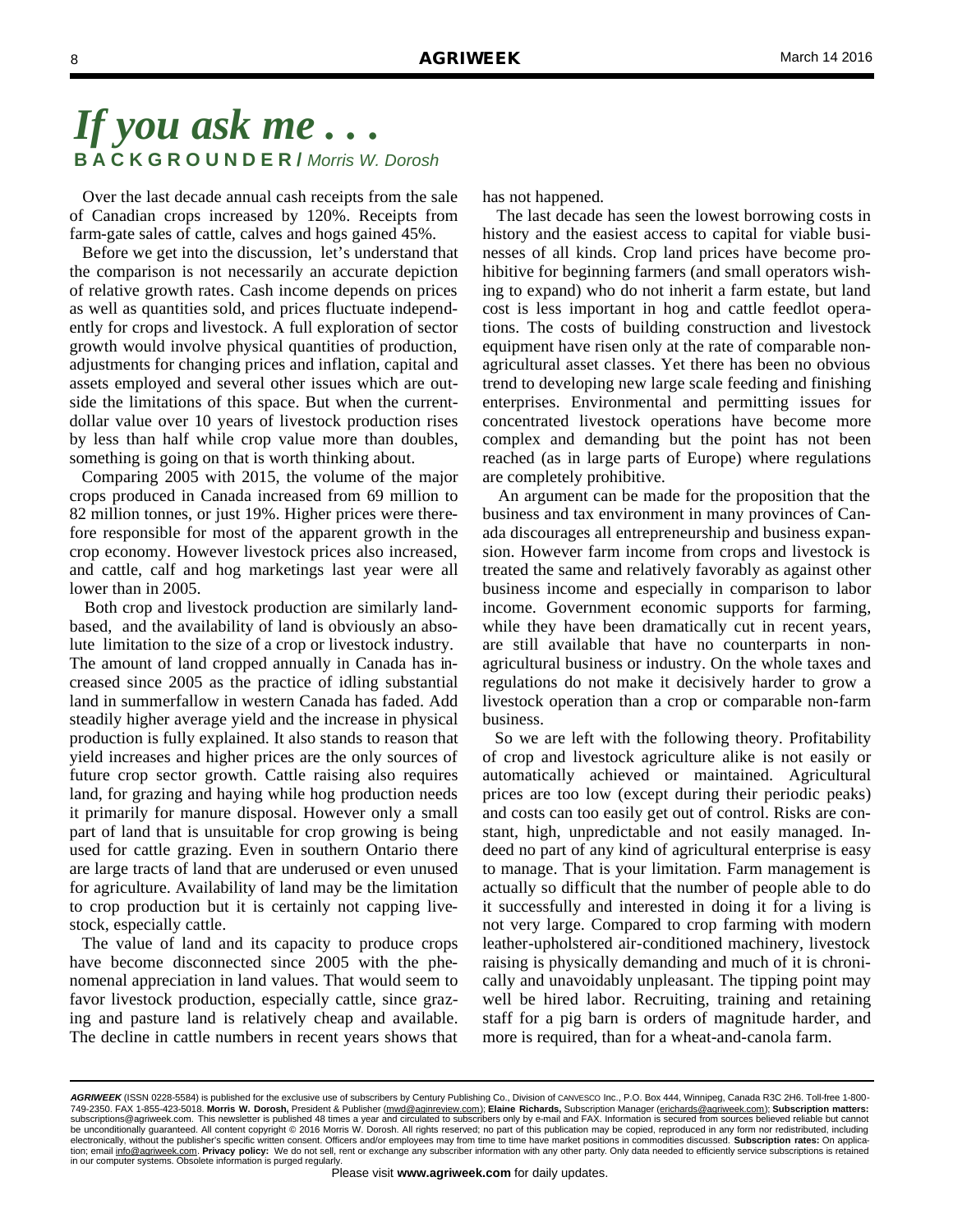# *If you ask me . . .*

**BACKGROUNDER /** *Morris W. Dorosh*

Over the last decade annual cash receipts from the sale of Canadian crops increased by 120%. Receipts from farm-gate sales of cattle, calves and hogs gained 45%.

Before we get into the discussion, let's understand that the comparison is not necessarily an accurate depiction of relative growth rates. Cash income depends on prices as well as quantities sold, and prices fluctuate independently for crops and livestock. A full exploration of sector growth would involve physical quantities of production, adjustments for changing prices and inflation, capital and assets employed and several other issues which are outside the limitations of this space. But when the current-dollar value over 10 years of livestock production rises by less than half while crop value more than doubles, something is going on that is worth thinking about.

Comparing 2005 with 2015, the volume of the major crops produced in Canada increased from 69 million to 82 million tonnes, or just 19%. Higher prices were therefore responsible for most of the apparent growth in the crop economy. However livestock prices also increased, and cattle, calf and hog marketings last year were all lower than in 2005.

Both crop and livestock production are similarly land-based, and the availability of land is obviously an absolute limitation to the size of a crop or livestock industry. The amount of land cropped annually in Canada has increased since 2005 as the practice of idling substantial land in summerfallow in western Canada has faded. Add steadily higher average yield and the increase in physical production is fully explained. It also stands to reason that yield increases and higher prices are the only sources of future crop sector growth. Cattle raising also requires land, for grazing and haying while hog production needs it primarily for manure disposal. However only a small part of land that is unsuitable for crop growing is being used for cattle grazing. Even in southern Ontario there are large tracts of land that are underused or even unused for agriculture. Availability of land may be the limitation to crop production but it is certainly not capping livestock, especially cattle.

The value of land and its capacity to produce crops have become disconnected since 2005 with the phenomenal appreciation in land values. That would seem to favor livestock production, especially cattle, since grazing and pasture land is relatively cheap and available. The decline in cattle numbers in recent years shows that has not happened.

The last decade has seen the lowest borrowing costs in history and the easiest access to capital for viable businesses of all kinds. Crop land prices have become prohibitive for beginning farmers (and small operators wishing to expand) who do not inherit a farm estate, but land cost is less important in hog and cattle feedlot operations. The costs of building construction and livestock equipment have risen only at the rate of comparable non-agricultural asset classes. Yet there has been no obvious trend to developing new large scale feeding and finishing enterprises. Environmental and permitting issues for concentrated livestock operations have become more complex and demanding but the point has not been reached (as in large parts of Europe) where regulations are completely prohibitive.

An argument can be made for the proposition that the business and tax environment in many provinces of Canada discourages all entrepreneurship and business expansion. However farm income from crops and livestock is treated the same and relatively favorably as against other business income and especially in comparison to labor income. Government economic supports for farming, while they have been dramatically cut in recent years, are still available that have no counterparts in non-agricultural business or industry. On the whole taxes and regulations do not make it decisively harder to grow a livestock operation than a crop or comparable non-farm business.

So we are left with the following theory. Profitability of crop and livestock agriculture alike is not easily or automatically achieved or maintained. Agricultural prices are too low (except during their periodic peaks) and costs can too easily get out of control. Risks are constant, high, unpredictable and not easily managed. Indeed no part of any kind of agricultural enterprise is easy to manage. That is your limitation. Farm management is actually so difficult that the number of people able to do it successfully and interested in doing it for a living is not very large. Compared to crop farming with modern leather-upholstered air-conditioned machinery, livestock raising is physically demanding and much of it is chronically and unavoidably unpleasant. The tipping point may well be hired labor. Recruiting, training and retaining staff for a pig barn is orders of magnitude harder, and more is required, than for a wheat-and-canola farm.

---

***AGRIWEEK*** (ISSN 0228-5584) is published for the exclusive use of subscribers by Century Publishing Co., Division of CANVESCO Inc., P.O. Box 444, Winnipeg, Canada R3C 2H6. Toll-free 1-800-749-2350. FAX 1-855-423-5018. **Morris W. Dorosh,** President & Publisher (mwd@aginreview.com); **Elaine Richards,** Subscription Manager (erichards@agriweek.com); **Subscription matters:** subscriptions@agriweek.com. This newsletter is published 48 times a year and circulated to subscribers only by e-mail and FAX. Information is secured from sources believed reliable but cannot be unconditionally guaranteed. All content copyright © 2016 Morris W. Dorosh. All rights reserved; no part of this publication may be copied, reproduced in any form nor redistributed, including electronically, without the publisher's specific written consent. Officers and/or employees may from time to time have market positions in commodities discussed. **Subscription rates:** On application; email info@agriweek.com. **Privacy policy:** We do not sell, rent or exchange any subscriber information with any other party. Only data needed to efficiently service subscriptions is retained in our computer systems. Obsolete information is purged regularly.

Please visit **www.agriweek.com** for daily updates.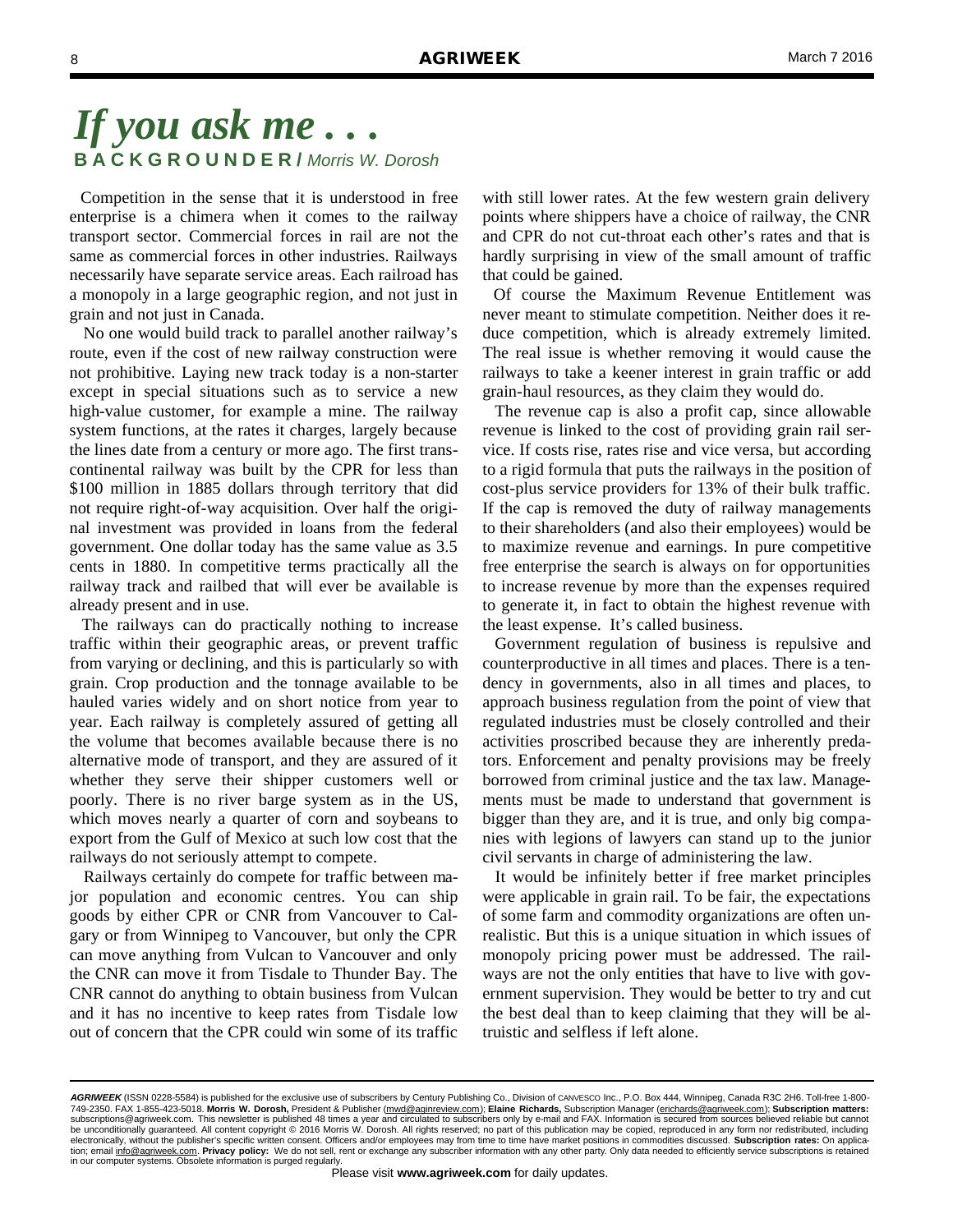# *If you ask me . . .*

**BACKGROUNDER /** *Morris W. Dorosh*

Competition in the sense that it is understood in free enterprise is a chimera when it comes to the railway transport sector. Commercial forces in rail are not the same as commercial forces in other industries. Railways necessarily have separate service areas. Each railroad has a monopoly in a large geographic region, and not just in grain and not just in Canada.

No one would build track to parallel another railway's route, even if the cost of new railway construction were not prohibitive. Laying new track today is a non-starter except in special situations such as to service a new high-value customer, for example a mine. The railway system functions, at the rates it charges, largely because the lines date from a century or more ago. The first transcontinental railway was built by the CPR for less than \$100 million in 1885 dollars through territory that did not require right-of-way acquisition. Over half the original investment was provided in loans from the federal government. One dollar today has the same value as 3.5 cents in 1880. In competitive terms practically all the railway track and railbed that will ever be available is already present and in use.

The railways can do practically nothing to increase traffic within their geographic areas, or prevent traffic from varying or declining, and this is particularly so with grain. Crop production and the tonnage available to be hauled varies widely and on short notice from year to year. Each railway is completely assured of getting all the volume that becomes available because there is no alternative mode of transport, and they are assured of it whether they serve their shipper customers well or poorly. There is no river barge system as in the US, which moves nearly a quarter of corn and soybeans to export from the Gulf of Mexico at such low cost that the railways do not seriously attempt to compete.

Railways certainly do compete for traffic between major population and economic centres. You can ship goods by either CPR or CNR from Vancouver to Calgary or from Winnipeg to Vancouver, but only the CPR can move anything from Vulcan to Vancouver and only the CNR can move it from Tisdale to Thunder Bay. The CNR cannot do anything to obtain business from Vulcan and it has no incentive to keep rates from Tisdale low out of concern that the CPR could win some of its traffic with still lower rates. At the few western grain delivery points where shippers have a choice of railway, the CNR and CPR do not cut-throat each other's rates and that is hardly surprising in view of the small amount of traffic that could be gained.

Of course the Maximum Revenue Entitlement was never meant to stimulate competition. Neither does it reduce competition, which is already extremely limited. The real issue is whether removing it would cause the railways to take a keener interest in grain traffic or add grain-haul resources, as they claim they would do.

The revenue cap is also a profit cap, since allowable revenue is linked to the cost of providing grain rail service. If costs rise, rates rise and vice versa, but according to a rigid formula that puts the railways in the position of cost-plus service providers for 13% of their bulk traffic. If the cap is removed the duty of railway managements to their shareholders (and also their employees) would be to maximize revenue and earnings. In pure competitive free enterprise the search is always on for opportunities to increase revenue by more than the expenses required to generate it, in fact to obtain the highest revenue with the least expense. It's called business.

Government regulation of business is repulsive and counterproductive in all times and places. There is a tendency in governments, also in all times and places, to approach business regulation from the point of view that regulated industries must be closely controlled and their activities proscribed because they are inherently predators. Enforcement and penalty provisions may be freely borrowed from criminal justice and the tax law. Managements must be made to understand that government is bigger than they are, and it is true, and only big companies with legions of lawyers can stand up to the junior civil servants in charge of administering the law.

It would be infinitely better if free market principles were applicable in grain rail. To be fair, the expectations of some farm and commodity organizations are often unrealistic. But this is a unique situation in which issues of monopoly pricing power must be addressed. The railways are not the only entities that have to live with government supervision. They would be better to try and cut the best deal than to keep claiming that they will be altruistic and selfless if left alone.

---

***AGRIWEEK*** (ISSN 0228-5584) is published for the exclusive use of subscribers by Century Publishing Co., Division of CANVESCO Inc., P.O. Box 444, Winnipeg, Canada R3C 2H6. Toll-free 1-800-749-2350. FAX 1-855-423-5018. **Morris W. Dorosh,** President & Publisher (mwd@aginreview.com); **Elaine Richards,** Subscription Manager (erichards@agriweek.com); **Subscription matters:** subscriptions@agriweek.com. This newsletter is published 48 times a year and circulated to subscribers only by e-mail and FAX. Information is secured from sources believed reliable but cannot be unconditionally guaranteed. All content copyright © 2016 Morris W. Dorosh. All rights reserved; no part of this publication may be copied, reproduced in any form nor redistributed, including electronically, without the publisher's specific written consent. Officers and/or employees may from time to time have market positions in commodities discussed. **Subscription rates:** On application; email info@agriweek.com. **Privacy policy:** We do not sell, rent or exchange any subscriber information with any other party. Only data needed to efficiently service subscriptions is retained in our computer systems. Obsolete information is purged regularly.

Please visit **www.agriweek.com** for daily updates.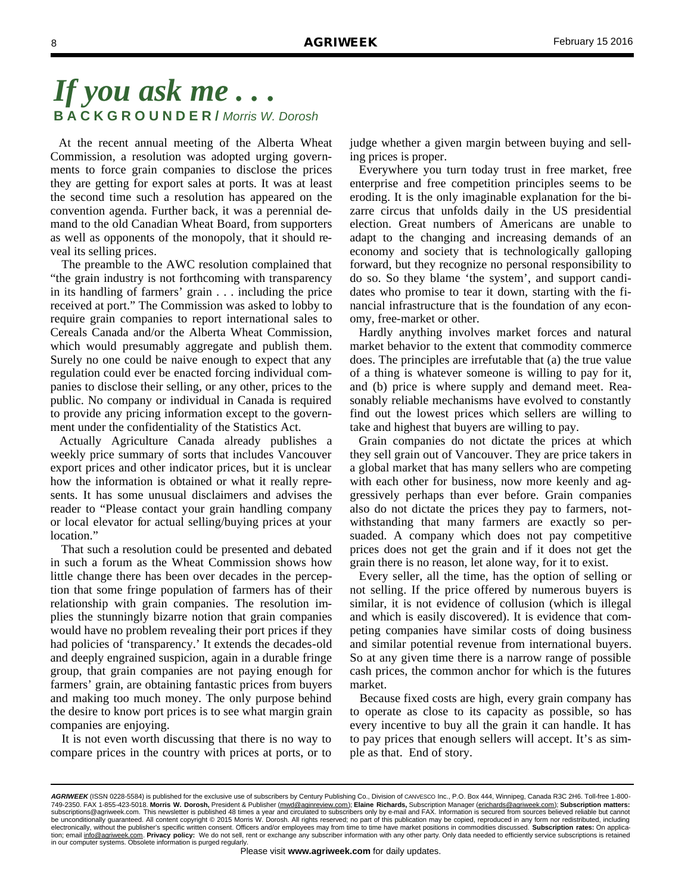# *If you ask me . . .*

**BACKGROUNDER /** *Morris W. Dorosh*

At the recent annual meeting of the Alberta Wheat Commission, a resolution was adopted urging governments to force grain companies to disclose the prices they are getting for export sales at ports. It was at least the second time such a resolution has appeared on the convention agenda. Further back, it was a perennial demand to the old Canadian Wheat Board, from supporters as well as opponents of the monopoly, that it should reveal its selling prices.

The preamble to the AWC resolution complained that "the grain industry is not forthcoming with transparency in its handling of farmers' grain . . . including the price received at port." The Commission was asked to lobby to require grain companies to report international sales to Cereals Canada and/or the Alberta Wheat Commission, which would presumably aggregate and publish them. Surely no one could be naive enough to expect that any regulation could ever be enacted forcing individual companies to disclose their selling, or any other, prices to the public. No company or individual in Canada is required to provide any pricing information except to the government under the confidentiality of the Statistics Act.

Actually Agriculture Canada already publishes a weekly price summary of sorts that includes Vancouver export prices and other indicator prices, but it is unclear how the information is obtained or what it really represents. It has some unusual disclaimers and advises the reader to "Please contact your grain handling company or local elevator for actual selling/buying prices at your location."

That such a resolution could be presented and debated in such a forum as the Wheat Commission shows how little change there has been over decades in the perception that some fringe population of farmers has of their relationship with grain companies. The resolution implies the stunningly bizarre notion that grain companies would have no problem revealing their port prices if they had policies of 'transparency.' It extends the decades-old and deeply engrained suspicion, again in a durable fringe group, that grain companies are not paying enough for farmers' grain, are obtaining fantastic prices from buyers and making too much money. The only purpose behind the desire to know port prices is to see what margin grain companies are enjoying.

It is not even worth discussing that there is no way to compare prices in the country with prices at ports, or to judge whether a given margin between buying and selling prices is proper.

Everywhere you turn today trust in free market, free enterprise and free competition principles seems to be eroding. It is the only imaginable explanation for the bizarre circus that unfolds daily in the US presidential election. Great numbers of Americans are unable to adapt to the changing and increasing demands of an economy and society that is technologically galloping forward, but they recognize no personal responsibility to do so. So they blame 'the system', and support candidates who promise to tear it down, starting with the financial infrastructure that is the foundation of any economy, free-market or other.

Hardly anything involves market forces and natural market behavior to the extent that commodity commerce does. The principles are irrefutable that (a) the true value of a thing is whatever someone is willing to pay for it, and (b) price is where supply and demand meet. Reasonably reliable mechanisms have evolved to constantly find out the lowest prices which sellers are willing to take and highest that buyers are willing to pay.

Grain companies do not dictate the prices at which they sell grain out of Vancouver. They are price takers in a global market that has many sellers who are competing with each other for business, now more keenly and aggressively perhaps than ever before. Grain companies also do not dictate the prices they pay to farmers, notwithstanding that many farmers are exactly so persuaded. A company which does not pay competitive prices does not get the grain and if it does not get the grain there is no reason, let alone way, for it to exist.

Every seller, all the time, has the option of selling or not selling. If the price offered by numerous buyers is similar, it is not evidence of collusion (which is illegal and which is easily discovered). It is evidence that competing companies have similar costs of doing business and similar potential revenue from international buyers. So at any given time there is a narrow range of possible cash prices, the common anchor for which is the futures market.

Because fixed costs are high, every grain company has to operate as close to its capacity as possible, so has every incentive to buy all the grain it can handle. It has to pay prices that enough sellers will accept. It's as simple as that. End of story.

---

***AGRIWEEK*** (ISSN 0228-5584) is published for the exclusive use of subscribers by Century Publishing Co., Division of CANVESCO Inc., P.O. Box 444, Winnipeg, Canada R3C 2H6. Toll-free 1-800-749-2350. FAX 1-855-423-5018. **Morris W. Dorosh,** President & Publisher (mwd@agrireview.com); **Elaine Richards,** Subscription Manager (erichards@agriweek.com); **Subscription matters:** subscriptions@agriweek.com. This newsletter is published 48 times a year and circulated to subscribers only by e-mail and FAX. Information is secured from sources believed reliable but cannot be unconditionally guaranteed. All content copyright © 2015 Morris W. Dorosh. All rights reserved; no part of this publication may be copied, reproduced in any form nor redistributed, including electronically, without the publisher's specific written consent. Officers and/or employees may from time to time have market positions in commodities discussed. **Subscription rates:** On application; email info@agriweek.com. **Privacy policy:** We do not sell, rent or exchange any subscriber information with any other party. Only data needed to efficiently service subscriptions is retained in our computer systems. Obsolete information is purged regularly.

Please visit **www.agriweek.com** for daily updates.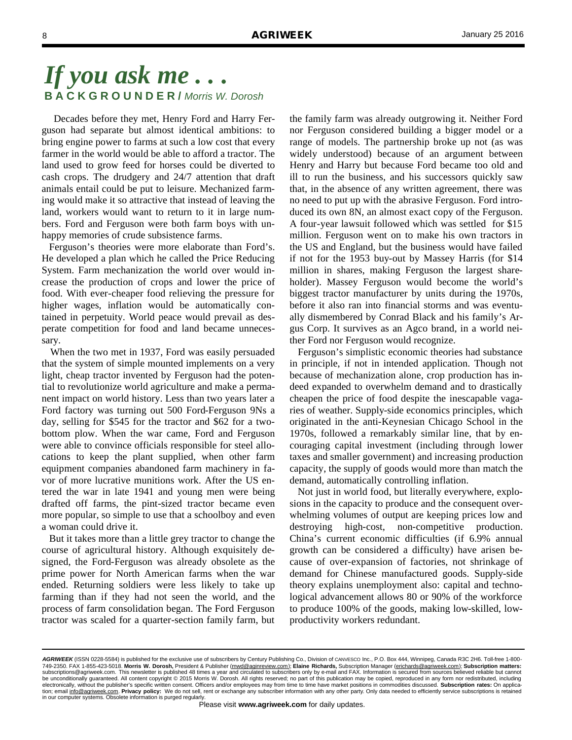# *If you ask me . . .*

**BACKGROUNDER /** *Morris W. Dorosh*

Decades before they met, Henry Ford and Harry Ferguson had separate but almost identical ambitions: to bring engine power to farms at such a low cost that every farmer in the world would be able to afford a tractor. The land used to grow feed for horses could be diverted to cash crops. The drudgery and 24/7 attention that draft animals entail could be put to leisure. Mechanized farming would make it so attractive that instead of leaving the land, workers would want to return to it in large numbers. Ford and Ferguson were both farm boys with unhappy memories of crude subsistence farms.

Ferguson's theories were more elaborate than Ford's. He developed a plan which he called the Price Reducing System. Farm mechanization the world over would increase the production of crops and lower the price of food. With ever-cheaper food relieving the pressure for higher wages, inflation would be automatically contained in perpetuity. World peace would prevail as desperate competition for food and land became unnecessary.

When the two met in 1937, Ford was easily persuaded that the system of simple mounted implements on a very light, cheap tractor invented by Ferguson had the potential to revolutionize world agriculture and make a permanent impact on world history. Less than two years later a Ford factory was turning out 500 Ford-Ferguson 9Ns a day, selling for $545 for the tractor and $62 for a two-bottom plow. When the war came, Ford and Ferguson were able to convince officials responsible for steel allocations to keep the plant supplied, when other farm equipment companies abandoned farm machinery in favor of more lucrative munitions work. After the US entered the war in late 1941 and young men were being drafted off farms, the pint-sized tractor became even more popular, so simple to use that a schoolboy and even a woman could drive it.

But it takes more than a little grey tractor to change the course of agricultural history. Although exquisitely designed, the Ford-Ferguson was already obsolete as the prime power for North American farms when the war ended. Returning soldiers were less likely to take up farming than if they had not seen the world, and the process of farm consolidation began. The Ford Ferguson tractor was scaled for a quarter-section family farm, but the family farm was already outgrowing it. Neither Ford nor Ferguson considered building a bigger model or a range of models. The partnership broke up not (as was widely understood) because of an argument between Henry and Harry but because Ford became too old and ill to run the business, and his successors quickly saw that, in the absence of any written agreement, there was no need to put up with the abrasive Ferguson. Ford introduced its own 8N, an almost exact copy of the Ferguson. A four-year lawsuit followed which was settled for $15 million. Ferguson went on to make his own tractors in the US and England, but the business would have failed if not for the 1953 buy-out by Massey Harris (for $14 million in shares, making Ferguson the largest shareholder). Massey Ferguson would become the world's biggest tractor manufacturer by units during the 1970s, before it also ran into financial storms and was eventually dismembered by Conrad Black and his family's Argus Corp. It survives as an Agco brand, in a world neither Ford nor Ferguson would recognize.

Ferguson's simplistic economic theories had substance in principle, if not in intended application. Though not because of mechanization alone, crop production has indeed expanded to overwhelm demand and to drastically cheapen the price of food despite the inescapable vagaries of weather. Supply-side economics principles, which originated in the anti-Keynesian Chicago School in the 1970s, followed a remarkably similar line, that by encouraging capital investment (including through lower taxes and smaller government) and increasing production capacity, the supply of goods would more than match the demand, automatically controlling inflation.

Not just in world food, but literally everywhere, explosions in the capacity to produce and the consequent overwhelming volumes of output are keeping prices low and destroying high-cost, non-competitive production. China's current economic difficulties (if 6.9% annual growth can be considered a difficulty) have arisen because of over-expansion of factories, not shrinkage of demand for Chinese manufactured goods. Supply-side theory explains unemployment also: capital and technological advancement allows 80 or 90% of the workforce to produce 100% of the goods, making low-skilled, low-productivity workers redundant.

---

***AGRIWEEK*** (ISSN 0228-5584) is published for the exclusive use of subscribers by Century Publishing Co., Division of CANVESCO Inc., P.O. Box 444, Winnipeg, Canada R3C 2H6. Toll-free 1-800-749-2350. FAX 1-855-423-5018. **Morris W. Dorosh,** President & Publisher (mwd@aginreview.com); **Elaine Richards,** Subscription Manager (erichards@agriweek.com); **Subscription matters:** subscriptions@agriweek.com. This newsletter is published 48 times a year and circulated to subscribers only by e-mail and FAX. Information is secured from sources believed reliable but cannot be unconditionally guaranteed. All content copyright © 2015 Morris W. Dorosh. All rights reserved; no part of this publication may be copied, reproduced in any form nor redistributed, including electronically, without the publisher's specific written consent. Officers and/or employees may from time to time have market positions in commodities discussed. **Subscription rates:** On application; email info@agriweek.com. **Privacy policy:** We do not sell, rent or exchange any subscriber information with any other party. Only data needed to efficiently service subscriptions is retained in our computer systems. Obsolete information is purged regularly.

Please visit **www.agriweek.com** for daily updates.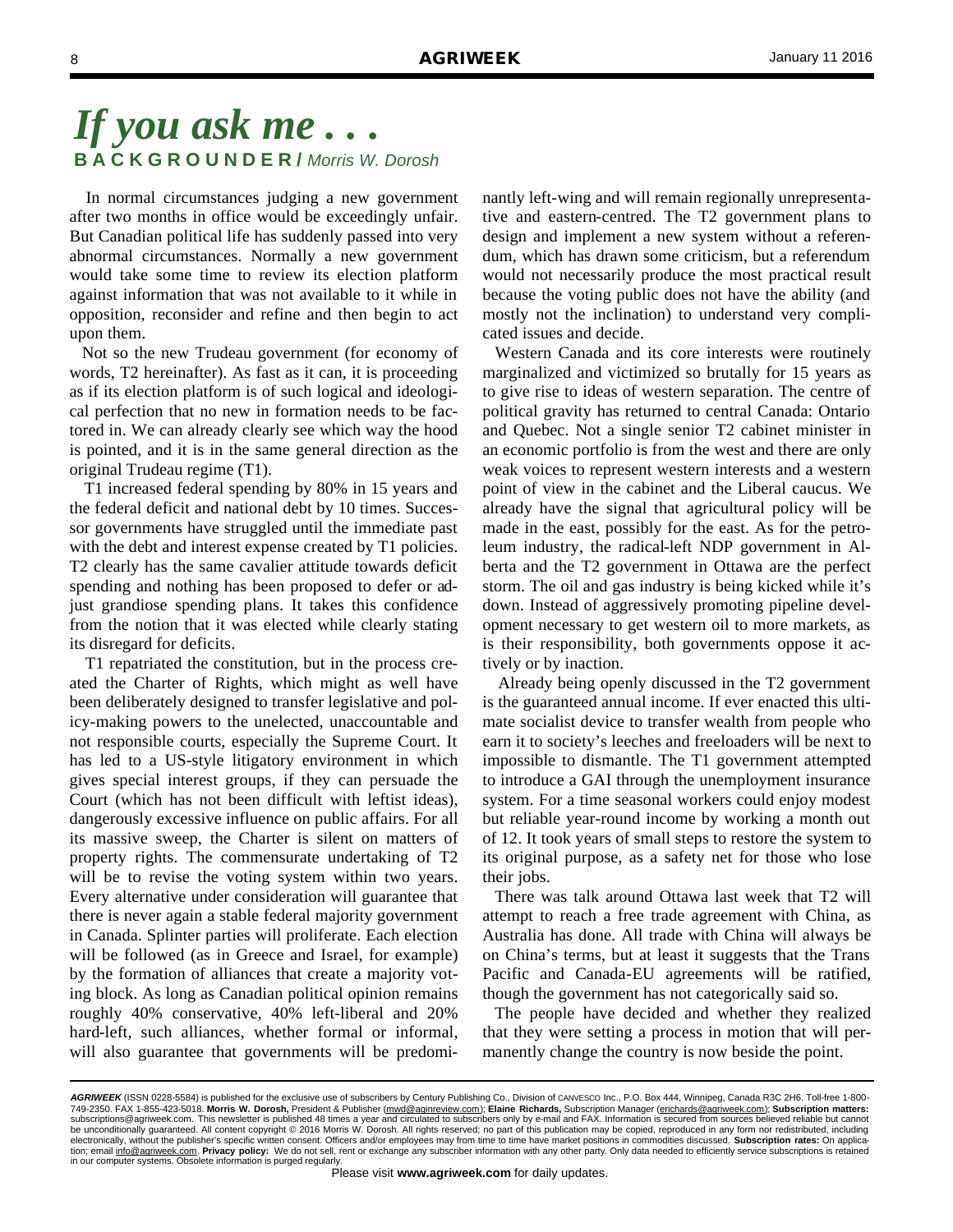# *If you ask me . . .*

**BACKGROUNDER /** *Morris W. Dorosh*

In normal circumstances judging a new government after two months in office would be exceedingly unfair. But Canadian political life has suddenly passed into very abnormal circumstances. Normally a new government would take some time to review its election platform against information that was not available to it while in opposition, reconsider and refine and then begin to act upon them.

Not so the new Trudeau government (for economy of words, T2 hereinafter). As fast as it can, it is proceeding as if its election platform is of such logical and ideological perfection that no new in formation needs to be factored in. We can already clearly see which way the hood is pointed, and it is in the same general direction as the original Trudeau regime (T1).

T1 increased federal spending by 80% in 15 years and the federal deficit and national debt by 10 times. Successor governments have struggled until the immediate past with the debt and interest expense created by T1 policies. T2 clearly has the same cavalier attitude towards deficit spending and nothing has been proposed to defer or adjust grandiose spending plans. It takes this confidence from the notion that it was elected while clearly stating its disregard for deficits.

T1 repatriated the constitution, but in the process created the Charter of Rights, which might as well have been deliberately designed to transfer legislative and policy-making powers to the unelected, unaccountable and not responsible courts, especially the Supreme Court. It has led to a US-style litigatory environment in which gives special interest groups, if they can persuade the Court (which has not been difficult with leftist ideas), dangerously excessive influence on public affairs. For all its massive sweep, the Charter is silent on matters of property rights. The commensurate undertaking of T2 will be to revise the voting system within two years. Every alternative under consideration will guarantee that there is never again a stable federal majority government in Canada. Splinter parties will proliferate. Each election will be followed (as in Greece and Israel, for example) by the formation of alliances that create a majority voting block. As long as Canadian political opinion remains roughly 40% conservative, 40% left-liberal and 20% hard-left, such alliances, whether formal or informal, will also guarantee that governments will be predominantly left-wing and will remain regionally unrepresentative and eastern-centred. The T2 government plans to design and implement a new system without a referendum, which has drawn some criticism, but a referendum would not necessarily produce the most practical result because the voting public does not have the ability (and mostly not the inclination) to understand very complicated issues and decide.

Western Canada and its core interests were routinely marginalized and victimized so brutally for 15 years as to give rise to ideas of western separation. The centre of political gravity has returned to central Canada: Ontario and Quebec. Not a single senior T2 cabinet minister in an economic portfolio is from the west and there are only weak voices to represent western interests and a western point of view in the cabinet and the Liberal caucus. We already have the signal that agricultural policy will be made in the east, possibly for the east. As for the petroleum industry, the radical-left NDP government in Alberta and the T2 government in Ottawa are the perfect storm. The oil and gas industry is being kicked while it's down. Instead of aggressively promoting pipeline development necessary to get western oil to more markets, as is their responsibility, both governments oppose it actively or by inaction.

Already being openly discussed in the T2 government is the guaranteed annual income. If ever enacted this ultimate socialist device to transfer wealth from people who earn it to society's leeches and freeloaders will be next to impossible to dismantle. The T1 government attempted to introduce a GAI through the unemployment insurance system. For a time seasonal workers could enjoy modest but reliable year-round income by working a month out of 12. It took years of small steps to restore the system to its original purpose, as a safety net for those who lose their jobs.

There was talk around Ottawa last week that T2 will attempt to reach a free trade agreement with China, as Australia has done. All trade with China will always be on China's terms, but at least it suggests that the Trans Pacific and Canada-EU agreements will be ratified, though the government has not categorically said so.

The people have decided and whether they realized that they were setting a process in motion that will permanently change the country is now beside the point.

***AGRIWEEK*** (ISSN 0228-5584) is published for the exclusive use of subscribers by Century Publishing Co., Division of CANVESCO Inc., P.O. Box 444, Winnipeg, Canada R3C 2H6. Toll-free 1-800-749-2350. FAX 1-855-423-5018. **Morris W. Dorosh,** President & Publisher (mwd@aginreview.com); **Elaine Richards,** Subscription Manager (erichards@agriweek.com); **Subscription matters:** subscriptions@agriweek.com. This newsletter is published 48 times a year and circulated to subscribers only by e-mail and FAX. Information is secured from sources believed reliable but cannot be unconditionally guaranteed. All content copyright © 2016 Morris W. Dorosh. All rights reserved; no part of this publication may be copied, reproduced in any form nor redistributed, including electronically, without the publisher's specific written consent. Officers and/or employees may from time to time have market positions in commodities discussed. **Subscription rates:** On application; email info@agriweek.com. **Privacy policy:** We do not sell, rent or exchange any subscriber information with any other party. Only data needed to efficiently service subscriptions is retained in our computer systems. Obsolete information is purged regularly.

Please visit **www.agriweek.com** for daily updates.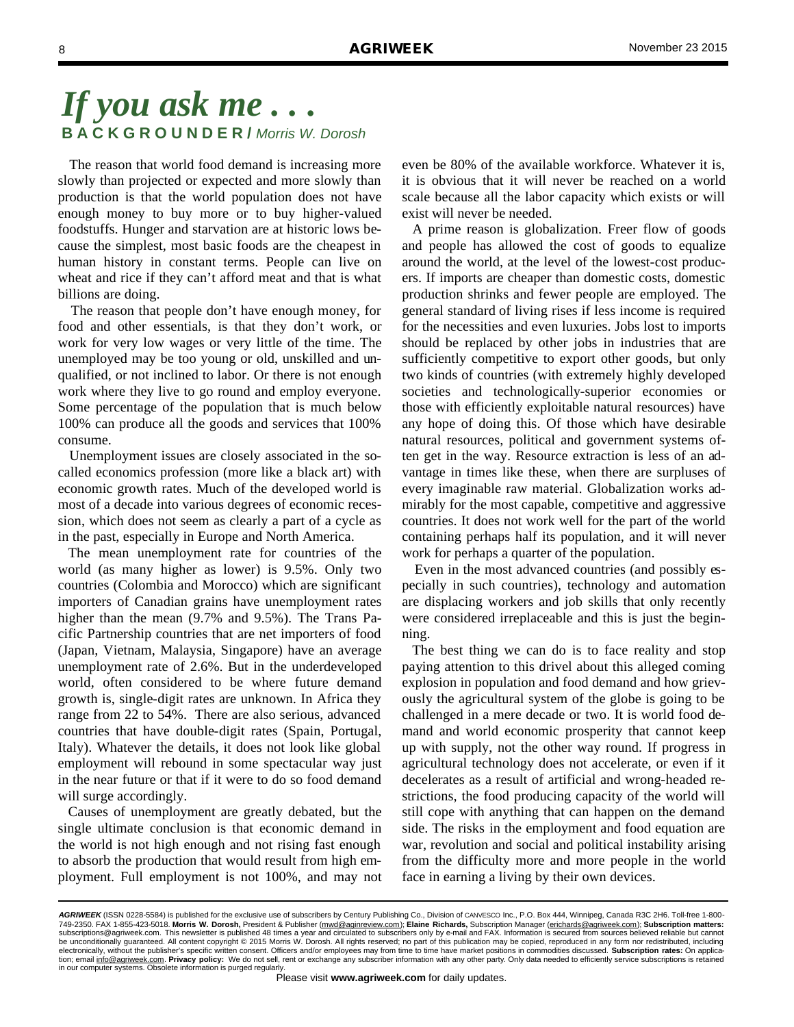# *If you ask me . . .*

**BACKGROUNDER /** *Morris W. Dorosh*

The reason that world food demand is increasing more slowly than projected or expected and more slowly than production is that the world population does not have enough money to buy more or to buy higher-valued foodstuffs. Hunger and starvation are at historic lows because the simplest, most basic foods are the cheapest in human history in constant terms. People can live on wheat and rice if they can't afford meat and that is what billions are doing.

The reason that people don't have enough money, for food and other essentials, is that they don't work, or work for very low wages or very little of the time. The unemployed may be too young or old, unskilled and unqualified, or not inclined to labor. Or there is not enough work where they live to go round and employ everyone. Some percentage of the population that is much below 100% can produce all the goods and services that 100% consume.

Unemployment issues are closely associated in the so-called economics profession (more like a black art) with economic growth rates. Much of the developed world is most of a decade into various degrees of economic recession, which does not seem as clearly a part of a cycle as in the past, especially in Europe and North America.

The mean unemployment rate for countries of the world (as many higher as lower) is 9.5%. Only two countries (Colombia and Morocco) which are significant importers of Canadian grains have unemployment rates higher than the mean (9.7% and 9.5%). The Trans Pacific Partnership countries that are net importers of food (Japan, Vietnam, Malaysia, Singapore) have an average unemployment rate of 2.6%. But in the underdeveloped world, often considered to be where future demand growth is, single-digit rates are unknown. In Africa they range from 22 to 54%. There are also serious, advanced countries that have double-digit rates (Spain, Portugal, Italy). Whatever the details, it does not look like global employment will rebound in some spectacular way just in the near future or that if it were to do so food demand will surge accordingly.

Causes of unemployment are greatly debated, but the single ultimate conclusion is that economic demand in the world is not high enough and not rising fast enough to absorb the production that would result from high employment. Full employment is not 100%, and may not even be 80% of the available workforce. Whatever it is, it is obvious that it will never be reached on a world scale because all the labor capacity which exists or will exist will never be needed.

A prime reason is globalization. Freer flow of goods and people has allowed the cost of goods to equalize around the world, at the level of the lowest-cost producers. If imports are cheaper than domestic costs, domestic production shrinks and fewer people are employed. The general standard of living rises if less income is required for the necessities and even luxuries. Jobs lost to imports should be replaced by other jobs in industries that are sufficiently competitive to export other goods, but only two kinds of countries (with extremely highly developed societies and technologically-superior economies or those with efficiently exploitable natural resources) have any hope of doing this. Of those which have desirable natural resources, political and government systems often get in the way. Resource extraction is less of an advantage in times like these, when there are surpluses of every imaginable raw material. Globalization works admirably for the most capable, competitive and aggressive countries. It does not work well for the part of the world containing perhaps half its population, and it will never work for perhaps a quarter of the population.

Even in the most advanced countries (and possibly especially in such countries), technology and automation are displacing workers and job skills that only recently were considered irreplaceable and this is just the beginning.

The best thing we can do is to face reality and stop paying attention to this drivel about this alleged coming explosion in population and food demand and how grievously the agricultural system of the globe is going to be challenged in a mere decade or two. It is world food demand and world economic prosperity that cannot keep up with supply, not the other way round. If progress in agricultural technology does not accelerate, or even if it decelerates as a result of artificial and wrong-headed restrictions, the food producing capacity of the world will still cope with anything that can happen on the demand side. The risks in the employment and food equation are war, revolution and social and political instability arising from the difficulty more and more people in the world face in earning a living by their own devices.

***AGRIWEEK*** (ISSN 0228-5584) is published for the exclusive use of subscribers by Century Publishing Co., Division of CANVESCO Inc., P.O. Box 444, Winnipeg, Canada R3C 2H6. Toll-free 1-800-749-2350. FAX 1-855-423-5018. **Morris W. Dorosh,** President & Publisher (mwd@aginreview.com); **Elaine Richards,** Subscription Manager (erichards@agriweek.com); **Subscription matters:** subscriptions@agriweek.com. This newsletter is published 48 times a year and circulated to subscribers only by e-mail and FAX. Information is secured from sources believed reliable but cannot be unconditionally guaranteed. All content copyright © 2015 Morris W. Dorosh. All rights reserved; no part of this publication may be copied, reproduced in any form nor redistributed, including electronically, without the publisher's specific written consent. Officers and/or employees may from time to time have market positions in commodities discussed. **Subscription rates:** On application; email info@agriweek.com. **Privacy policy:** We do not sell, rent or exchange any subscriber information with any other party. Only data needed to efficiently service subscriptions is retained in our computer systems. Obsolete information is purged regularly.

Please visit **www.agriweek.com** for daily updates.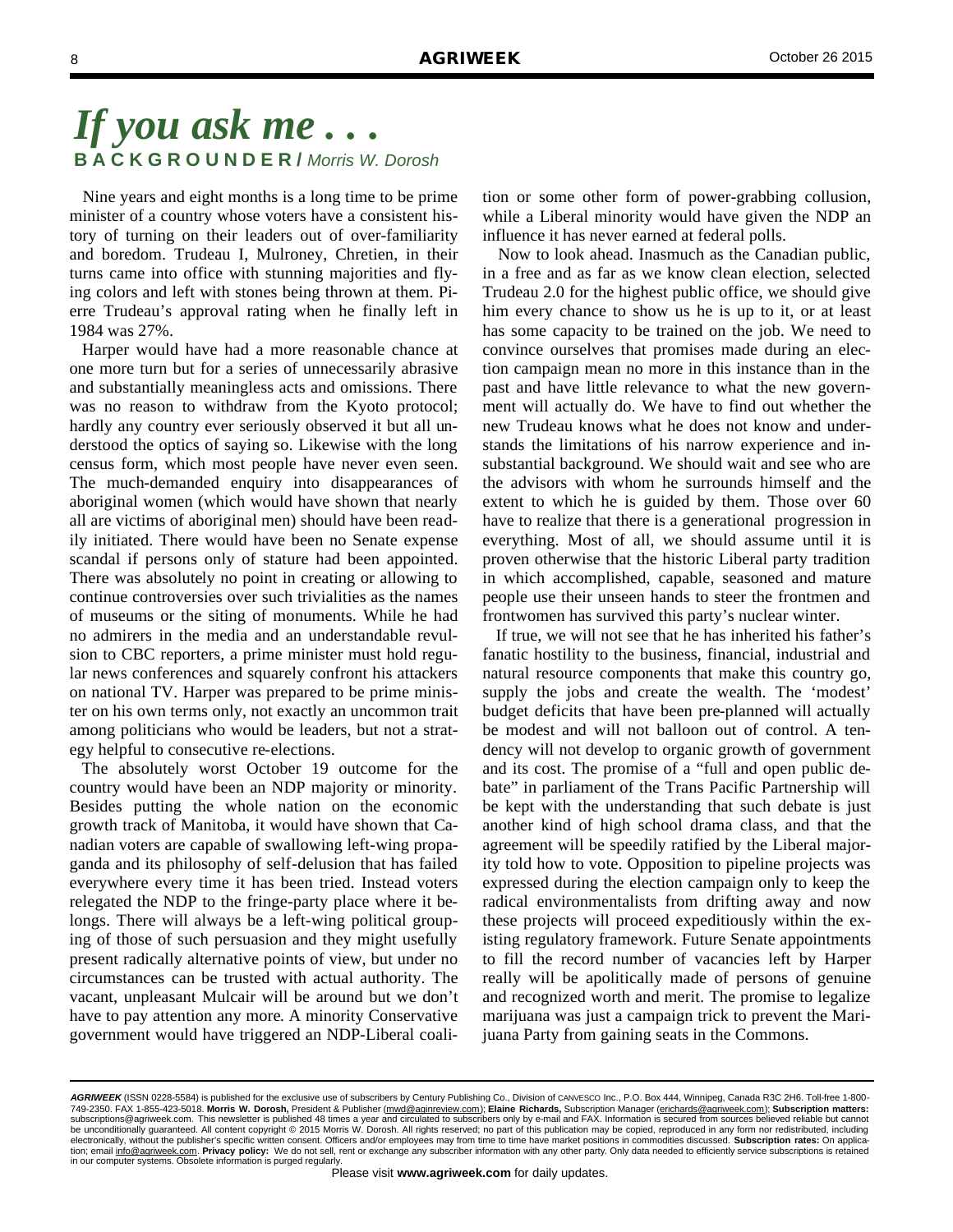# *If you ask me . . .*

**BACKGROUNDER** / *Morris W. Dorosh*

Nine years and eight months is a long time to be prime minister of a country whose voters have a consistent history of turning on their leaders out of over-familiarity and boredom. Trudeau I, Mulroney, Chretien, in their turns came into office with stunning majorities and flying colors and left with stones being thrown at them. Pierre Trudeau's approval rating when he finally left in 1984 was 27%.

Harper would have had a more reasonable chance at one more turn but for a series of unnecessarily abrasive and substantially meaningless acts and omissions. There was no reason to withdraw from the Kyoto protocol; hardly any country ever seriously observed it but all understood the optics of saying so. Likewise with the long census form, which most people have never even seen. The much-demanded enquiry into disappearances of aboriginal women (which would have shown that nearly all are victims of aboriginal men) should have been readily initiated. There would have been no Senate expense scandal if persons only of stature had been appointed. There was absolutely no point in creating or allowing to continue controversies over such trivialities as the names of museums or the siting of monuments. While he had no admirers in the media and an understandable revulsion to CBC reporters, a prime minister must hold regular news conferences and squarely confront his attackers on national TV. Harper was prepared to be prime minister on his own terms only, not exactly an uncommon trait among politicians who would be leaders, but not a strategy helpful to consecutive re-elections.

The absolutely worst October 19 outcome for the country would have been an NDP majority or minority. Besides putting the whole nation on the economic growth track of Manitoba, it would have shown that Canadian voters are capable of swallowing left-wing propaganda and its philosophy of self-delusion that has failed everywhere every time it has been tried. Instead voters relegated the NDP to the fringe-party place where it belongs. There will always be a left-wing political grouping of those of such persuasion and they might usefully present radically alternative points of view, but under no circumstances can be trusted with actual authority. The vacant, unpleasant Mulcair will be around but we don't have to pay attention any more. A minority Conservative government would have triggered an NDP-Liberal coalition or some other form of power-grabbing collusion, while a Liberal minority would have given the NDP an influence it has never earned at federal polls.

Now to look ahead. Inasmuch as the Canadian public, in a free and as far as we know clean election, selected Trudeau 2.0 for the highest public office, we should give him every chance to show us he is up to it, or at least has some capacity to be trained on the job. We need to convince ourselves that promises made during an election campaign mean no more in this instance than in the past and have little relevance to what the new government will actually do. We have to find out whether the new Trudeau knows what he does not know and understands the limitations of his narrow experience and insubstantial background. We should wait and see who are the advisors with whom he surrounds himself and the extent to which he is guided by them. Those over 60 have to realize that there is a generational progression in everything. Most of all, we should assume until it is proven otherwise that the historic Liberal party tradition in which accomplished, capable, seasoned and mature people use their unseen hands to steer the frontmen and frontwomen has survived this party's nuclear winter.

If true, we will not see that he has inherited his father's fanatic hostility to the business, financial, industrial and natural resource components that make this country go, supply the jobs and create the wealth. The 'modest' budget deficits that have been pre-planned will actually be modest and will not balloon out of control. A tendency will not develop to organic growth of government and its cost. The promise of a "full and open public debate" in parliament of the Trans Pacific Partnership will be kept with the understanding that such debate is just another kind of high school drama class, and that the agreement will be speedily ratified by the Liberal majority told how to vote. Opposition to pipeline projects was expressed during the election campaign only to keep the radical environmentalists from drifting away and now these projects will proceed expeditiously within the existing regulatory framework. Future Senate appointments to fill the record number of vacancies left by Harper really will be apolitically made of persons of genuine and recognized worth and merit. The promise to legalize marijuana was just a campaign trick to prevent the Marijuana Party from gaining seats in the Commons.

***AGRIWEEK*** (ISSN 0228-5584) is published for the exclusive use of subscribers by Century Publishing Co., Division of CANVESCO Inc., P.O. Box 444, Winnipeg, Canada R3C 2H6. Toll-free 1-800-749-2350. FAX 1-855-423-5018. **Morris W. Dorosh,** President & Publisher (mwd@aginreview.com); **Elaine Richards,** Subscription Manager (erichards@agriweek.com); **Subscription matters:** subscriptions@agriweek.com. This newsletter is published 48 times a year and circulated to subscribers only by e-mail and FAX. Information is secured from sources believed reliable but cannot be unconditionally guaranteed. All content copyright © 2015 Morris W. Dorosh. All rights reserved; no part of this publication may be copied, reproduced in any form nor redistributed, including electronically, without the publisher's specific written consent. Officers and/or employees may from time to time have market positions in commodities discussed. **Subscription rates:** On application; email info@agriweek.com. **Privacy policy:** We do not sell, rent or exchange any subscriber information with any other party. Only data needed to efficiently service subscriptions is retained in our computer systems. Obsolete information is purged regularly.

Please visit **www.agriweek.com** for daily updates.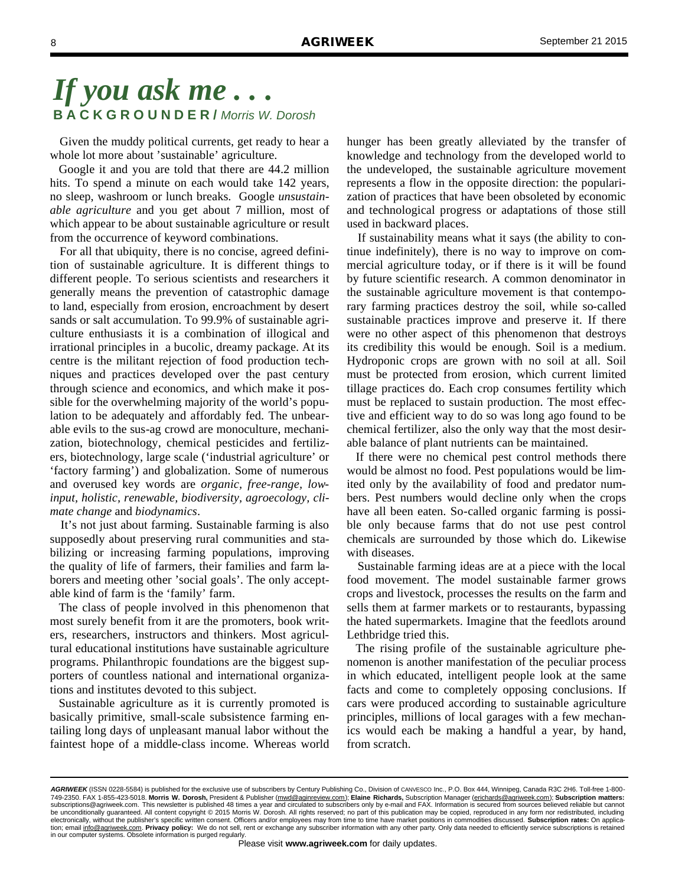# If you ask me . . .

**B A C K G R O U N D E R /** *Morris W. Dorosh*

Given the muddy political currents, get ready to hear a whole lot more about 'sustainable' agriculture.

Google it and you are told that there are 44.2 million hits. To spend a minute on each would take 142 years, no sleep, washroom or lunch breaks. Google *unsustainable agriculture* and you get about 7 million, most of which appear to be about sustainable agriculture or result from the occurrence of keyword combinations.

For all that ubiquity, there is no concise, agreed definition of sustainable agriculture. It is different things to different people. To serious scientists and researchers it generally means the prevention of catastrophic damage to land, especially from erosion, encroachment by desert sands or salt accumulation. To 99.9% of sustainable agriculture enthusiasts it is a combination of illogical and irrational principles in a bucolic, dreamy package. At its centre is the militant rejection of food production techniques and practices developed over the past century through science and economics, and which make it possible for the overwhelming majority of the world's population to be adequately and affordably fed. The unbearable evils to the sus-ag crowd are monoculture, mechanization, biotechnology, chemical pesticides and fertilizers, biotechnology, large scale ('industrial agriculture' or 'factory farming') and globalization. Some of numerous and overused key words are *organic, free-range, low-input, holistic, renewable, biodiversity, agroecology, climate change* and *biodynamics*.

It's not just about farming. Sustainable farming is also supposedly about preserving rural communities and stabilizing or increasing farming populations, improving the quality of life of farmers, their families and farm laborers and meeting other 'social goals'. The only acceptable kind of farm is the 'family' farm.

The class of people involved in this phenomenon that most surely benefit from it are the promoters, book writers, researchers, instructors and thinkers. Most agricultural educational institutions have sustainable agriculture programs. Philanthropic foundations are the biggest supporters of countless national and international organizations and institutes devoted to this subject.

Sustainable agriculture as it is currently promoted is basically primitive, small-scale subsistence farming entailing long days of unpleasant manual labor without the faintest hope of a middle-class income. Whereas world hunger has been greatly alleviated by the transfer of knowledge and technology from the developed world to the undeveloped, the sustainable agriculture movement represents a flow in the opposite direction: the popularization of practices that have been obsoleted by economic and technological progress or adaptations of those still used in backward places.

If sustainability means what it says (the ability to continue indefinitely), there is no way to improve on commercial agriculture today, or if there is it will be found by future scientific research. A common denominator in the sustainable agriculture movement is that contemporary farming practices destroy the soil, while so-called sustainable practices improve and preserve it. If there were no other aspect of this phenomenon that destroys its credibility this would be enough. Soil is a medium. Hydroponic crops are grown with no soil at all. Soil must be protected from erosion, which current limited tillage practices do. Each crop consumes fertility which must be replaced to sustain production. The most effective and efficient way to do so was long ago found to be chemical fertilizer, also the only way that the most desirable balance of plant nutrients can be maintained.

If there were no chemical pest control methods there would be almost no food. Pest populations would be limited only by the availability of food and predator numbers. Pest numbers would decline only when the crops have all been eaten. So-called organic farming is possible only because farms that do not use pest control chemicals are surrounded by those which do. Likewise with diseases.

Sustainable farming ideas are at a piece with the local food movement. The model sustainable farmer grows crops and livestock, processes the results on the farm and sells them at farmer markets or to restaurants, bypassing the hated supermarkets. Imagine that the feedlots around Lethbridge tried this.

The rising profile of the sustainable agriculture phenomenon is another manifestation of the peculiar process in which educated, intelligent people look at the same facts and come to completely opposing conclusions. If cars were produced according to sustainable agriculture principles, millions of local garages with a few mechanics would each be making a handful a year, by hand, from scratch.

---

***AGRIWEEK*** (ISSN 0228-5584) is published for the exclusive use of subscribers by Century Publishing Co., Division of CANVESCO Inc., P.O. Box 444, Winnipeg, Canada R3C 2H6. Toll-free 1-800-749-2350. FAX 1-855-423-5018. **Morris W. Dorosh,** President & Publisher (mwd@aginreview.com); **Elaine Richards,** Subscription Manager (erichards@agriweek.com); **Subscription matters:** subscriptions@agriweek.com. This newsletter is published 48 times a year and circulated to subscribers only by e-mail and FAX. Information is secured from sources believed reliable but cannot be unconditionally guaranteed. All content copyright © 2015 Morris W. Dorosh. All rights reserved; no part of this publication may be copied, reproduced in any form nor redistributed, including electronically, without the publisher's specific written consent. Officers and/or employees may from time to time have market positions in commodities discussed. **Subscription rates:** On application; email info@agriweek.com. **Privacy policy:** We do not sell, rent or exchange any subscriber information with any other party. Only data needed to efficiently service subscriptions is retained in our computer systems. Obsolete information is purged regularly.

Please visit **www.agriweek.com** for daily updates.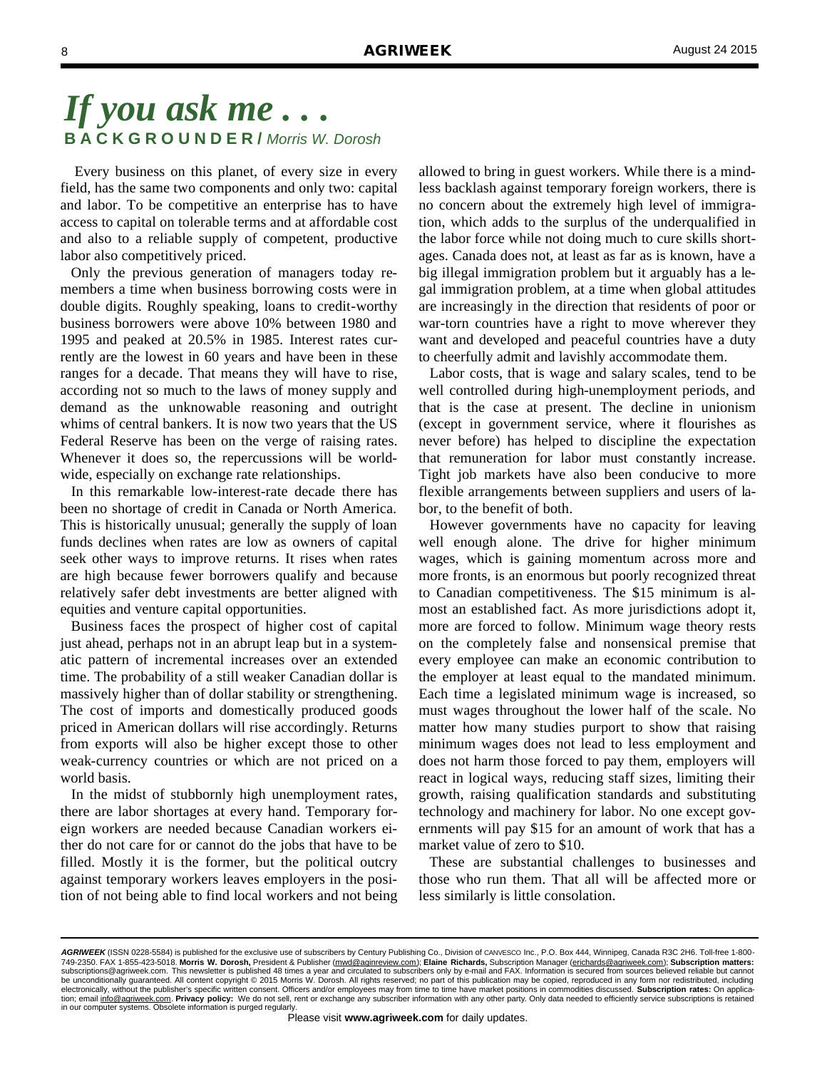# If you ask me . . .

**BACKGROUNDER /** *Morris W. Dorosh*

Every business on this planet, of every size in every field, has the same two components and only two: capital and labor. To be competitive an enterprise has to have access to capital on tolerable terms and at affordable cost and also to a reliable supply of competent, productive labor also competitively priced.

Only the previous generation of managers today remembers a time when business borrowing costs were in double digits. Roughly speaking, loans to credit-worthy business borrowers were above 10% between 1980 and 1995 and peaked at 20.5% in 1985. Interest rates currently are the lowest in 60 years and have been in these ranges for a decade. That means they will have to rise, according not so much to the laws of money supply and demand as the unknowable reasoning and outright whims of central bankers. It is now two years that the US Federal Reserve has been on the verge of raising rates. Whenever it does so, the repercussions will be worldwide, especially on exchange rate relationships.

In this remarkable low-interest-rate decade there has been no shortage of credit in Canada or North America. This is historically unusual; generally the supply of loan funds declines when rates are low as owners of capital seek other ways to improve returns. It rises when rates are high because fewer borrowers qualify and because relatively safer debt investments are better aligned with equities and venture capital opportunities.

Business faces the prospect of higher cost of capital just ahead, perhaps not in an abrupt leap but in a systematic pattern of incremental increases over an extended time. The probability of a still weaker Canadian dollar is massively higher than of dollar stability or strengthening. The cost of imports and domestically produced goods priced in American dollars will rise accordingly. Returns from exports will also be higher except those to other weak-currency countries or which are not priced on a world basis.

In the midst of stubbornly high unemployment rates, there are labor shortages at every hand. Temporary foreign workers are needed because Canadian workers either do not care for or cannot do the jobs that have to be filled. Mostly it is the former, but the political outcry against temporary workers leaves employers in the position of not being able to find local workers and not being allowed to bring in guest workers. While there is a mindless backlash against temporary foreign workers, there is no concern about the extremely high level of immigration, which adds to the surplus of the underqualified in the labor force while not doing much to cure skills shortages. Canada does not, at least as far as is known, have a big illegal immigration problem but it arguably has a legal immigration problem, at a time when global attitudes are increasingly in the direction that residents of poor or war-torn countries have a right to move wherever they want and developed and peaceful countries have a duty to cheerfully admit and lavishly accommodate them.

Labor costs, that is wage and salary scales, tend to be well controlled during high-unemployment periods, and that is the case at present. The decline in unionism (except in government service, where it flourishes as never before) has helped to discipline the expectation that remuneration for labor must constantly increase. Tight job markets have also been conducive to more flexible arrangements between suppliers and users of labor, to the benefit of both.

However governments have no capacity for leaving well enough alone. The drive for higher minimum wages, which is gaining momentum across more and more fronts, is an enormous but poorly recognized threat to Canadian competitiveness. The $15 minimum is almost an established fact. As more jurisdictions adopt it, more are forced to follow. Minimum wage theory rests on the completely false and nonsensical premise that every employee can make an economic contribution to the employer at least equal to the mandated minimum. Each time a legislated minimum wage is increased, so must wages throughout the lower half of the scale. No matter how many studies purport to show that raising minimum wages does not lead to less employment and does not harm those forced to pay them, employers will react in logical ways, reducing staff sizes, limiting their growth, raising qualification standards and substituting technology and machinery for labor. No one except governments will pay $15 for an amount of work that has a market value of zero to $10.

These are substantial challenges to businesses and those who run them. That all will be affected more or less similarly is little consolation.

---

*AGRIWEEK* (ISSN 0228-5584) is published for the exclusive use of subscribers by Century Publishing Co., Division of CANVESCO Inc., P.O. Box 444, Winnipeg, Canada R3C 2H6. Toll-free 1-800-749-2350. FAX 1-855-423-5018. **Morris W. Dorosh,** President & Publisher (mwd@aginreview.com); **Elaine Richards,** Subscription Manager (erichards@agriweek.com); **Subscription matters:** subscriptions@agriweek.com. This newsletter is published 48 times a year and circulated to subscribers only by e-mail and FAX. Information is secured from sources believed reliable but cannot be unconditionally guaranteed. All content copyright © 2015 Morris W. Dorosh. All rights reserved; no part of this publication may be copied, reproduced in any form nor redistributed, including electronically, without the publisher's specific written consent. Officers and/or employees may from time to time have market positions in commodities discussed. **Subscription rates:** On application; email info@agriweek.com. **Privacy policy:** We do not sell, rent or exchange any subscriber information with any other party. Only data needed to efficiently service subscriptions is retained in our computer systems. Obsolete information is purged regularly.

Please visit **www.agriweek.com** for daily updates.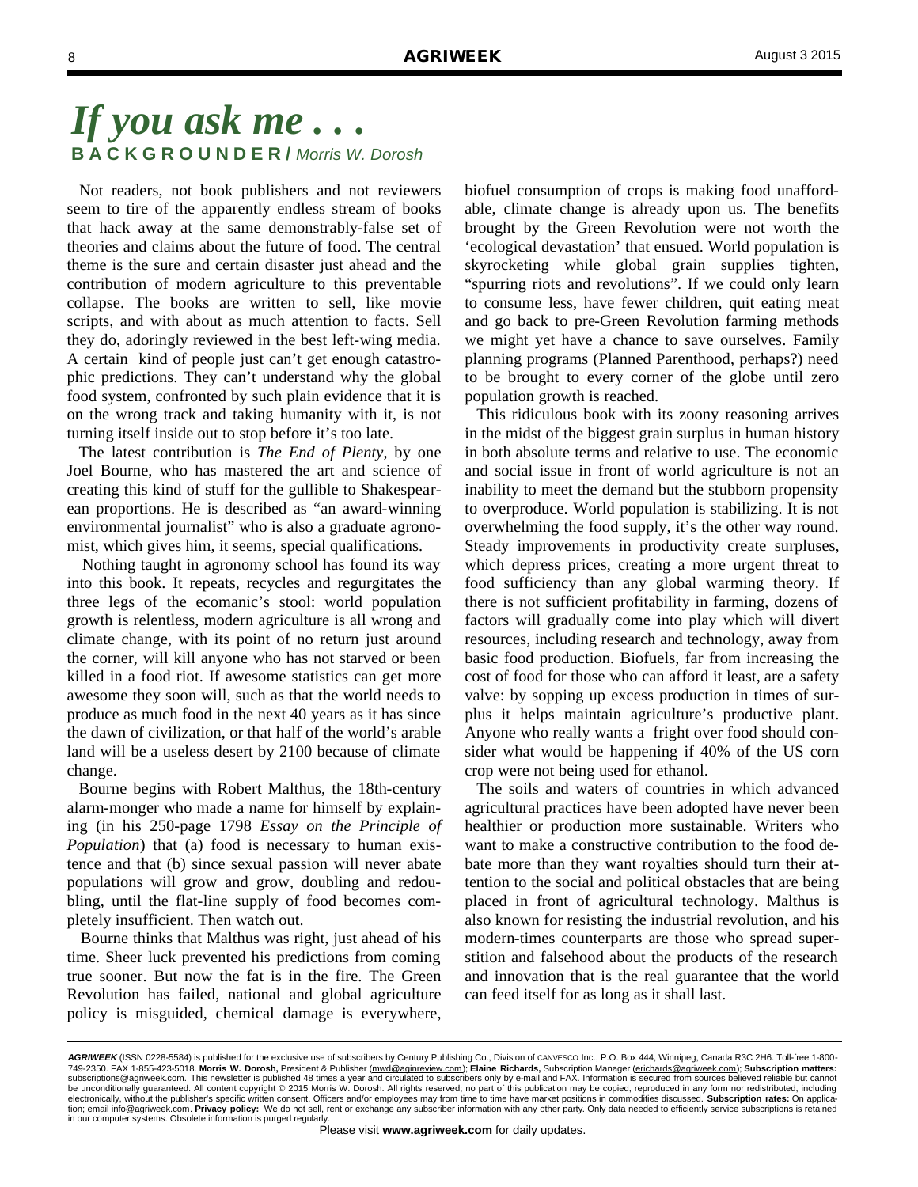# *If you ask me . . .*

**BACKGROUNDER /** *Morris W. Dorosh*

Not readers, not book publishers and not reviewers seem to tire of the apparently endless stream of books that hack away at the same demonstrably-false set of theories and claims about the future of food. The central theme is the sure and certain disaster just ahead and the contribution of modern agriculture to this preventable collapse. The books are written to sell, like movie scripts, and with about as much attention to facts. Sell they do, adoringly reviewed in the best left-wing media. A certain kind of people just can't get enough catastrophic predictions. They can't understand why the global food system, confronted by such plain evidence that it is on the wrong track and taking humanity with it, is not turning itself inside out to stop before it's too late.

The latest contribution is *The End of Plenty*, by one Joel Bourne, who has mastered the art and science of creating this kind of stuff for the gullible to Shakespearean proportions. He is described as "an award-winning environmental journalist" who is also a graduate agronomist, which gives him, it seems, special qualifications.

Nothing taught in agronomy school has found its way into this book. It repeats, recycles and regurgitates the three legs of the ecomanic's stool: world population growth is relentless, modern agriculture is all wrong and climate change, with its point of no return just around the corner, will kill anyone who has not starved or been killed in a food riot. If awesome statistics can get more awesome they soon will, such as that the world needs to produce as much food in the next 40 years as it has since the dawn of civilization, or that half of the world's arable land will be a useless desert by 2100 because of climate change.

Bourne begins with Robert Malthus, the 18th-century alarm-monger who made a name for himself by explaining (in his 250-page 1798 *Essay on the Principle of Population*) that (a) food is necessary to human existence and that (b) since sexual passion will never abate populations will grow and grow, doubling and redoubling, until the flat-line supply of food becomes completely insufficient. Then watch out.

Bourne thinks that Malthus was right, just ahead of his time. Sheer luck prevented his predictions from coming true sooner. But now the fat is in the fire. The Green Revolution has failed, national and global agriculture policy is misguided, chemical damage is everywhere, biofuel consumption of crops is making food unaffordable, climate change is already upon us. The benefits brought by the Green Revolution were not worth the 'ecological devastation' that ensued. World population is skyrocketing while global grain supplies tighten, "spurring riots and revolutions". If we could only learn to consume less, have fewer children, quit eating meat and go back to pre-Green Revolution farming methods we might yet have a chance to save ourselves. Family planning programs (Planned Parenthood, perhaps?) need to be brought to every corner of the globe until zero population growth is reached.

This ridiculous book with its zoony reasoning arrives in the midst of the biggest grain surplus in human history in both absolute terms and relative to use. The economic and social issue in front of world agriculture is not an inability to meet the demand but the stubborn propensity to overproduce. World population is stabilizing. It is not overwhelming the food supply, it's the other way round. Steady improvements in productivity create surpluses, which depress prices, creating a more urgent threat to food sufficiency than any global warming theory. If there is not sufficient profitability in farming, dozens of factors will gradually come into play which will divert resources, including research and technology, away from basic food production. Biofuels, far from increasing the cost of food for those who can afford it least, are a safety valve: by sopping up excess production in times of surplus it helps maintain agriculture's productive plant. Anyone who really wants a fright over food should consider what would be happening if 40% of the US corn crop were not being used for ethanol.

The soils and waters of countries in which advanced agricultural practices have been adopted have never been healthier or production more sustainable. Writers who want to make a constructive contribution to the food debate more than they want royalties should turn their attention to the social and political obstacles that are being placed in front of agricultural technology. Malthus is also known for resisting the industrial revolution, and his modern-times counterparts are those who spread superstition and falsehood about the products of the research and innovation that is the real guarantee that the world can feed itself for as long as it shall last.

---

***AGRIWEEK*** (ISSN 0228-5584) is published for the exclusive use of subscribers by Century Publishing Co., Division of CANVESCO Inc., P.O. Box 444, Winnipeg, Canada R3C 2H6. Toll-free 1-800-749-2350. FAX 1-855-423-5018. **Morris W. Dorosh,** President & Publisher (mwd@aginreview.com); **Elaine Richards,** Subscription Manager (erichards@agriweek.com); **Subscription matters:** subscriptions@agriweek.com. This newsletter is published 48 times a year and circulated to subscribers only by e-mail and FAX. Information is secured from sources believed reliable but cannot be unconditionally guaranteed. All content copyright © 2015 Morris W. Dorosh. All rights reserved; no part of this publication may be copied, reproduced in any form nor redistributed, including electronically, without the publisher's specific written consent. Officers and/or employees may from time to time have market positions in commodities discussed. **Subscription rates:** On application; email info@agriweek.com. **Privacy policy:** We do not sell, rent or exchange any subscriber information with any other party. Only data needed to efficiently service subscriptions is retained in our computer systems. Obsolete information is purged regularly.

Please visit **www.agriweek.com** for daily updates.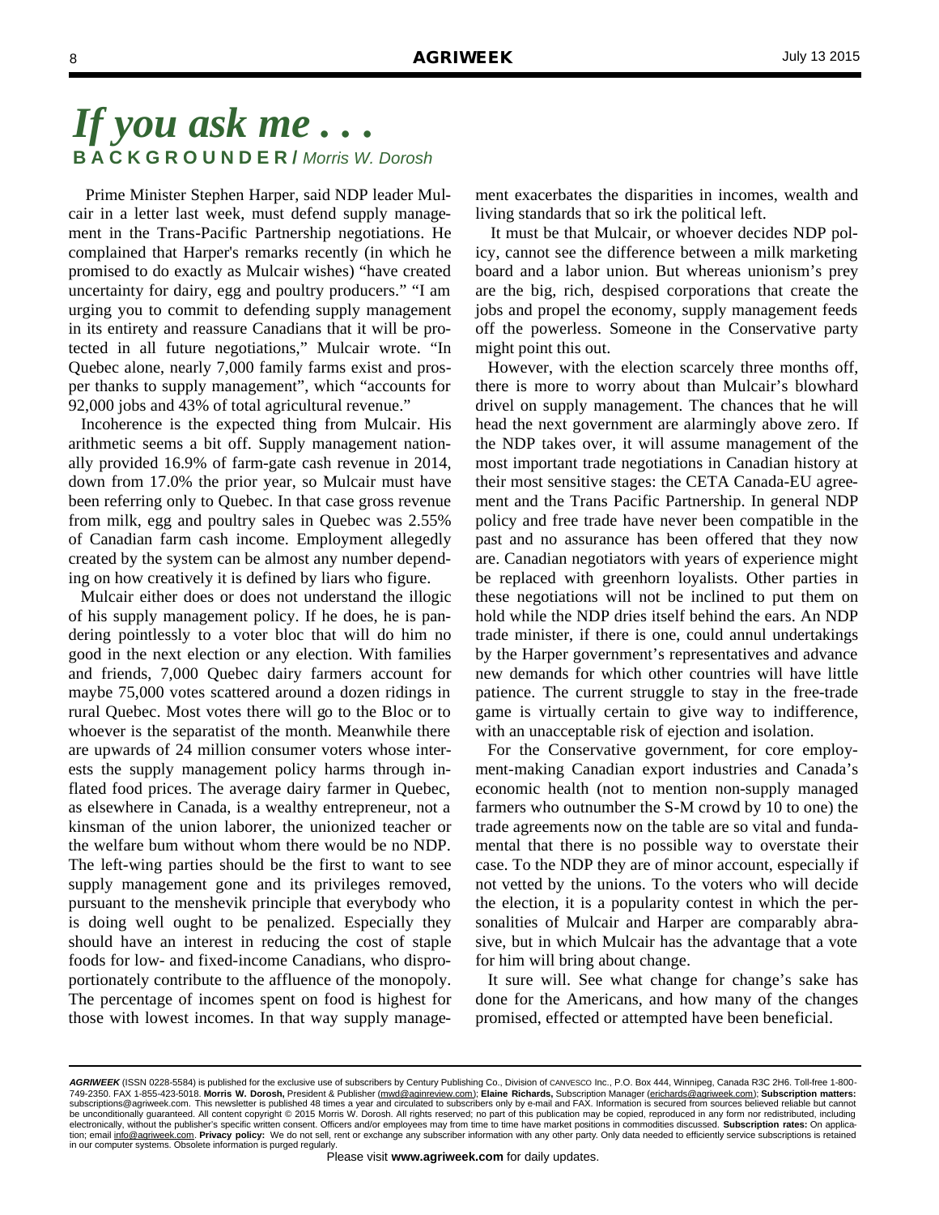# *If you ask me . . .*

**B A C K G R O U N D E R /** *Morris W. Dorosh*

Prime Minister Stephen Harper, said NDP leader Mulcair in a letter last week, must defend supply management in the Trans-Pacific Partnership negotiations. He complained that Harper's remarks recently (in which he promised to do exactly as Mulcair wishes) "have created uncertainty for dairy, egg and poultry producers." "I am urging you to commit to defending supply management in its entirety and reassure Canadians that it will be protected in all future negotiations," Mulcair wrote. "In Quebec alone, nearly 7,000 family farms exist and prosper thanks to supply management", which "accounts for 92,000 jobs and 43% of total agricultural revenue."

Incoherence is the expected thing from Mulcair. His arithmetic seems a bit off. Supply management nationally provided 16.9% of farm-gate cash revenue in 2014, down from 17.0% the prior year, so Mulcair must have been referring only to Quebec. In that case gross revenue from milk, egg and poultry sales in Quebec was 2.55% of Canadian farm cash income. Employment allegedly created by the system can be almost any number depending on how creatively it is defined by liars who figure.

Mulcair either does or does not understand the illogic of his supply management policy. If he does, he is pandering pointlessly to a voter bloc that will do him no good in the next election or any election. With families and friends, 7,000 Quebec dairy farmers account for maybe 75,000 votes scattered around a dozen ridings in rural Quebec. Most votes there will go to the Bloc or to whoever is the separatist of the month. Meanwhile there are upwards of 24 million consumer voters whose interests the supply management policy harms through inflated food prices. The average dairy farmer in Quebec, as elsewhere in Canada, is a wealthy entrepreneur, not a kinsman of the union laborer, the unionized teacher or the welfare bum without whom there would be no NDP. The left-wing parties should be the first to want to see supply management gone and its privileges removed, pursuant to the menshevik principle that everybody who is doing well ought to be penalized. Especially they should have an interest in reducing the cost of staple foods for low- and fixed-income Canadians, who disproportionately contribute to the affluence of the monopoly. The percentage of incomes spent on food is highest for those with lowest incomes. In that way supply management exacerbates the disparities in incomes, wealth and living standards that so irk the political left.

It must be that Mulcair, or whoever decides NDP policy, cannot see the difference between a milk marketing board and a labor union. But whereas unionism's prey are the big, rich, despised corporations that create the jobs and propel the economy, supply management feeds off the powerless. Someone in the Conservative party might point this out.

However, with the election scarcely three months off, there is more to worry about than Mulcair's blowhard drivel on supply management. The chances that he will head the next government are alarmingly above zero. If the NDP takes over, it will assume management of the most important trade negotiations in Canadian history at their most sensitive stages: the CETA Canada-EU agreement and the Trans Pacific Partnership. In general NDP policy and free trade have never been compatible in the past and no assurance has been offered that they now are. Canadian negotiators with years of experience might be replaced with greenhorn loyalists. Other parties in these negotiations will not be inclined to put them on hold while the NDP dries itself behind the ears. An NDP trade minister, if there is one, could annul undertakings by the Harper government's representatives and advance new demands for which other countries will have little patience. The current struggle to stay in the free-trade game is virtually certain to give way to indifference, with an unacceptable risk of ejection and isolation.

For the Conservative government, for core employment-making Canadian export industries and Canada's economic health (not to mention non-supply managed farmers who outnumber the S-M crowd by 10 to one) the trade agreements now on the table are so vital and fundamental that there is no possible way to overstate their case. To the NDP they are of minor account, especially if not vetted by the unions. To the voters who will decide the election, it is a popularity contest in which the personalities of Mulcair and Harper are comparably abrasive, but in which Mulcair has the advantage that a vote for him will bring about change.

It sure will. See what change for change's sake has done for the Americans, and how many of the changes promised, effected or attempted have been beneficial.

---

***AGRIWEEK*** (ISSN 0228-5584) is published for the exclusive use of subscribers by Century Publishing Co., Division of CANVESCO Inc., P.O. Box 444, Winnipeg, Canada R3C 2H6. Toll-free 1-800-749-2350. FAX 1-855-423-5018. **Morris W. Dorosh,** President & Publisher (mwd@aginreview.com); **Elaine Richards,** Subscription Manager (erichards@agriweek.com); **Subscription matters:** subscriptions@agriweek.com. This newsletter is published 48 times a year and circulated to subscribers only by e-mail and FAX. Information is secured from sources believed reliable but cannot be unconditionally guaranteed. All content copyright © 2015 Morris W. Dorosh. All rights reserved; no part of this publication may be copied, reproduced in any form nor redistributed, including electronically, without the publisher's specific written consent. Officers and/or employees may from time to time have market positions in commodities discussed. **Subscription rates:** On application; email info@agriweek.com. **Privacy policy:** We do not sell, rent or exchange any subscriber information with any other party. Only data needed to efficiently service subscriptions is retained in our computer systems. Obsolete information is purged regularly.

Please visit **www.agriweek.com** for daily updates.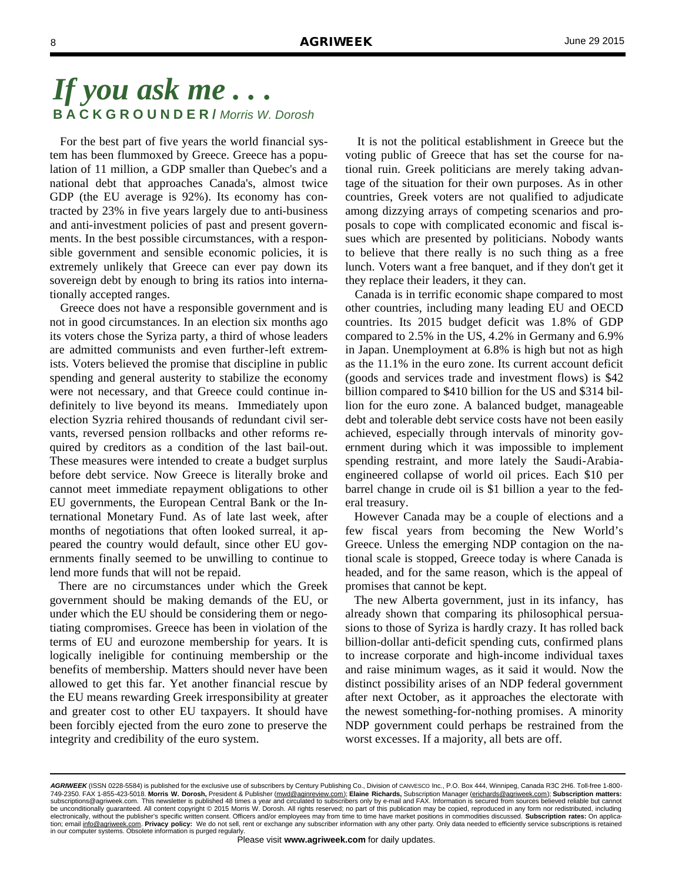# *If you ask me . . .*

**BACKGROUNDER /** *Morris W. Dorosh*

For the best part of five years the world financial system has been flummoxed by Greece. Greece has a population of 11 million, a GDP smaller than Quebec's and a national debt that approaches Canada's, almost twice GDP (the EU average is 92%). Its economy has contracted by 23% in five years largely due to anti-business and anti-investment policies of past and present governments. In the best possible circumstances, with a responsible government and sensible economic policies, it is extremely unlikely that Greece can ever pay down its sovereign debt by enough to bring its ratios into internationally accepted ranges.

Greece does not have a responsible government and is not in good circumstances. In an election six months ago its voters chose the Syriza party, a third of whose leaders are admitted communists and even further-left extremists. Voters believed the promise that discipline in public spending and general austerity to stabilize the economy were not necessary, and that Greece could continue indefinitely to live beyond its means. Immediately upon election Syzria rehired thousands of redundant civil servants, reversed pension rollbacks and other reforms required by creditors as a condition of the last bail-out. These measures were intended to create a budget surplus before debt service. Now Greece is literally broke and cannot meet immediate repayment obligations to other EU governments, the European Central Bank or the International Monetary Fund. As of late last week, after months of negotiations that often looked surreal, it appeared the country would default, since other EU governments finally seemed to be unwilling to continue to lend more funds that will not be repaid.

There are no circumstances under which the Greek government should be making demands of the EU, or under which the EU should be considering them or negotiating compromises. Greece has been in violation of the terms of EU and eurozone membership for years. It is logically ineligible for continuing membership or the benefits of membership. Matters should never have been allowed to get this far. Yet another financial rescue by the EU means rewarding Greek irresponsibility at greater and greater cost to other EU taxpayers. It should have been forcibly ejected from the euro zone to preserve the integrity and credibility of the euro system.

It is not the political establishment in Greece but the voting public of Greece that has set the course for national ruin. Greek politicians are merely taking advantage of the situation for their own purposes. As in other countries, Greek voters are not qualified to adjudicate among dizzying arrays of competing scenarios and proposals to cope with complicated economic and fiscal issues which are presented by politicians. Nobody wants to believe that there really is no such thing as a free lunch. Voters want a free banquet, and if they don't get it they replace their leaders, it they can.

Canada is in terrific economic shape compared to most other countries, including many leading EU and OECD countries. Its 2015 budget deficit was 1.8% of GDP compared to 2.5% in the US, 4.2% in Germany and 6.9% in Japan. Unemployment at 6.8% is high but not as high as the 11.1% in the euro zone. Its current account deficit (goods and services trade and investment flows) is $42 billion compared to $410 billion for the US and $314 billion for the euro zone. A balanced budget, manageable debt and tolerable debt service costs have not been easily achieved, especially through intervals of minority government during which it was impossible to implement spending restraint, and more lately the Saudi-Arabia-engineered collapse of world oil prices. Each $10 per barrel change in crude oil is $1 billion a year to the federal treasury.

However Canada may be a couple of elections and a few fiscal years from becoming the New World's Greece. Unless the emerging NDP contagion on the national scale is stopped, Greece today is where Canada is headed, and for the same reason, which is the appeal of promises that cannot be kept.

The new Alberta government, just in its infancy, has already shown that comparing its philosophical persuasions to those of Syriza is hardly crazy. It has rolled back billion-dollar anti-deficit spending cuts, confirmed plans to increase corporate and high-income individual taxes and raise minimum wages, as it said it would. Now the distinct possibility arises of an NDP federal government after next October, as it approaches the electorate with the newest something-for-nothing promises. A minority NDP government could perhaps be restrained from the worst excesses. If a majority, all bets are off.

---

***AGRIWEEK*** (ISSN 0228-5584) is published for the exclusive use of subscribers by Century Publishing Co., Division of CANVESCO Inc., P.O. Box 444, Winnipeg, Canada R3C 2H6. Toll-free 1-800-749-2350. FAX 1-855-423-5018. **Morris W. Dorosh,** President & Publisher (mwd@aginreview.com); **Elaine Richards,** Subscription Manager (erichards@agriweek.com); **Subscription matters:** subscriptions@agriweek.com. This newsletter is published 48 times a year and circulated to subscribers only by e-mail and FAX. Information is secured from sources believed reliable but cannot be unconditionally guaranteed. All content copyright © 2015 Morris W. Dorosh. All rights reserved; no part of this publication may be copied, reproduced in any form nor redistributed, including electronically, without the publisher's specific written consent. Officers and/or employees may from time to time have market positions in commodities discussed. **Subscription rates:** On application; email info@agriweek.com. **Privacy policy:** We do not sell, rent or exchange any subscriber information with any other party. Only data needed to efficiently service subscriptions is retained in our computer systems. Obsolete information is purged regularly.

Please visit **www.agriweek.com** for daily updates.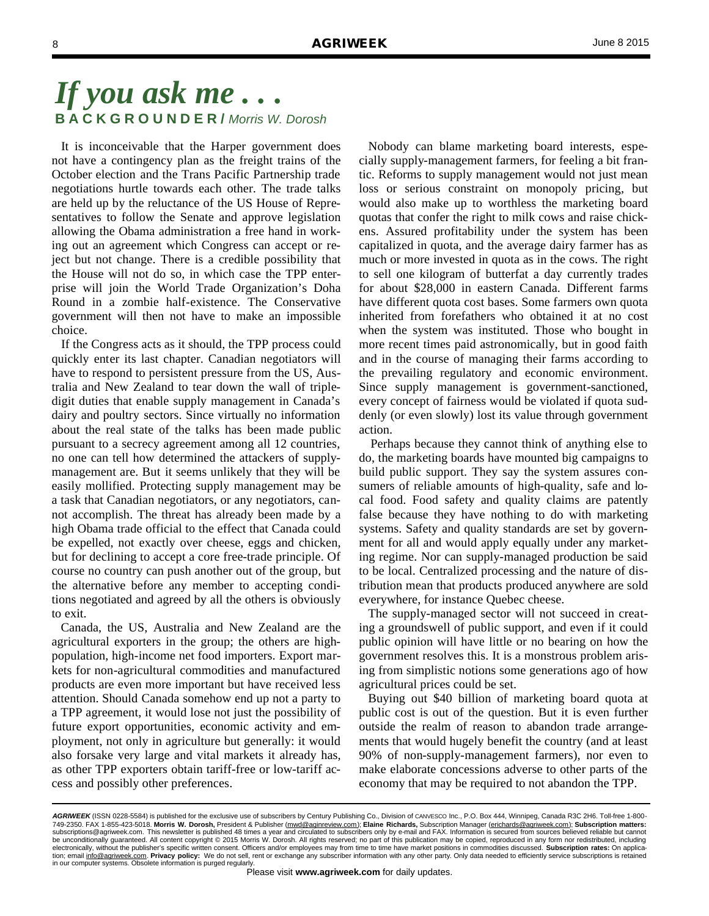# *If you ask me . . .*

**BACKGROUNDER /** *Morris W. Dorosh*

It is inconceivable that the Harper government does not have a contingency plan as the freight trains of the October election and the Trans Pacific Partnership trade negotiations hurtle towards each other. The trade talks are held up by the reluctance of the US House of Representatives to follow the Senate and approve legislation allowing the Obama administration a free hand in working out an agreement which Congress can accept or reject but not change. There is a credible possibility that the House will not do so, in which case the TPP enterprise will join the World Trade Organization's Doha Round in a zombie half-existence. The Conservative government will then not have to make an impossible choice.

If the Congress acts as it should, the TPP process could quickly enter its last chapter. Canadian negotiators will have to respond to persistent pressure from the US, Australia and New Zealand to tear down the wall of triple-digit duties that enable supply management in Canada's dairy and poultry sectors. Since virtually no information about the real state of the talks has been made public pursuant to a secrecy agreement among all 12 countries, no one can tell how determined the attackers of supply-management are. But it seems unlikely that they will be easily mollified. Protecting supply management may be a task that Canadian negotiators, or any negotiators, cannot accomplish. The threat has already been made by a high Obama trade official to the effect that Canada could be expelled, not exactly over cheese, eggs and chicken, but for declining to accept a core free-trade principle. Of course no country can push another out of the group, but the alternative before any member to accepting conditions negotiated and agreed by all the others is obviously to exit.

Canada, the US, Australia and New Zealand are the agricultural exporters in the group; the others are high-population, high-income net food importers. Export markets for non-agricultural commodities and manufactured products are even more important but have received less attention. Should Canada somehow end up not a party to a TPP agreement, it would lose not just the possibility of future export opportunities, economic activity and employment, not only in agriculture but generally: it would also forsake very large and vital markets it already has, as other TPP exporters obtain tariff-free or low-tariff access and possibly other preferences.

Nobody can blame marketing board interests, especially supply-management farmers, for feeling a bit frantic. Reforms to supply management would not just mean loss or serious constraint on monopoly pricing, but would also make up to worthless the marketing board quotas that confer the right to milk cows and raise chickens. Assured profitability under the system has been capitalized in quota, and the average dairy farmer has as much or more invested in quota as in the cows. The right to sell one kilogram of butterfat a day currently trades for about $28,000 in eastern Canada. Different farms have different quota cost bases. Some farmers own quota inherited from forefathers who obtained it at no cost when the system was instituted. Those who bought in more recent times paid astronomically, but in good faith and in the course of managing their farms according to the prevailing regulatory and economic environment. Since supply management is government-sanctioned, every concept of fairness would be violated if quota suddenly (or even slowly) lost its value through government action.

Perhaps because they cannot think of anything else to do, the marketing boards have mounted big campaigns to build public support. They say the system assures consumers of reliable amounts of high-quality, safe and local food. Food safety and quality claims are patently false because they have nothing to do with marketing systems. Safety and quality standards are set by government for all and would apply equally under any marketing regime. Nor can supply-managed production be said to be local. Centralized processing and the nature of distribution mean that products produced anywhere are sold everywhere, for instance Quebec cheese.

The supply-managed sector will not succeed in creating a groundswell of public support, and even if it could public opinion will have little or no bearing on how the government resolves this. It is a monstrous problem arising from simplistic notions some generations ago of how agricultural prices could be set.

Buying out $40 billion of marketing board quota at public cost is out of the question. But it is even further outside the realm of reason to abandon trade arrangements that would hugely benefit the country (and at least 90% of non-supply-management farmers), nor even to make elaborate concessions adverse to other parts of the economy that may be required to not abandon the TPP.

---

***AGRIWEEK*** (ISSN 0228-5584) is published for the exclusive use of subscribers by Century Publishing Co., Division of CANVESCO Inc., P.O. Box 444, Winnipeg, Canada R3C 2H6. Toll-free 1-800-749-2350. FAX 1-855-423-5018. **Morris W. Dorosh,** President & Publisher (mwd@aginreview.com); **Elaine Richards,** Subscription Manager (erichards@agriweek.com); **Subscription matters:** subscriptions@agriweek.com. This newsletter is published 48 times a year and circulated to subscribers only by e-mail and FAX. Information is secured from sources believed reliable but cannot be unconditionally guaranteed. All content copyright © 2015 Morris W. Dorosh. All rights reserved; no part of this publication may be copied, reproduced in any form nor redistributed, including electronically, without the publisher's specific written consent. Officers and/or employees may from time to time have market positions in commodities discussed. **Subscription rates:** On application; email info@agriweek.com. **Privacy policy:** We do not sell, rent or exchange any subscriber information with any other party. Only data needed to efficiently service subscriptions is retained in our computer systems. Obsolete information is purged regularly.

Please visit **www.agriweek.com** for daily updates.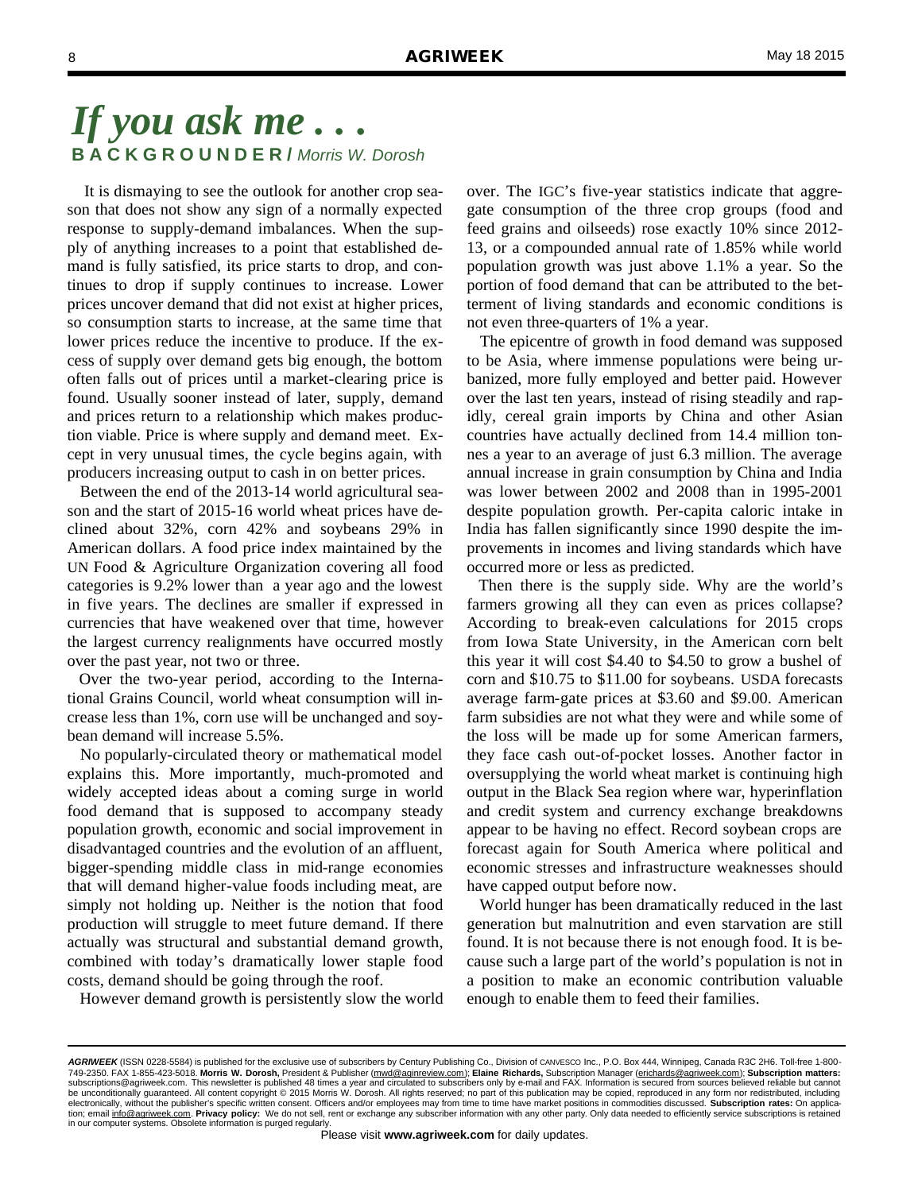# *If you ask me . . .*

**BACKGROUNDER /** *Morris W. Dorosh*

It is dismaying to see the outlook for another crop season that does not show any sign of a normally expected response to supply-demand imbalances. When the supply of anything increases to a point that established demand is fully satisfied, its price starts to drop, and continues to drop if supply continues to increase. Lower prices uncover demand that did not exist at higher prices, so consumption starts to increase, at the same time that lower prices reduce the incentive to produce. If the excess of supply over demand gets big enough, the bottom often falls out of prices until a market-clearing price is found. Usually sooner instead of later, supply, demand and prices return to a relationship which makes production viable. Price is where supply and demand meet. Except in very unusual times, the cycle begins again, with producers increasing output to cash in on better prices.

Between the end of the 2013-14 world agricultural season and the start of 2015-16 world wheat prices have declined about 32%, corn 42% and soybeans 29% in American dollars. A food price index maintained by the UN Food & Agriculture Organization covering all food categories is 9.2% lower than a year ago and the lowest in five years. The declines are smaller if expressed in currencies that have weakened over that time, however the largest currency realignments have occurred mostly over the past year, not two or three.

Over the two-year period, according to the International Grains Council, world wheat consumption will increase less than 1%, corn use will be unchanged and soybean demand will increase 5.5%.

No popularly-circulated theory or mathematical model explains this. More importantly, much-promoted and widely accepted ideas about a coming surge in world food demand that is supposed to accompany steady population growth, economic and social improvement in disadvantaged countries and the evolution of an affluent, bigger-spending middle class in mid-range economies that will demand higher-value foods including meat, are simply not holding up. Neither is the notion that food production will struggle to meet future demand. If there actually was structural and substantial demand growth, combined with today's dramatically lower staple food costs, demand should be going through the roof.

However demand growth is persistently slow the world over. The IGC's five-year statistics indicate that aggregate consumption of the three crop groups (food and feed grains and oilseeds) rose exactly 10% since 2012-13, or a compounded annual rate of 1.85% while world population growth was just above 1.1% a year. So the portion of food demand that can be attributed to the betterment of living standards and economic conditions is not even three-quarters of 1% a year.

The epicentre of growth in food demand was supposed to be Asia, where immense populations were being urbanized, more fully employed and better paid. However over the last ten years, instead of rising steadily and rapidly, cereal grain imports by China and other Asian countries have actually declined from 14.4 million tonnes a year to an average of just 6.3 million. The average annual increase in grain consumption by China and India was lower between 2002 and 2008 than in 1995-2001 despite population growth. Per-capita caloric intake in India has fallen significantly since 1990 despite the improvements in incomes and living standards which have occurred more or less as predicted.

Then there is the supply side. Why are the world's farmers growing all they can even as prices collapse? According to break-even calculations for 2015 crops from Iowa State University, in the American corn belt this year it will cost \$4.40 to \$4.50 to grow a bushel of corn and \$10.75 to \$11.00 for soybeans. USDA forecasts average farm-gate prices at \$3.60 and \$9.00. American farm subsidies are not what they were and while some of the loss will be made up for some American farmers, they face cash out-of-pocket losses. Another factor in oversupplying the world wheat market is continuing high output in the Black Sea region where war, hyperinflation and credit system and currency exchange breakdowns appear to be having no effect. Record soybean crops are forecast again for South America where political and economic stresses and infrastructure weaknesses should have capped output before now.

World hunger has been dramatically reduced in the last generation but malnutrition and even starvation are still found. It is not because there is not enough food. It is because such a large part of the world's population is not in a position to make an economic contribution valuable enough to enable them to feed their families.

***AGRIWEEK*** (ISSN 0228-5584) is published for the exclusive use of subscribers by Century Publishing Co., Division of CANVESCO Inc., P.O. Box 444, Winnipeg, Canada R3C 2H6. Toll-free 1-800-749-2350. FAX 1-855-423-5018. **Morris W. Dorosh,** President & Publisher (mwd@aginreview.com); **Elaine Richards,** Subscription Manager (erichards@agriweek.com); **Subscription matters:** subscriptions@agriweek.com. This newsletter is published 48 times a year and circulated to subscribers only by e-mail and FAX. Information is secured from sources believed reliable but cannot be unconditionally guaranteed. All content copyright © 2015 Morris W. Dorosh. All rights reserved; no part of this publication may be copied, reproduced in any form nor redistributed, including electronically, without the publisher's specific written consent. Officers and/or employees may from time to time have market positions in commodities discussed. **Subscription rates:** On application; email info@agriweek.com. **Privacy policy:** We do not sell, rent or exchange any subscriber information with any other party. Only data needed to efficiently service subscriptions is retained in our computer systems. Obsolete information is purged regularly.

Please visit **www.agriweek.com** for daily updates.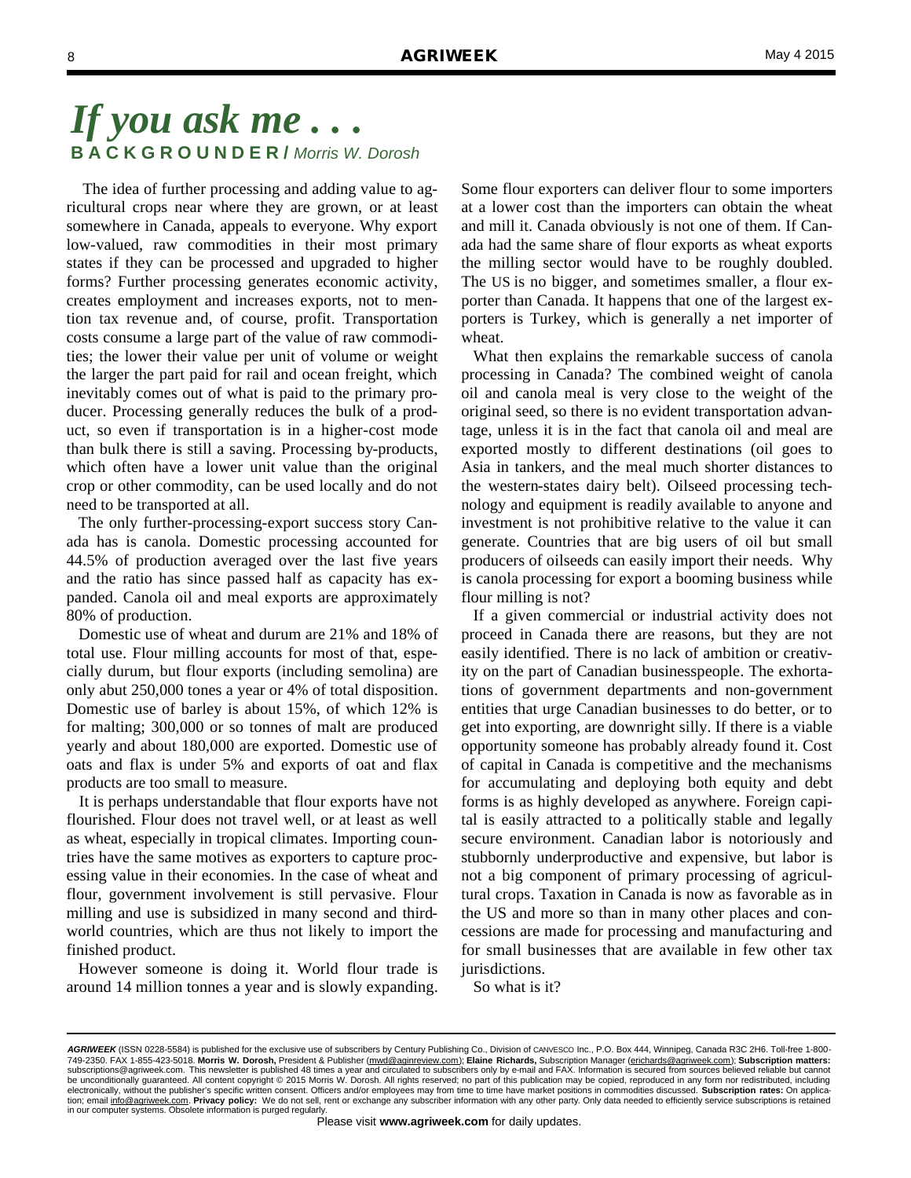# *If you ask me . . .*

**BACKGROUNDER /** *Morris W. Dorosh*

The idea of further processing and adding value to agricultural crops near where they are grown, or at least somewhere in Canada, appeals to everyone. Why export low-valued, raw commodities in their most primary states if they can be processed and upgraded to higher forms? Further processing generates economic activity, creates employment and increases exports, not to mention tax revenue and, of course, profit. Transportation costs consume a large part of the value of raw commodities; the lower their value per unit of volume or weight the larger the part paid for rail and ocean freight, which inevitably comes out of what is paid to the primary producer. Processing generally reduces the bulk of a product, so even if transportation is in a higher-cost mode than bulk there is still a saving. Processing by-products, which often have a lower unit value than the original crop or other commodity, can be used locally and do not need to be transported at all.

The only further-processing-export success story Canada has is canola. Domestic processing accounted for 44.5% of production averaged over the last five years and the ratio has since passed half as capacity has expanded. Canola oil and meal exports are approximately 80% of production.

Domestic use of wheat and durum are 21% and 18% of total use. Flour milling accounts for most of that, especially durum, but flour exports (including semolina) are only abut 250,000 tones a year or 4% of total disposition. Domestic use of barley is about 15%, of which 12% is for malting; 300,000 or so tonnes of malt are produced yearly and about 180,000 are exported. Domestic use of oats and flax is under 5% and exports of oat and flax products are too small to measure.

It is perhaps understandable that flour exports have not flourished. Flour does not travel well, or at least as well as wheat, especially in tropical climates. Importing countries have the same motives as exporters to capture processing value in their economies. In the case of wheat and flour, government involvement is still pervasive. Flour milling and use is subsidized in many second and third-world countries, which are thus not likely to import the finished product.

However someone is doing it. World flour trade is around 14 million tonnes a year and is slowly expanding. Some flour exporters can deliver flour to some importers at a lower cost than the importers can obtain the wheat and mill it. Canada obviously is not one of them. If Canada had the same share of flour exports as wheat exports the milling sector would have to be roughly doubled. The US is no bigger, and sometimes smaller, a flour exporter than Canada. It happens that one of the largest exporters is Turkey, which is generally a net importer of wheat.

What then explains the remarkable success of canola processing in Canada? The combined weight of canola oil and canola meal is very close to the weight of the original seed, so there is no evident transportation advantage, unless it is in the fact that canola oil and meal are exported mostly to different destinations (oil goes to Asia in tankers, and the meal much shorter distances to the western-states dairy belt). Oilseed processing technology and equipment is readily available to anyone and investment is not prohibitive relative to the value it can generate. Countries that are big users of oil but small producers of oilseeds can easily import their needs. Why is canola processing for export a booming business while flour milling is not?

If a given commercial or industrial activity does not proceed in Canada there are reasons, but they are not easily identified. There is no lack of ambition or creativity on the part of Canadian businesspeople. The exhortations of government departments and non-government entities that urge Canadian businesses to do better, or to get into exporting, are downright silly. If there is a viable opportunity someone has probably already found it. Cost of capital in Canada is competitive and the mechanisms for accumulating and deploying both equity and debt forms is as highly developed as anywhere. Foreign capital is easily attracted to a politically stable and legally secure environment. Canadian labor is notoriously and stubbornly underproductive and expensive, but labor is not a big component of primary processing of agricultural crops. Taxation in Canada is now as favorable as in the US and more so than in many other places and concessions are made for processing and manufacturing and for small businesses that are available in few other tax jurisdictions.

So what is it?

***AGRIWEEK*** (ISSN 0228-5584) is published for the exclusive use of subscribers by Century Publishing Co., Division of CANVESCO Inc., P.O. Box 444, Winnipeg, Canada R3C 2H6. Toll-free 1-800-749-2350. FAX 1-855-423-5018. **Morris W. Dorosh,** President & Publisher (mwd@aginreview.com); **Elaine Richards,** Subscription Manager (erichards@agriweek.com); **Subscription matters:** subscriptions@agriweek.com. This newsletter is published 48 times a year and circulated to subscribers only by e-mail and FAX. Information is secured from sources believed reliable but cannot be unconditionally guaranteed. All content copyright © 2015 Morris W. Dorosh. All rights reserved; no part of this publication may be copied, reproduced in any form nor redistributed, including electronically, without the publisher's specific written consent. Officers and/or employees may from time to time have market positions in commodities discussed. **Subscription rates:** On application; email info@agriweek.com. **Privacy policy:** We do not sell, rent or exchange any subscriber information with any other party. Only data needed to efficiently service subscriptions is retained in our computer systems. Obsolete information is purged regularly.

Please visit **www.agriweek.com** for daily updates.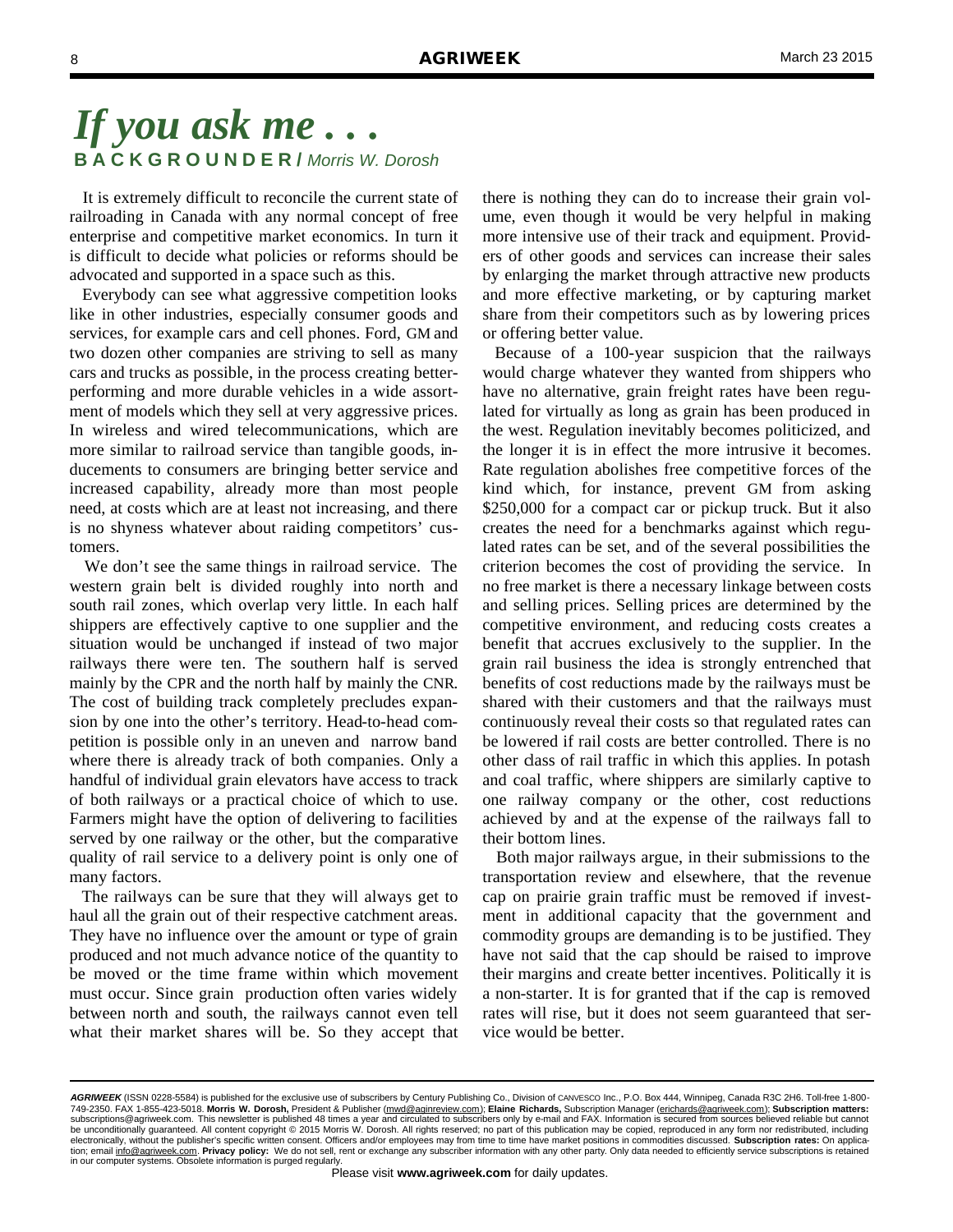# *If you ask me . . .*

**BACKGROUNDER /** *Morris W. Dorosh*

It is extremely difficult to reconcile the current state of railroading in Canada with any normal concept of free enterprise and competitive market economics. In turn it is difficult to decide what policies or reforms should be advocated and supported in a space such as this.

Everybody can see what aggressive competition looks like in other industries, especially consumer goods and services, for example cars and cell phones. Ford, GM and two dozen other companies are striving to sell as many cars and trucks as possible, in the process creating better-performing and more durable vehicles in a wide assortment of models which they sell at very aggressive prices. In wireless and wired telecommunications, which are more similar to railroad service than tangible goods, inducements to consumers are bringing better service and increased capability, already more than most people need, at costs which are at least not increasing, and there is no shyness whatever about raiding competitors' customers.

We don't see the same things in railroad service. The western grain belt is divided roughly into north and south rail zones, which overlap very little. In each half shippers are effectively captive to one supplier and the situation would be unchanged if instead of two major railways there were ten. The southern half is served mainly by the CPR and the north half by mainly the CNR. The cost of building track completely precludes expansion by one into the other's territory. Head-to-head competition is possible only in an uneven and narrow band where there is already track of both companies. Only a handful of individual grain elevators have access to track of both railways or a practical choice of which to use. Farmers might have the option of delivering to facilities served by one railway or the other, but the comparative quality of rail service to a delivery point is only one of many factors.

The railways can be sure that they will always get to haul all the grain out of their respective catchment areas. They have no influence over the amount or type of grain produced and not much advance notice of the quantity to be moved or the time frame within which movement must occur. Since grain production often varies widely between north and south, the railways cannot even tell what their market shares will be. So they accept that there is nothing they can do to increase their grain volume, even though it would be very helpful in making more intensive use of their track and equipment. Providers of other goods and services can increase their sales by enlarging the market through attractive new products and more effective marketing, or by capturing market share from their competitors such as by lowering prices or offering better value.

Because of a 100-year suspicion that the railways would charge whatever they wanted from shippers who have no alternative, grain freight rates have been regulated for virtually as long as grain has been produced in the west. Regulation inevitably becomes politicized, and the longer it is in effect the more intrusive it becomes. Rate regulation abolishes free competitive forces of the kind which, for instance, prevent GM from asking $250,000 for a compact car or pickup truck. But it also creates the need for a benchmarks against which regulated rates can be set, and of the several possibilities the criterion becomes the cost of providing the service. In no free market is there a necessary linkage between costs and selling prices. Selling prices are determined by the competitive environment, and reducing costs creates a benefit that accrues exclusively to the supplier. In the grain rail business the idea is strongly entrenched that benefits of cost reductions made by the railways must be shared with their customers and that the railways must continuously reveal their costs so that regulated rates can be lowered if rail costs are better controlled. There is no other class of rail traffic in which this applies. In potash and coal traffic, where shippers are similarly captive to one railway company or the other, cost reductions achieved by and at the expense of the railways fall to their bottom lines.

Both major railways argue, in their submissions to the transportation review and elsewhere, that the revenue cap on prairie grain traffic must be removed if investment in additional capacity that the government and commodity groups are demanding is to be justified. They have not said that the cap should be raised to improve their margins and create better incentives. Politically it is a non-starter. It is for granted that if the cap is removed rates will rise, but it does not seem guaranteed that service would be better.

***AGRIWEEK*** (ISSN 0228-5584) is published for the exclusive use of subscribers by Century Publishing Co., Division of CANVESCO Inc., P.O. Box 444, Winnipeg, Canada R3C 2H6. Toll-free 1-800-749-2350. FAX 1-855-423-5018. **Morris W. Dorosh,** President & Publisher (mwd@aginreview.com); **Elaine Richards,** Subscription Manager (erichards@agriweek.com); **Subscription matters:** subscriptions@agriweek.com. This newsletter is published 48 times a year and circulated to subscribers only by e-mail and FAX. Information is secured from sources believed reliable but cannot be unconditionally guaranteed. All content copyright © 2015 Morris W. Dorosh. All rights reserved; no part of this publication may be copied, reproduced in any form nor redistributed, including electronically, without the publisher's specific written consent. Officers and/or employees may from time to time have market positions in commodities discussed. **Subscription rates:** On application; email info@agriweek.com. **Privacy policy:** We do not sell, rent or exchange any subscriber information with any other party. Only data needed to efficiently service subscriptions is retained in our computer systems. Obsolete information is purged regularly.

Please visit **www.agriweek.com** for daily updates.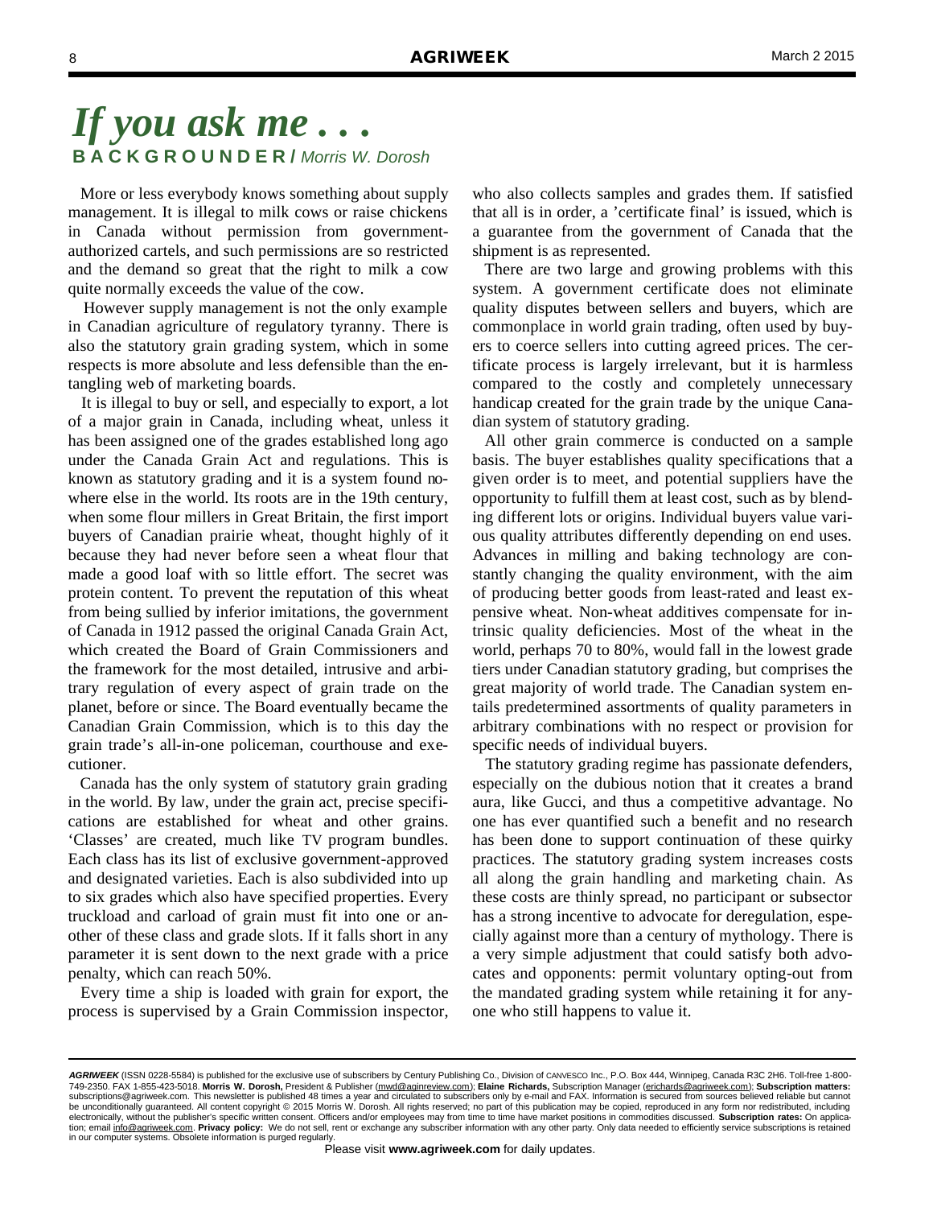# *If you ask me . . .*

**BACKGROUNDER /** *Morris W. Dorosh*

More or less everybody knows something about supply management. It is illegal to milk cows or raise chickens in Canada without permission from government-authorized cartels, and such permissions are so restricted and the demand so great that the right to milk a cow quite normally exceeds the value of the cow.

However supply management is not the only example in Canadian agriculture of regulatory tyranny. There is also the statutory grain grading system, which in some respects is more absolute and less defensible than the entangling web of marketing boards.

It is illegal to buy or sell, and especially to export, a lot of a major grain in Canada, including wheat, unless it has been assigned one of the grades established long ago under the Canada Grain Act and regulations. This is known as statutory grading and it is a system found nowhere else in the world. Its roots are in the 19th century, when some flour millers in Great Britain, the first import buyers of Canadian prairie wheat, thought highly of it because they had never before seen a wheat flour that made a good loaf with so little effort. The secret was protein content. To prevent the reputation of this wheat from being sullied by inferior imitations, the government of Canada in 1912 passed the original Canada Grain Act, which created the Board of Grain Commissioners and the framework for the most detailed, intrusive and arbitrary regulation of every aspect of grain trade on the planet, before or since. The Board eventually became the Canadian Grain Commission, which is to this day the grain trade's all-in-one policeman, courthouse and executioner.

Canada has the only system of statutory grain grading in the world. By law, under the grain act, precise specifications are established for wheat and other grains. 'Classes' are created, much like TV program bundles. Each class has its list of exclusive government-approved and designated varieties. Each is also subdivided into up to six grades which also have specified properties. Every truckload and carload of grain must fit into one or another of these class and grade slots. If it falls short in any parameter it is sent down to the next grade with a price penalty, which can reach 50%.

Every time a ship is loaded with grain for export, the process is supervised by a Grain Commission inspector, who also collects samples and grades them. If satisfied that all is in order, a 'certificate final' is issued, which is a guarantee from the government of Canada that the shipment is as represented.

There are two large and growing problems with this system. A government certificate does not eliminate quality disputes between sellers and buyers, which are commonplace in world grain trading, often used by buyers to coerce sellers into cutting agreed prices. The certificate process is largely irrelevant, but it is harmless compared to the costly and completely unnecessary handicap created for the grain trade by the unique Canadian system of statutory grading.

All other grain commerce is conducted on a sample basis. The buyer establishes quality specifications that a given order is to meet, and potential suppliers have the opportunity to fulfill them at least cost, such as by blending different lots or origins. Individual buyers value various quality attributes differently depending on end uses. Advances in milling and baking technology are constantly changing the quality environment, with the aim of producing better goods from least-rated and least expensive wheat. Non-wheat additives compensate for intrinsic quality deficiencies. Most of the wheat in the world, perhaps 70 to 80%, would fall in the lowest grade tiers under Canadian statutory grading, but comprises the great majority of world trade. The Canadian system entails predetermined assortments of quality parameters in arbitrary combinations with no respect or provision for specific needs of individual buyers.

The statutory grading regime has passionate defenders, especially on the dubious notion that it creates a brand aura, like Gucci, and thus a competitive advantage. No one has ever quantified such a benefit and no research has been done to support continuation of these quirky practices. The statutory grading system increases costs all along the grain handling and marketing chain. As these costs are thinly spread, no participant or subsector has a strong incentive to advocate for deregulation, especially against more than a century of mythology. There is a very simple adjustment that could satisfy both advocates and opponents: permit voluntary opting-out from the mandated grading system while retaining it for anyone who still happens to value it.

---

***AGRIWEEK*** (ISSN 0228-5584) is published for the exclusive use of subscribers by Century Publishing Co., Division of CANVESCO Inc., P.O. Box 444, Winnipeg, Canada R3C 2H6. Toll-free 1-800-749-2350. FAX 1-855-423-5018. **Morris W. Dorosh,** President & Publisher (mwd@aginreview.com); **Elaine Richards,** Subscription Manager (erichards@agriweek.com); **Subscription matters:** subscriptions@agriweek.com. This newsletter is published 48 times a year and circulated to subscribers only by e-mail and FAX. Information is secured from sources believed reliable but cannot be unconditionally guaranteed. All content copyright © 2015 Morris W. Dorosh. All rights reserved; no part of this publication may be copied, reproduced in any form nor redistributed, including electronically, without the publisher's specific written consent. Officers and/or employees may from time to time have market positions in commodities discussed. **Subscription rates:** On application; email info@agriweek.com. **Privacy policy:** We do not sell, rent or exchange any subscriber information with any other party. Only data needed to efficiently service subscriptions is retained in our computer systems. Obsolete information is purged regularly.

Please visit **www.agriweek.com** for daily updates.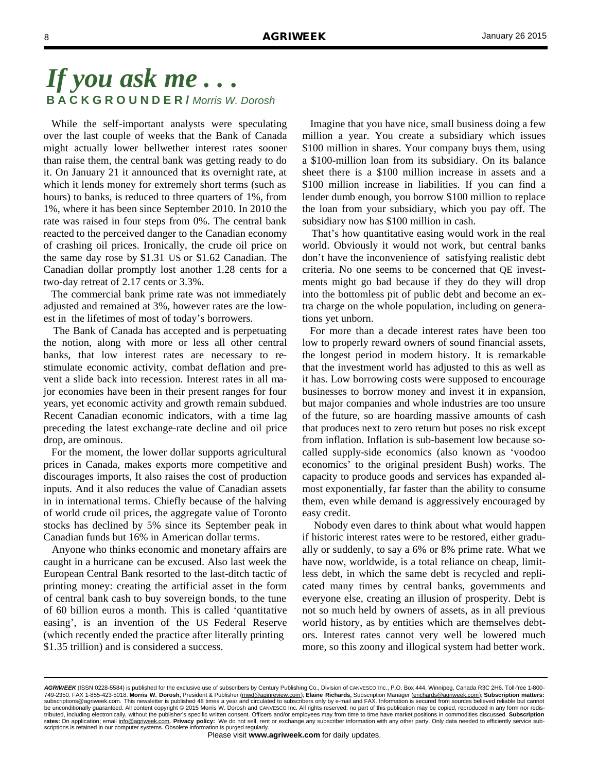# If you ask me . . .

**BACKGROUNDER /** *Morris W. Dorosh*

While the self-important analysts were speculating over the last couple of weeks that the Bank of Canada might actually lower bellwether interest rates sooner than raise them, the central bank was getting ready to do it. On January 21 it announced that its overnight rate, at which it lends money for extremely short terms (such as hours) to banks, is reduced to three quarters of 1%, from 1%, where it has been since September 2010. In 2010 the rate was raised in four steps from 0%. The central bank reacted to the perceived danger to the Canadian economy of crashing oil prices. Ironically, the crude oil price on the same day rose by $1.31 US or $1.62 Canadian. The Canadian dollar promptly lost another 1.28 cents for a two-day retreat of 2.17 cents or 3.3%.

The commercial bank prime rate was not immediately adjusted and remained at 3%, however rates are the lowest in the lifetimes of most of today's borrowers.

The Bank of Canada has accepted and is perpetuating the notion, along with more or less all other central banks, that low interest rates are necessary to re-stimulate economic activity, combat deflation and prevent a slide back into recession. Interest rates in all major economies have been in their present ranges for four years, yet economic activity and growth remain subdued. Recent Canadian economic indicators, with a time lag preceding the latest exchange-rate decline and oil price drop, are ominous.

For the moment, the lower dollar supports agricultural prices in Canada, makes exports more competitive and discourages imports, It also raises the cost of production inputs. And it also reduces the value of Canadian assets in in international terms. Chiefly because of the halving of world crude oil prices, the aggregate value of Toronto stocks has declined by 5% since its September peak in Canadian funds but 16% in American dollar terms.

Anyone who thinks economic and monetary affairs are caught in a hurricane can be excused. Also last week the European Central Bank resorted to the last-ditch tactic of printing money: creating the artificial asset in the form of central bank cash to buy sovereign bonds, to the tune of 60 billion euros a month. This is called 'quantitative easing', is an invention of the US Federal Reserve (which recently ended the practice after literally printing $1.35 trillion) and is considered a success.

Imagine that you have nice, small business doing a few million a year. You create a subsidiary which issues $100 million in shares. Your company buys them, using a $100-million loan from its subsidiary. On its balance sheet there is a $100 million increase in assets and a $100 million increase in liabilities. If you can find a lender dumb enough, you borrow $100 million to replace the loan from your subsidiary, which you pay off. The subsidiary now has $100 million in cash.

That's how quantitative easing would work in the real world. Obviously it would not work, but central banks don't have the inconvenience of satisfying realistic debt criteria. No one seems to be concerned that QE investments might go bad because if they do they will drop into the bottomless pit of public debt and become an extra charge on the whole population, including on generations yet unborn.

For more than a decade interest rates have been too low to properly reward owners of sound financial assets, the longest period in modern history. It is remarkable that the investment world has adjusted to this as well as it has. Low borrowing costs were supposed to encourage businesses to borrow money and invest it in expansion, but major companies and whole industries are too unsure of the future, so are hoarding massive amounts of cash that produces next to zero return but poses no risk except from inflation. Inflation is sub-basement low because so-called supply-side economics (also known as 'voodoo economics' to the original president Bush) works. The capacity to produce goods and services has expanded almost exponentially, far faster than the ability to consume them, even while demand is aggressively encouraged by easy credit.

Nobody even dares to think about what would happen if historic interest rates were to be restored, either gradually or suddenly, to say a 6% or 8% prime rate. What we have now, worldwide, is a total reliance on cheap, limitless debt, in which the same debt is recycled and replicated many times by central banks, governments and everyone else, creating an illusion of prosperity. Debt is not so much held by owners of assets, as in all previous world history, as by entities which are themselves debtors. Interest rates cannot very well be lowered much more, so this zoony and illogical system had better work.

***AGRIWEEK*** (ISSN 0228-5584) is published for the exclusive use of subscribers by Century Publishing Co., Division of CANVESCO Inc., P.O. Box 444, Winnipeg, Canada R3C 2H6. Toll-free 1-800-749-2350. FAX 1-855-423-5018. **Morris W. Dorosh,** President & Publisher (mwd@aginreview.com); **Elaine Richards,** Subscription Manager (erichards@agriweek.com); **Subscription matters:** subscriptions@agriweek.com. This newsletter is published 48 times a year and circulated to subscribers only by e-mail and FAX. Information is secured from sources believed reliable but cannot be unconditionally guaranteed. All content copyright © 2015 Morris W. Dorosh and CANVESCO Inc. All rights reserved; no part of this publication may be copied, reproduced in any form nor redistributed, including electronically, without the publisher's specific written consent. Officers and/or employees may from time to time have market positions in commodities discussed. **Subscription rates:** On application; email info@agriweek.com. **Privacy policy:** We do not sell, rent or exchange any subscriber information with any other party. Only data needed to efficiently service subscriptions is retained in our computer systems. Obsolete information is purged regularly.

Please visit **www.agriweek.com** for daily updates.